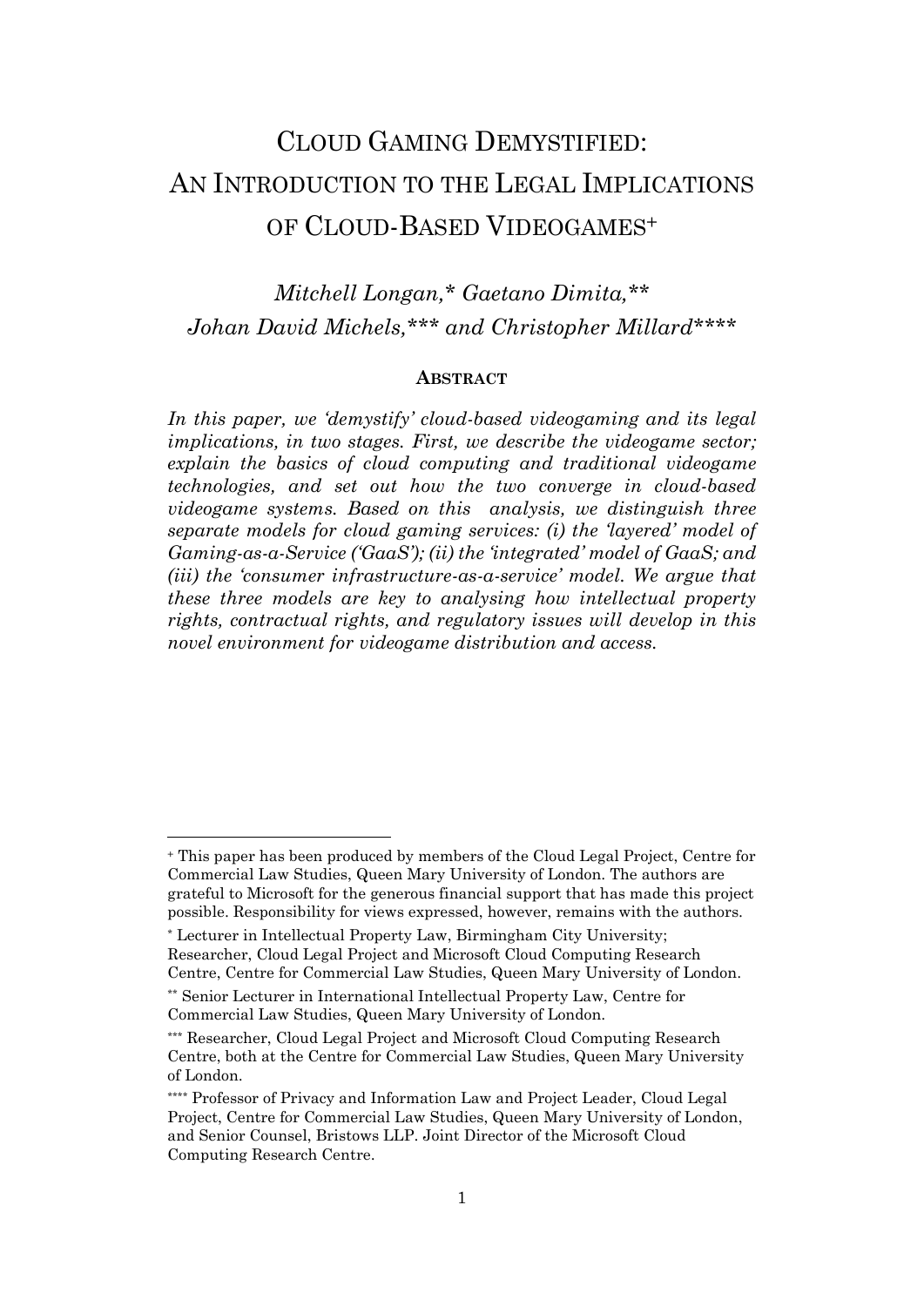# Cloud Gaming Demystified: An Introduction to the Legal Implications of Cloud-Based Videogames[+]

*Mitchell Longan,[\*] Gaetano Dimita,[\*\*] Johan David Michels,[\*\*\*] and Christopher Millard[\*\*\*\*]*

## Abstract

*In this paper, we 'demystify' cloud-based videogaming and its legal implications, in two stages. First, we describe the videogame sector; explain the basics of cloud computing and traditional videogame technologies, and set out how the two converge in cloud-based videogame systems. Based on this analysis, we distinguish three separate models for cloud gaming services: (i) the 'layered' model of Gaming-as-a-Service ('GaaS'); (ii) the 'integrated' model of GaaS; and (iii) the 'consumer infrastructure-as-a-service' model. We argue that these three models are key to analysing how intellectual property rights, contractual rights, and regulatory issues will develop in this novel environment for videogame distribution and access.*

---

[+] This paper has been produced by members of the Cloud Legal Project, Centre for Commercial Law Studies, Queen Mary University of London. The authors are grateful to Microsoft for the generous financial support that has made this project possible. Responsibility for views expressed, however, remains with the authors.

[\*] Lecturer in Intellectual Property Law, Birmingham City University; Researcher, Cloud Legal Project and Microsoft Cloud Computing Research Centre, Centre for Commercial Law Studies, Queen Mary University of London.

[\*\*] Senior Lecturer in International Intellectual Property Law, Centre for Commercial Law Studies, Queen Mary University of London.

[\*\*\*] Researcher, Cloud Legal Project and Microsoft Cloud Computing Research Centre, both at the Centre for Commercial Law Studies, Queen Mary University of London.

[\*\*\*\*] Professor of Privacy and Information Law and Project Leader, Cloud Legal Project, Centre for Commercial Law Studies, Queen Mary University of London, and Senior Counsel, Bristows LLP. Joint Director of the Microsoft Cloud Computing Research Centre.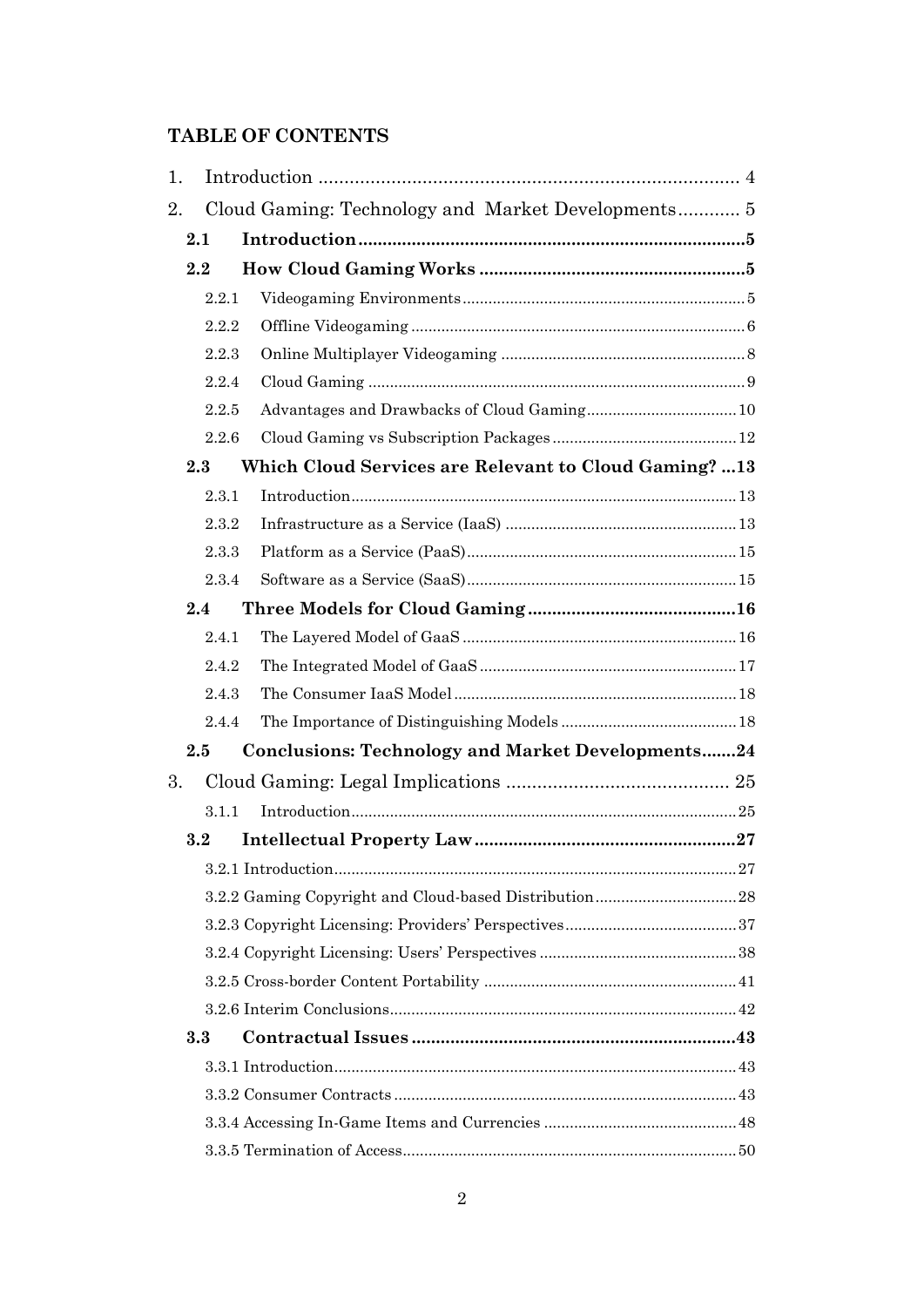## TABLE OF CONTENTS

1. Introduction ........................................................................ 4
2. Cloud Gaming: Technology and Market Developments............ 5
   - **2.1 Introduction........................................................................5**
   - **2.2 How Cloud Gaming Works ..............................................5**
     - 2.2.1 Videogaming Environments.......................................................5
     - 2.2.2 Offline Videogaming ...................................................................6
     - 2.2.3 Online Multiplayer Videogaming ..............................................8
     - 2.2.4 Cloud Gaming .............................................................................9
     - 2.2.5 Advantages and Drawbacks of Cloud Gaming.........................10
     - 2.2.6 Cloud Gaming vs Subscription Packages ................................12
   - **2.3 Which Cloud Services are Relevant to Cloud Gaming? ...13**
     - 2.3.1 Introduction...............................................................................13
     - 2.3.2 Infrastructure as a Service (IaaS) ...........................................13
     - 2.3.3 Platform as a Service (PaaS)....................................................15
     - 2.3.4 Software as a Service (SaaS)....................................................15
   - **2.4 Three Models for Cloud Gaming ..................................16**
     - 2.4.1 The Layered Model of GaaS .....................................................16
     - 2.4.2 The Integrated Model of GaaS .................................................17
     - 2.4.3 The Consumer IaaS Model .......................................................18
     - 2.4.4 The Importance of Distinguishing Models ..............................18
   - **2.5 Conclusions: Technology and Market Developments.......24**
3. Cloud Gaming: Legal Implications ........................................... 25
   - 3.1.1 Introduction...............................................................................25
   - **3.2 Intellectual Property Law ..............................................27**
     - 3.2.1 Introduction...................................................................................27
     - 3.2.2 Gaming Copyright and Cloud-based Distribution.......................28
     - 3.2.3 Copyright Licensing: Providers' Perspectives..............................37
     - 3.2.4 Copyright Licensing: Users' Perspectives ...................................38
     - 3.2.5 Cross-border Content Portability ................................................41
     - 3.2.6 Interim Conclusions.......................................................................42
   - **3.3 Contractual Issues .........................................................43**
     - 3.3.1 Introduction...................................................................................43
     - 3.3.2 Consumer Contracts ......................................................................43
     - 3.3.4 Accessing In-Game Items and Currencies ...................................48
     - 3.3.5 Termination of Access...................................................................50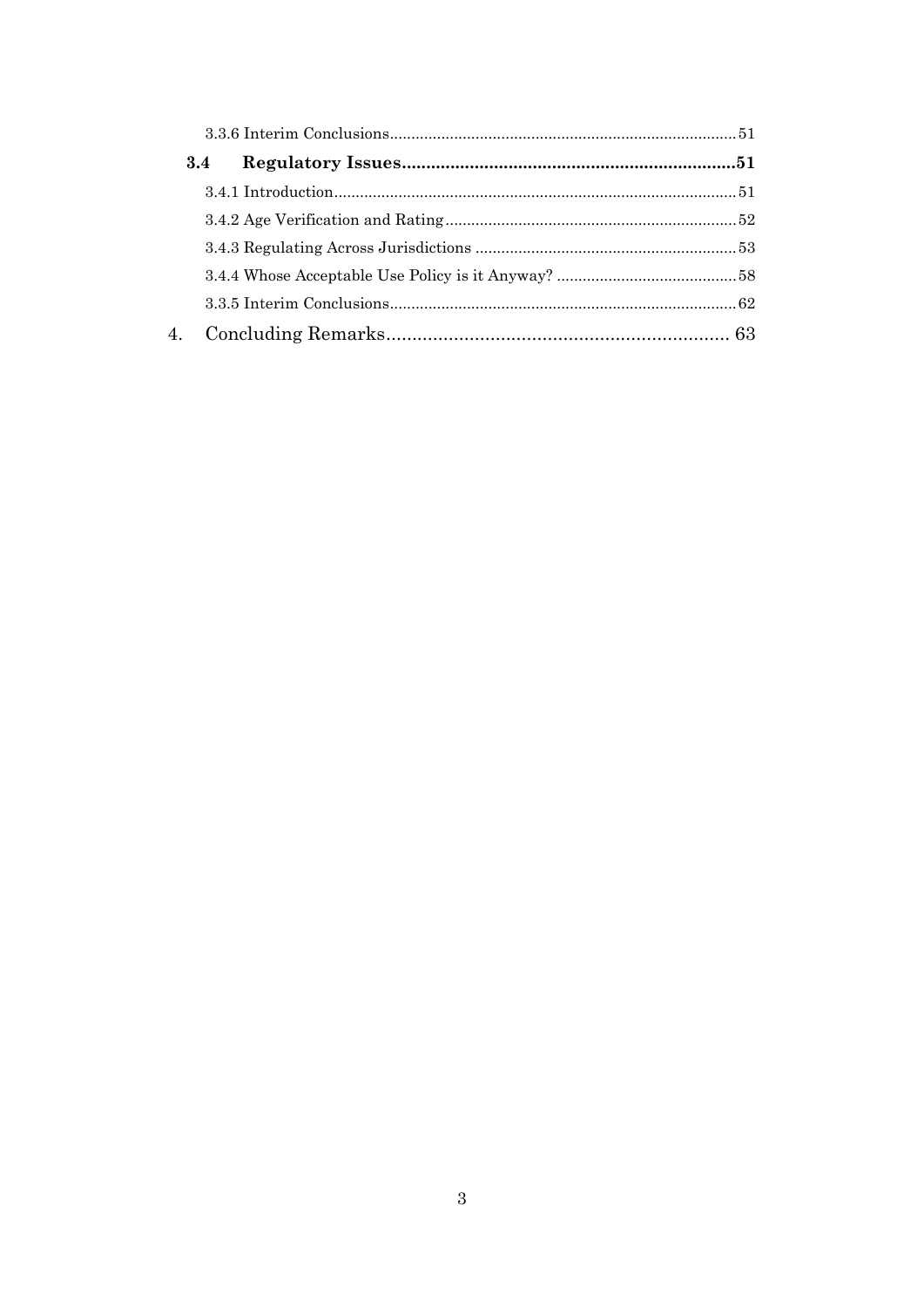3.3.6 Interim Conclusions........................................................................................51

**3.4 Regulatory Issues......................................................................51**

3.4.1 Introduction........................................................................................51

3.4.2 Age Verification and Rating..............................................................52

3.4.3 Regulating Across Jurisdictions ........................................................53

3.4.4 Whose Acceptable Use Policy is it Anyway? ......................................58

3.3.5 Interim Conclusions............................................................................62

4. Concluding Remarks.................................................................. 63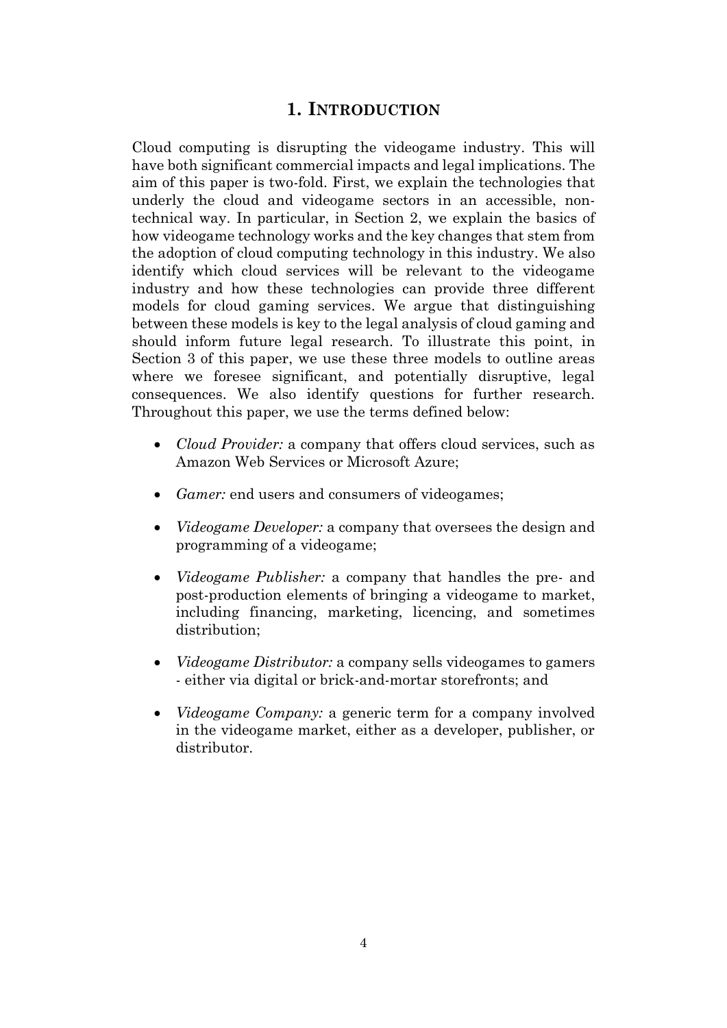# 1. INTRODUCTION

Cloud computing is disrupting the videogame industry. This will have both significant commercial impacts and legal implications. The aim of this paper is two-fold. First, we explain the technologies that underly the cloud and videogame sectors in an accessible, non-technical way. In particular, in Section 2, we explain the basics of how videogame technology works and the key changes that stem from the adoption of cloud computing technology in this industry. We also identify which cloud services will be relevant to the videogame industry and how these technologies can provide three different models for cloud gaming services. We argue that distinguishing between these models is key to the legal analysis of cloud gaming and should inform future legal research. To illustrate this point, in Section 3 of this paper, we use these three models to outline areas where we foresee significant, and potentially disruptive, legal consequences. We also identify questions for further research. Throughout this paper, we use the terms defined below:

- *Cloud Provider:* a company that offers cloud services, such as Amazon Web Services or Microsoft Azure;
- *Gamer:* end users and consumers of videogames;
- *Videogame Developer:* a company that oversees the design and programming of a videogame;
- *Videogame Publisher:* a company that handles the pre- and post-production elements of bringing a videogame to market, including financing, marketing, licencing, and sometimes distribution;
- *Videogame Distributor:* a company sells videogames to gamers - either via digital or brick-and-mortar storefronts; and
- *Videogame Company:* a generic term for a company involved in the videogame market, either as a developer, publisher, or distributor.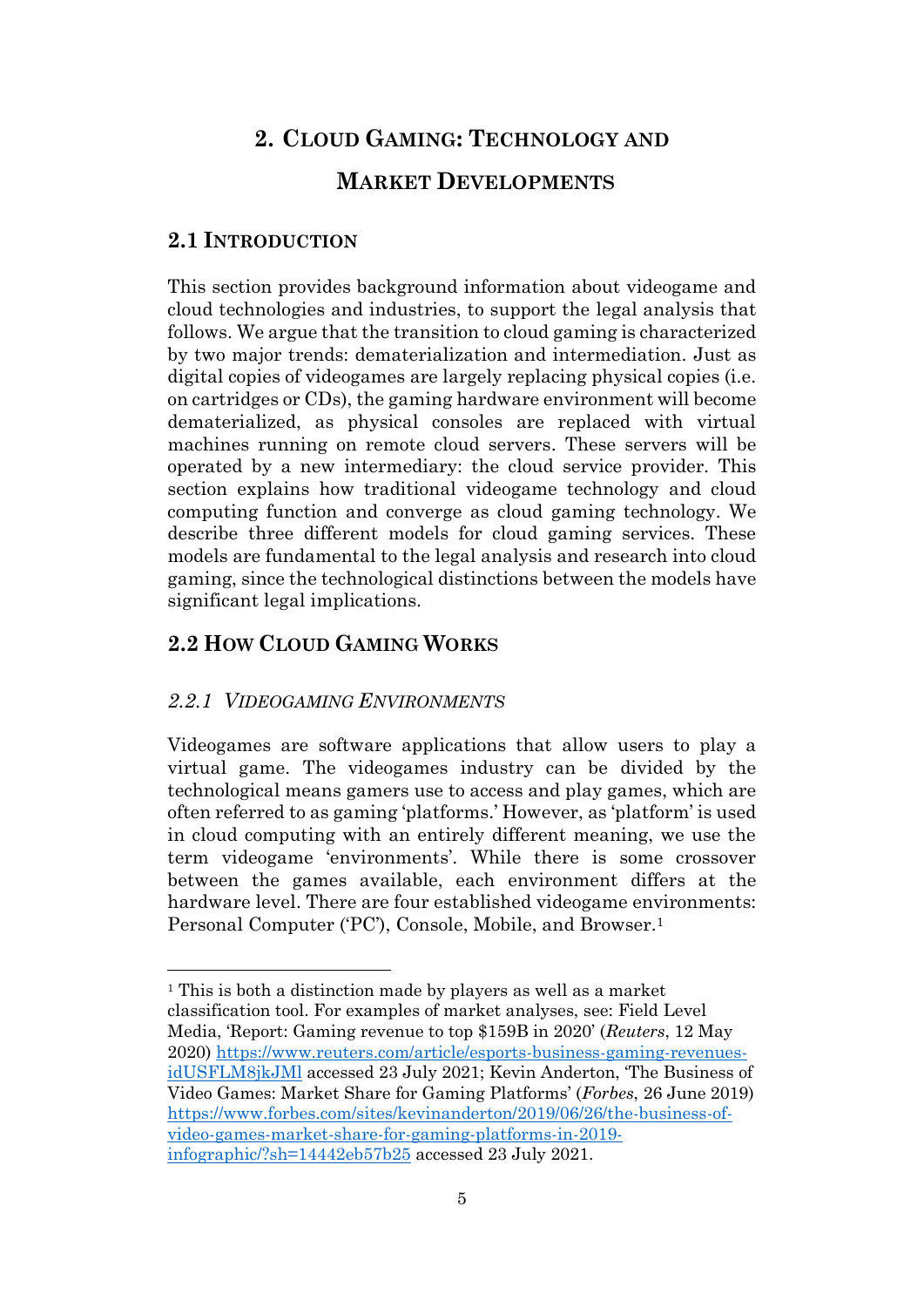# 2. Cloud Gaming: Technology and Market Developments

## 2.1 Introduction

This section provides background information about videogame and cloud technologies and industries, to support the legal analysis that follows. We argue that the transition to cloud gaming is characterized by two major trends: dematerialization and intermediation. Just as digital copies of videogames are largely replacing physical copies (i.e. on cartridges or CDs), the gaming hardware environment will become dematerialized, as physical consoles are replaced with virtual machines running on remote cloud servers. These servers will be operated by a new intermediary: the cloud service provider. This section explains how traditional videogame technology and cloud computing function and converge as cloud gaming technology. We describe three different models for cloud gaming services. These models are fundamental to the legal analysis and research into cloud gaming, since the technological distinctions between the models have significant legal implications.

## 2.2 How Cloud Gaming Works

### *2.2.1 Videogaming Environments*

Videogames are software applications that allow users to play a virtual game. The videogames industry can be divided by the technological means gamers use to access and play games, which are often referred to as gaming 'platforms.' However, as 'platform' is used in cloud computing with an entirely different meaning, we use the term videogame 'environments'. While there is some crossover between the games available, each environment differs at the hardware level. There are four established videogame environments: Personal Computer ('PC'), Console, Mobile, and Browser.[1]

---

[1] This is both a distinction made by players as well as a market classification tool. For examples of market analyses, see: Field Level Media, 'Report: Gaming revenue to top $159B in 2020' (*Reuters*, 12 May 2020) https://www.reuters.com/article/esports-business-gaming-revenues-idUSFLM8jkJMl accessed 23 July 2021; Kevin Anderton, 'The Business of Video Games: Market Share for Gaming Platforms' (*Forbes*, 26 June 2019) https://www.forbes.com/sites/kevinanderton/2019/06/26/the-business-of-video-games-market-share-for-gaming-platforms-in-2019-infographic/?sh=14442eb57b25 accessed 23 July 2021.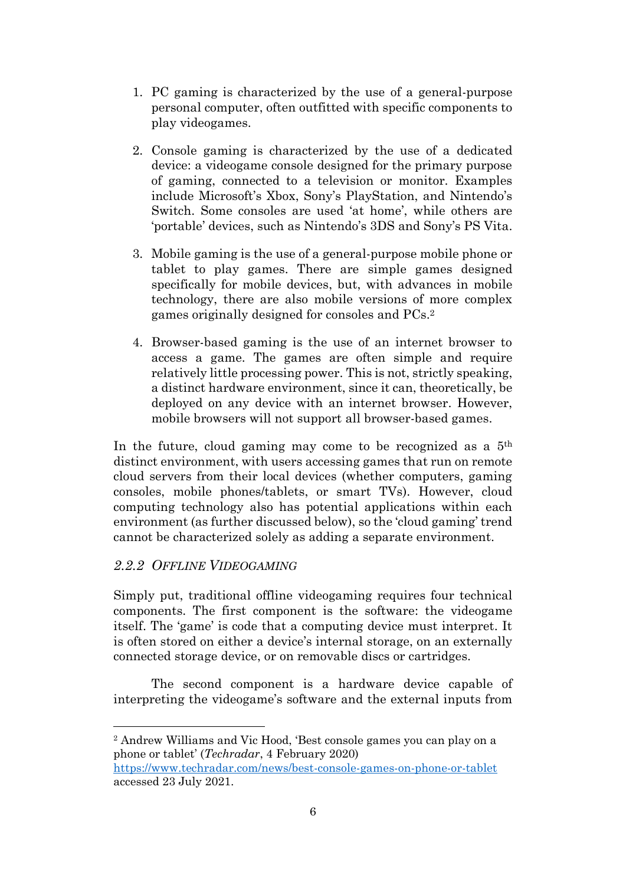1. PC gaming is characterized by the use of a general-purpose personal computer, often outfitted with specific components to play videogames.

2. Console gaming is characterized by the use of a dedicated device: a videogame console designed for the primary purpose of gaming, connected to a television or monitor. Examples include Microsoft's Xbox, Sony's PlayStation, and Nintendo's Switch. Some consoles are used 'at home', while others are 'portable' devices, such as Nintendo's 3DS and Sony's PS Vita.

3. Mobile gaming is the use of a general-purpose mobile phone or tablet to play games. There are simple games designed specifically for mobile devices, but, with advances in mobile technology, there are also mobile versions of more complex games originally designed for consoles and PCs.[2]

4. Browser-based gaming is the use of an internet browser to access a game. The games are often simple and require relatively little processing power. This is not, strictly speaking, a distinct hardware environment, since it can, theoretically, be deployed on any device with an internet browser. However, mobile browsers will not support all browser-based games.

In the future, cloud gaming may come to be recognized as a 5th distinct environment, with users accessing games that run on remote cloud servers from their local devices (whether computers, gaming consoles, mobile phones/tablets, or smart TVs). However, cloud computing technology also has potential applications within each environment (as further discussed below), so the 'cloud gaming' trend cannot be characterized solely as adding a separate environment.

### *2.2.2 Offline Videogaming*

Simply put, traditional offline videogaming requires four technical components. The first component is the software: the videogame itself. The 'game' is code that a computing device must interpret. It is often stored on either a device's internal storage, on an externally connected storage device, or on removable discs or cartridges.

The second component is a hardware device capable of interpreting the videogame's software and the external inputs from

---

[2] Andrew Williams and Vic Hood, 'Best console games you can play on a phone or tablet' (*Techradar*, 4 February 2020) https://www.techradar.com/news/best-console-games-on-phone-or-tablet accessed 23 July 2021.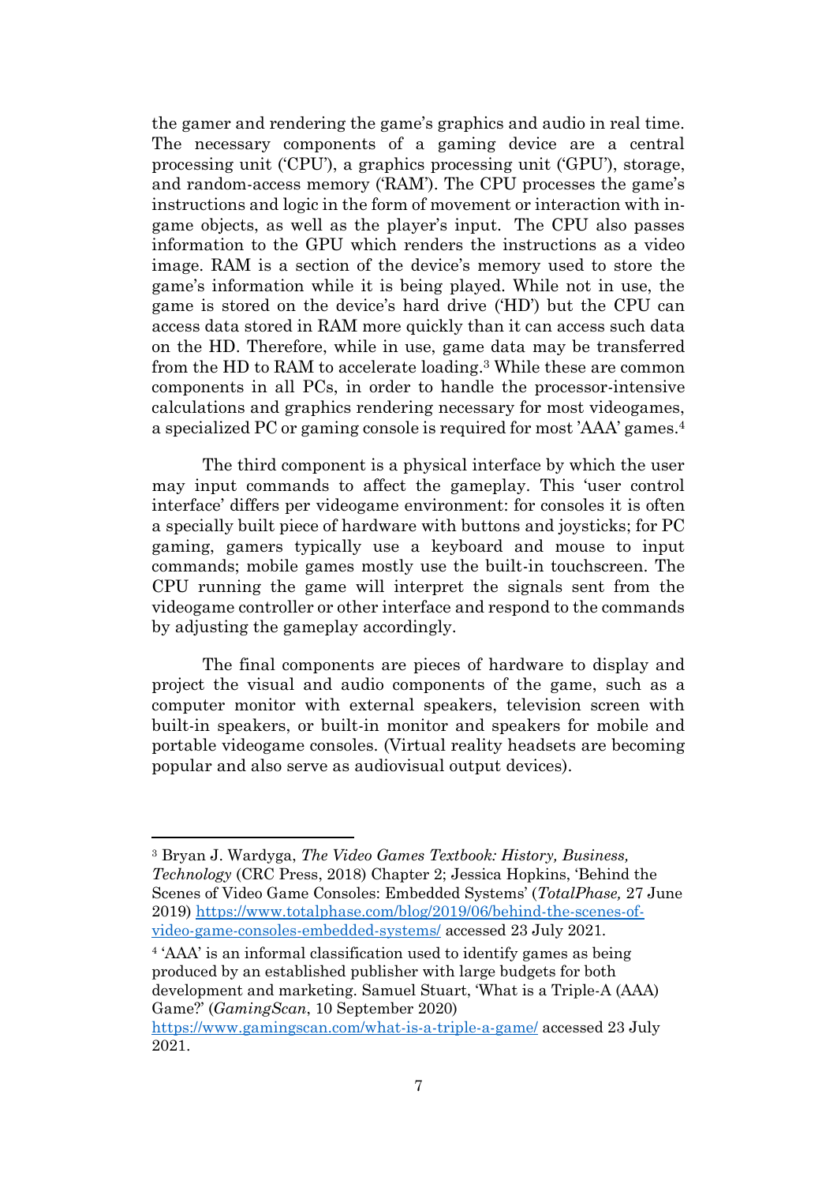the gamer and rendering the game's graphics and audio in real time. The necessary components of a gaming device are a central processing unit ('CPU'), a graphics processing unit ('GPU'), storage, and random-access memory ('RAM'). The CPU processes the game's instructions and logic in the form of movement or interaction with in-game objects, as well as the player's input. The CPU also passes information to the GPU which renders the instructions as a video image. RAM is a section of the device's memory used to store the game's information while it is being played. While not in use, the game is stored on the device's hard drive ('HD') but the CPU can access data stored in RAM more quickly than it can access such data on the HD. Therefore, while in use, game data may be transferred from the HD to RAM to accelerate loading.[3] While these are common components in all PCs, in order to handle the processor-intensive calculations and graphics rendering necessary for most videogames, a specialized PC or gaming console is required for most 'AAA' games.[4]

The third component is a physical interface by which the user may input commands to affect the gameplay. This 'user control interface' differs per videogame environment: for consoles it is often a specially built piece of hardware with buttons and joysticks; for PC gaming, gamers typically use a keyboard and mouse to input commands; mobile games mostly use the built-in touchscreen. The CPU running the game will interpret the signals sent from the videogame controller or other interface and respond to the commands by adjusting the gameplay accordingly.

The final components are pieces of hardware to display and project the visual and audio components of the game, such as a computer monitor with external speakers, television screen with built-in speakers, or built-in monitor and speakers for mobile and portable videogame consoles. (Virtual reality headsets are becoming popular and also serve as audiovisual output devices).

---

[3] Bryan J. Wardyga, *The Video Games Textbook: History, Business, Technology* (CRC Press, 2018) Chapter 2; Jessica Hopkins, 'Behind the Scenes of Video Game Consoles: Embedded Systems' (*TotalPhase,* 27 June 2019) https://www.totalphase.com/blog/2019/06/behind-the-scenes-of-video-game-consoles-embedded-systems/ accessed 23 July 2021.

[4] 'AAA' is an informal classification used to identify games as being produced by an established publisher with large budgets for both development and marketing. Samuel Stuart, 'What is a Triple-A (AAA) Game?' (*GamingScan*, 10 September 2020) https://www.gamingscan.com/what-is-a-triple-a-game/ accessed 23 July 2021.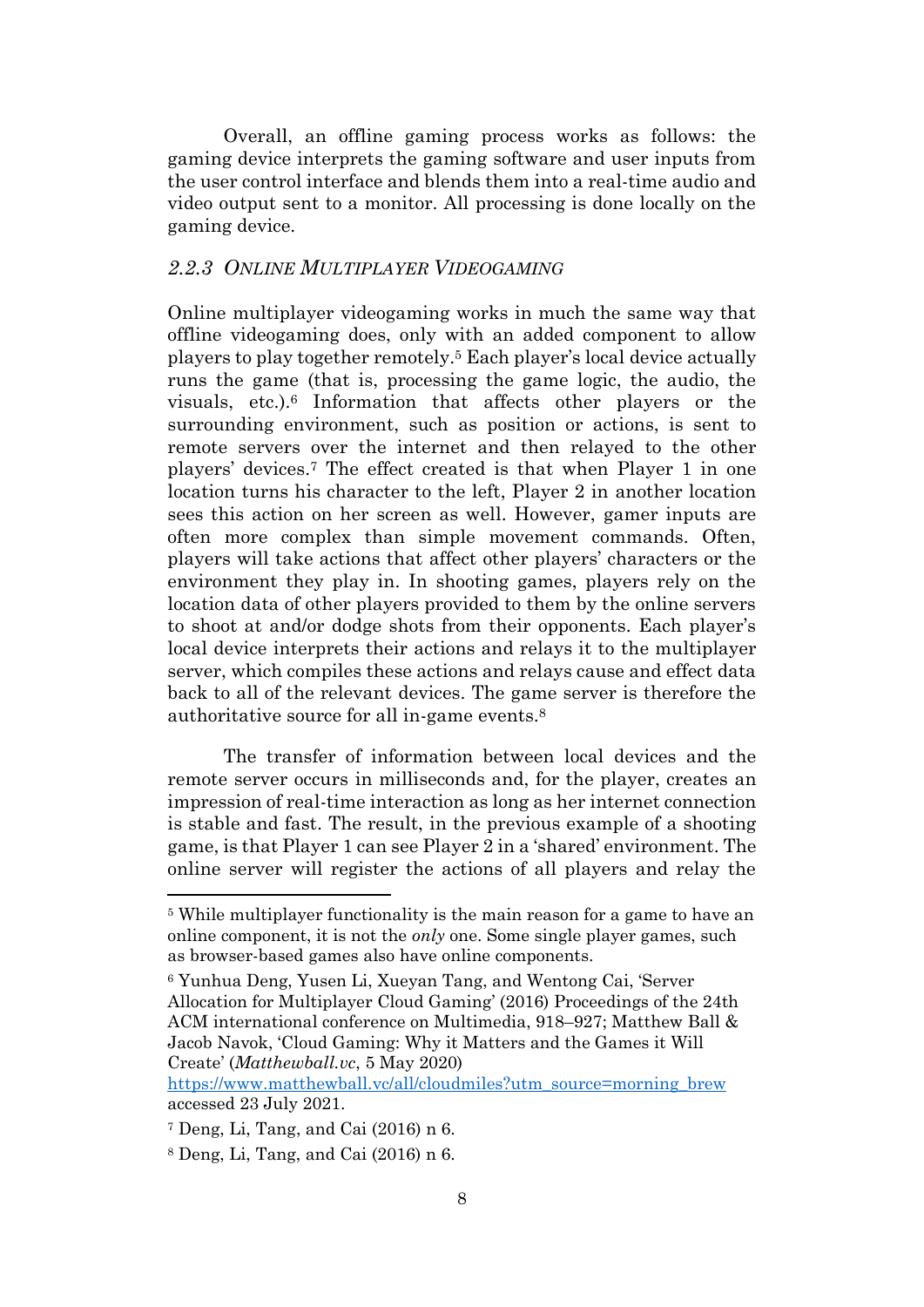Overall, an offline gaming process works as follows: the gaming device interprets the gaming software and user inputs from the user control interface and blends them into a real-time audio and video output sent to a monitor. All processing is done locally on the gaming device.

### *2.2.3 Online Multiplayer Videogaming*

Online multiplayer videogaming works in much the same way that offline videogaming does, only with an added component to allow players to play together remotely.[5] Each player's local device actually runs the game (that is, processing the game logic, the audio, the visuals, etc.).[6] Information that affects other players or the surrounding environment, such as position or actions, is sent to remote servers over the internet and then relayed to the other players' devices.[7] The effect created is that when Player 1 in one location turns his character to the left, Player 2 in another location sees this action on her screen as well. However, gamer inputs are often more complex than simple movement commands. Often, players will take actions that affect other players' characters or the environment they play in. In shooting games, players rely on the location data of other players provided to them by the online servers to shoot at and/or dodge shots from their opponents. Each player's local device interprets their actions and relays it to the multiplayer server, which compiles these actions and relays cause and effect data back to all of the relevant devices. The game server is therefore the authoritative source for all in-game events.[8]

The transfer of information between local devices and the remote server occurs in milliseconds and, for the player, creates an impression of real-time interaction as long as her internet connection is stable and fast. The result, in the previous example of a shooting game, is that Player 1 can see Player 2 in a 'shared' environment. The online server will register the actions of all players and relay the

---

[5] While multiplayer functionality is the main reason for a game to have an online component, it is not the *only* one. Some single player games, such as browser-based games also have online components.

[6] Yunhua Deng, Yusen Li, Xueyan Tang, and Wentong Cai, 'Server Allocation for Multiplayer Cloud Gaming' (2016) Proceedings of the 24th ACM international conference on Multimedia, 918–927; Matthew Ball & Jacob Navok, 'Cloud Gaming: Why it Matters and the Games it Will Create' (*Matthewball.vc*, 5 May 2020) https://www.matthewball.vc/all/cloudmiles?utm_source=morning_brew accessed 23 July 2021.

[7] Deng, Li, Tang, and Cai (2016) n 6.

[8] Deng, Li, Tang, and Cai (2016) n 6.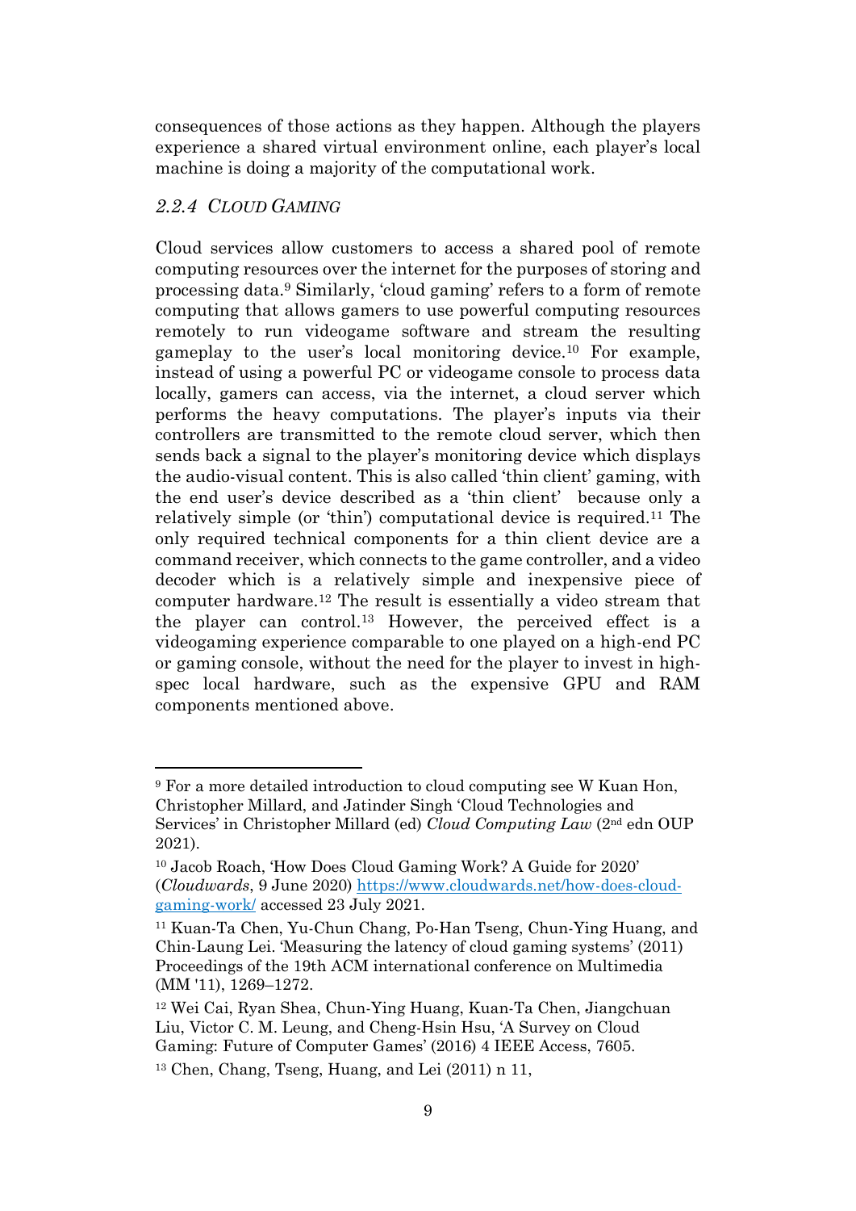consequences of those actions as they happen. Although the players experience a shared virtual environment online, each player's local machine is doing a majority of the computational work.

### *2.2.4 CLOUD GAMING*

Cloud services allow customers to access a shared pool of remote computing resources over the internet for the purposes of storing and processing data.[9] Similarly, 'cloud gaming' refers to a form of remote computing that allows gamers to use powerful computing resources remotely to run videogame software and stream the resulting gameplay to the user's local monitoring device.[10] For example, instead of using a powerful PC or videogame console to process data locally, gamers can access, via the internet, a cloud server which performs the heavy computations. The player's inputs via their controllers are transmitted to the remote cloud server, which then sends back a signal to the player's monitoring device which displays the audio-visual content. This is also called 'thin client' gaming, with the end user's device described as a 'thin client' because only a relatively simple (or 'thin') computational device is required.[11] The only required technical components for a thin client device are a command receiver, which connects to the game controller, and a video decoder which is a relatively simple and inexpensive piece of computer hardware.[12] The result is essentially a video stream that the player can control.[13] However, the perceived effect is a videogaming experience comparable to one played on a high-end PC or gaming console, without the need for the player to invest in high-spec local hardware, such as the expensive GPU and RAM components mentioned above.

---

[9] For a more detailed introduction to cloud computing see W Kuan Hon, Christopher Millard, and Jatinder Singh 'Cloud Technologies and Services' in Christopher Millard (ed) *Cloud Computing Law* (2nd edn OUP 2021).

[10] Jacob Roach, 'How Does Cloud Gaming Work? A Guide for 2020' (*Cloudwards*, 9 June 2020) https://www.cloudwards.net/how-does-cloud-gaming-work/ accessed 23 July 2021.

[11] Kuan-Ta Chen, Yu-Chun Chang, Po-Han Tseng, Chun-Ying Huang, and Chin-Laung Lei. 'Measuring the latency of cloud gaming systems' (2011) Proceedings of the 19th ACM international conference on Multimedia (MM '11), 1269–1272.

[12] Wei Cai, Ryan Shea, Chun-Ying Huang, Kuan-Ta Chen, Jiangchuan Liu, Victor C. M. Leung, and Cheng-Hsin Hsu, 'A Survey on Cloud Gaming: Future of Computer Games' (2016) 4 IEEE Access, 7605.

[13] Chen, Chang, Tseng, Huang, and Lei (2011) n 11,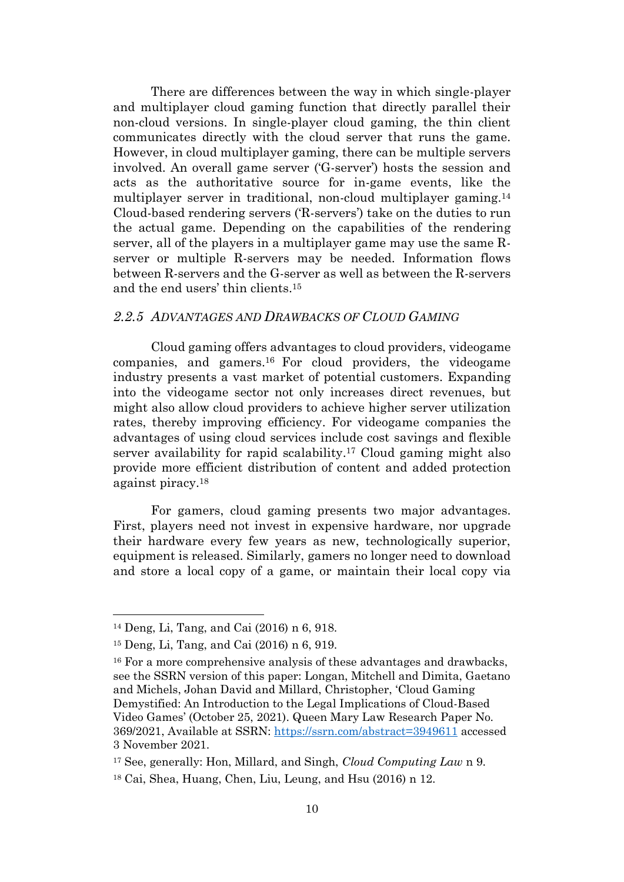There are differences between the way in which single-player and multiplayer cloud gaming function that directly parallel their non-cloud versions. In single-player cloud gaming, the thin client communicates directly with the cloud server that runs the game. However, in cloud multiplayer gaming, there can be multiple servers involved. An overall game server ('G-server') hosts the session and acts as the authoritative source for in-game events, like the multiplayer server in traditional, non-cloud multiplayer gaming.[14] Cloud-based rendering servers ('R-servers') take on the duties to run the actual game. Depending on the capabilities of the rendering server, all of the players in a multiplayer game may use the same R-server or multiple R-servers may be needed. Information flows between R-servers and the G-server as well as between the R-servers and the end users' thin clients.[15]

### *2.2.5 Advantages and Drawbacks of Cloud Gaming*

Cloud gaming offers advantages to cloud providers, videogame companies, and gamers.[16] For cloud providers, the videogame industry presents a vast market of potential customers. Expanding into the videogame sector not only increases direct revenues, but might also allow cloud providers to achieve higher server utilization rates, thereby improving efficiency. For videogame companies the advantages of using cloud services include cost savings and flexible server availability for rapid scalability.[17] Cloud gaming might also provide more efficient distribution of content and added protection against piracy.[18]

For gamers, cloud gaming presents two major advantages. First, players need not invest in expensive hardware, nor upgrade their hardware every few years as new, technologically superior, equipment is released. Similarly, gamers no longer need to download and store a local copy of a game, or maintain their local copy via

---

[14] Deng, Li, Tang, and Cai (2016) n 6, 918.

[15] Deng, Li, Tang, and Cai (2016) n 6, 919.

[16] For a more comprehensive analysis of these advantages and drawbacks, see the SSRN version of this paper: Longan, Mitchell and Dimita, Gaetano and Michels, Johan David and Millard, Christopher, 'Cloud Gaming Demystified: An Introduction to the Legal Implications of Cloud-Based Video Games' (October 25, 2021). Queen Mary Law Research Paper No. 369/2021, Available at SSRN: https://ssrn.com/abstract=3949611 accessed 3 November 2021.

[17] See, generally: Hon, Millard, and Singh, *Cloud Computing Law* n 9.

[18] Cai, Shea, Huang, Chen, Liu, Leung, and Hsu (2016) n 12.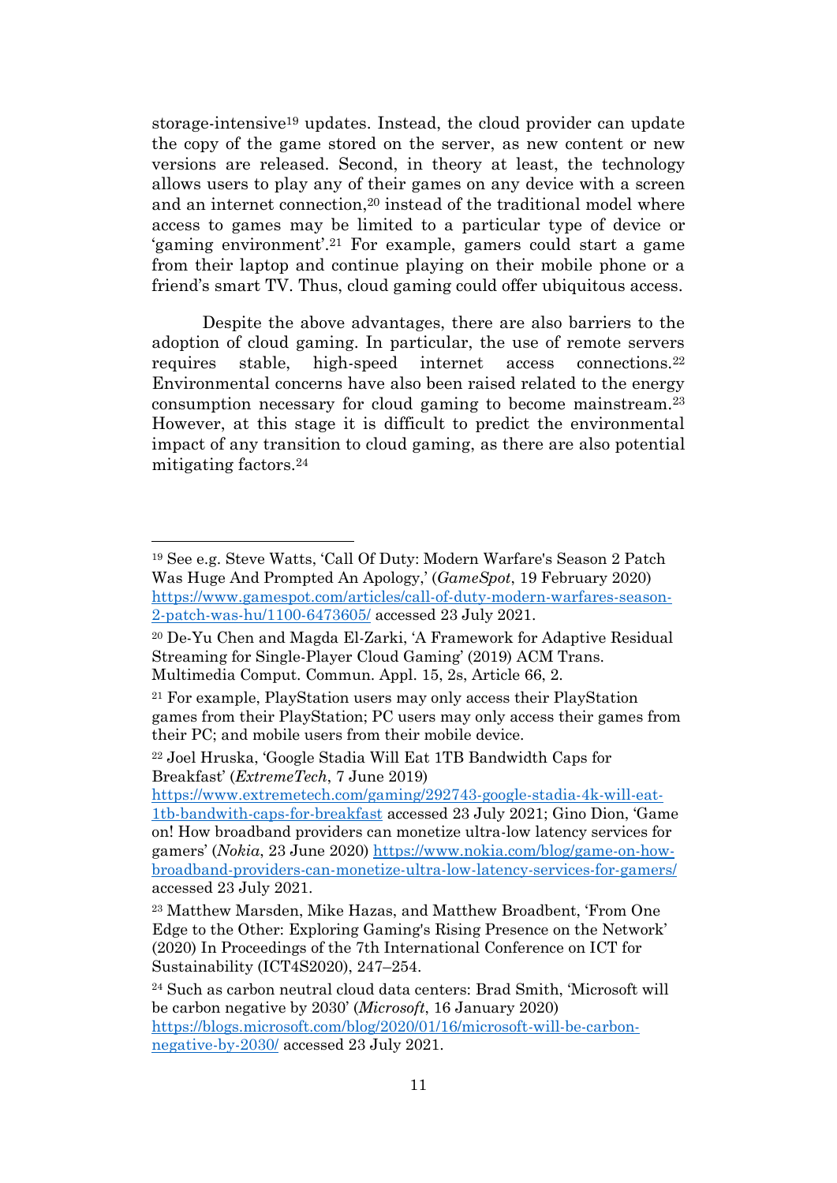storage-intensive[19] updates. Instead, the cloud provider can update the copy of the game stored on the server, as new content or new versions are released. Second, in theory at least, the technology allows users to play any of their games on any device with a screen and an internet connection,[20] instead of the traditional model where access to games may be limited to a particular type of device or 'gaming environment'.[21] For example, gamers could start a game from their laptop and continue playing on their mobile phone or a friend's smart TV. Thus, cloud gaming could offer ubiquitous access.

Despite the above advantages, there are also barriers to the adoption of cloud gaming. In particular, the use of remote servers requires stable, high-speed internet access connections.[22] Environmental concerns have also been raised related to the energy consumption necessary for cloud gaming to become mainstream.[23] However, at this stage it is difficult to predict the environmental impact of any transition to cloud gaming, as there are also potential mitigating factors.[24]

---

[19] See e.g. Steve Watts, 'Call Of Duty: Modern Warfare's Season 2 Patch Was Huge And Prompted An Apology,' (*GameSpot*, 19 February 2020) https://www.gamespot.com/articles/call-of-duty-modern-warfares-season-2-patch-was-hu/1100-6473605/ accessed 23 July 2021.

[20] De-Yu Chen and Magda El-Zarki, 'A Framework for Adaptive Residual Streaming for Single-Player Cloud Gaming' (2019) ACM Trans. Multimedia Comput. Commun. Appl. 15, 2s, Article 66, 2.

[21] For example, PlayStation users may only access their PlayStation games from their PlayStation; PC users may only access their games from their PC; and mobile users from their mobile device.

[22] Joel Hruska, 'Google Stadia Will Eat 1TB Bandwidth Caps for Breakfast' (*ExtremeTech*, 7 June 2019) https://www.extremetech.com/gaming/292743-google-stadia-4k-will-eat-1tb-bandwith-caps-for-breakfast accessed 23 July 2021; Gino Dion, 'Game on! How broadband providers can monetize ultra-low latency services for gamers' (*Nokia*, 23 June 2020) https://www.nokia.com/blog/game-on-how-broadband-providers-can-monetize-ultra-low-latency-services-for-gamers/ accessed 23 July 2021.

[23] Matthew Marsden, Mike Hazas, and Matthew Broadbent, 'From One Edge to the Other: Exploring Gaming's Rising Presence on the Network' (2020) In Proceedings of the 7th International Conference on ICT for Sustainability (ICT4S2020), 247–254.

[24] Such as carbon neutral cloud data centers: Brad Smith, 'Microsoft will be carbon negative by 2030' (*Microsoft*, 16 January 2020) https://blogs.microsoft.com/blog/2020/01/16/microsoft-will-be-carbon-negative-by-2030/ accessed 23 July 2021.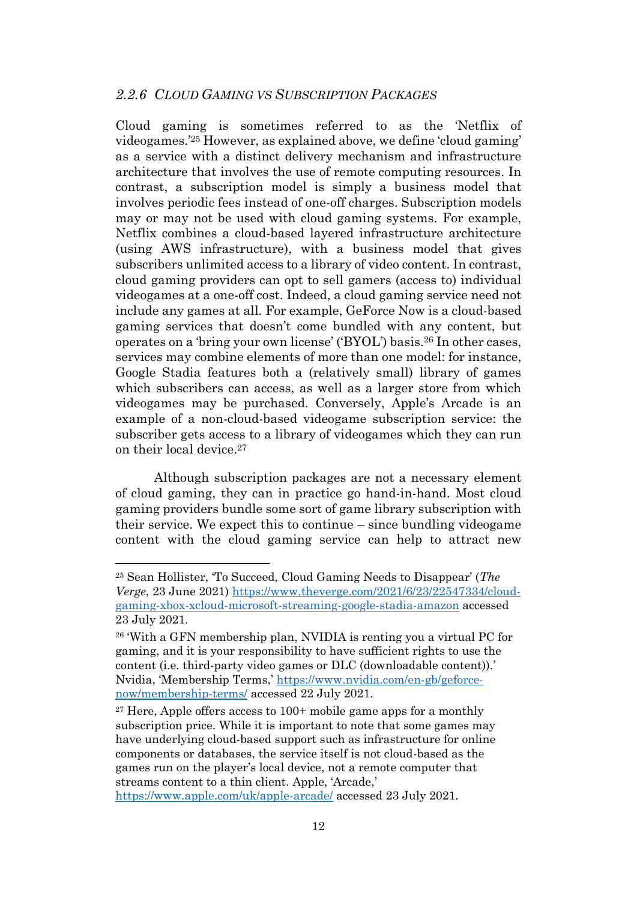### 2.2.6 *CLOUD GAMING VS SUBSCRIPTION PACKAGES*

Cloud gaming is sometimes referred to as the 'Netflix of videogames.'[25] However, as explained above, we define 'cloud gaming' as a service with a distinct delivery mechanism and infrastructure architecture that involves the use of remote computing resources. In contrast, a subscription model is simply a business model that involves periodic fees instead of one-off charges. Subscription models may or may not be used with cloud gaming systems. For example, Netflix combines a cloud-based layered infrastructure architecture (using AWS infrastructure), with a business model that gives subscribers unlimited access to a library of video content. In contrast, cloud gaming providers can opt to sell gamers (access to) individual videogames at a one-off cost. Indeed, a cloud gaming service need not include any games at all. For example, GeForce Now is a cloud-based gaming services that doesn't come bundled with any content, but operates on a 'bring your own license' ('BYOL') basis.[26] In other cases, services may combine elements of more than one model: for instance, Google Stadia features both a (relatively small) library of games which subscribers can access, as well as a larger store from which videogames may be purchased. Conversely, Apple's Arcade is an example of a non-cloud-based videogame subscription service: the subscriber gets access to a library of videogames which they can run on their local device.[27]

Although subscription packages are not a necessary element of cloud gaming, they can in practice go hand-in-hand. Most cloud gaming providers bundle some sort of game library subscription with their service. We expect this to continue – since bundling videogame content with the cloud gaming service can help to attract new

---

[25] Sean Hollister, 'To Succeed, Cloud Gaming Needs to Disappear' (*The Verge*, 23 June 2021) https://www.theverge.com/2021/6/23/22547334/cloud-gaming-xbox-xcloud-microsoft-streaming-google-stadia-amazon accessed 23 July 2021.

[26] 'With a GFN membership plan, NVIDIA is renting you a virtual PC for gaming, and it is your responsibility to have sufficient rights to use the content (i.e. third-party video games or DLC (downloadable content)).' Nvidia, 'Membership Terms,' https://www.nvidia.com/en-gb/geforce-now/membership-terms/ accessed 22 July 2021.

[27] Here, Apple offers access to 100+ mobile game apps for a monthly subscription price. While it is important to note that some games may have underlying cloud-based support such as infrastructure for online components or databases, the service itself is not cloud-based as the games run on the player's local device, not a remote computer that streams content to a thin client. Apple, 'Arcade,' https://www.apple.com/uk/apple-arcade/ accessed 23 July 2021.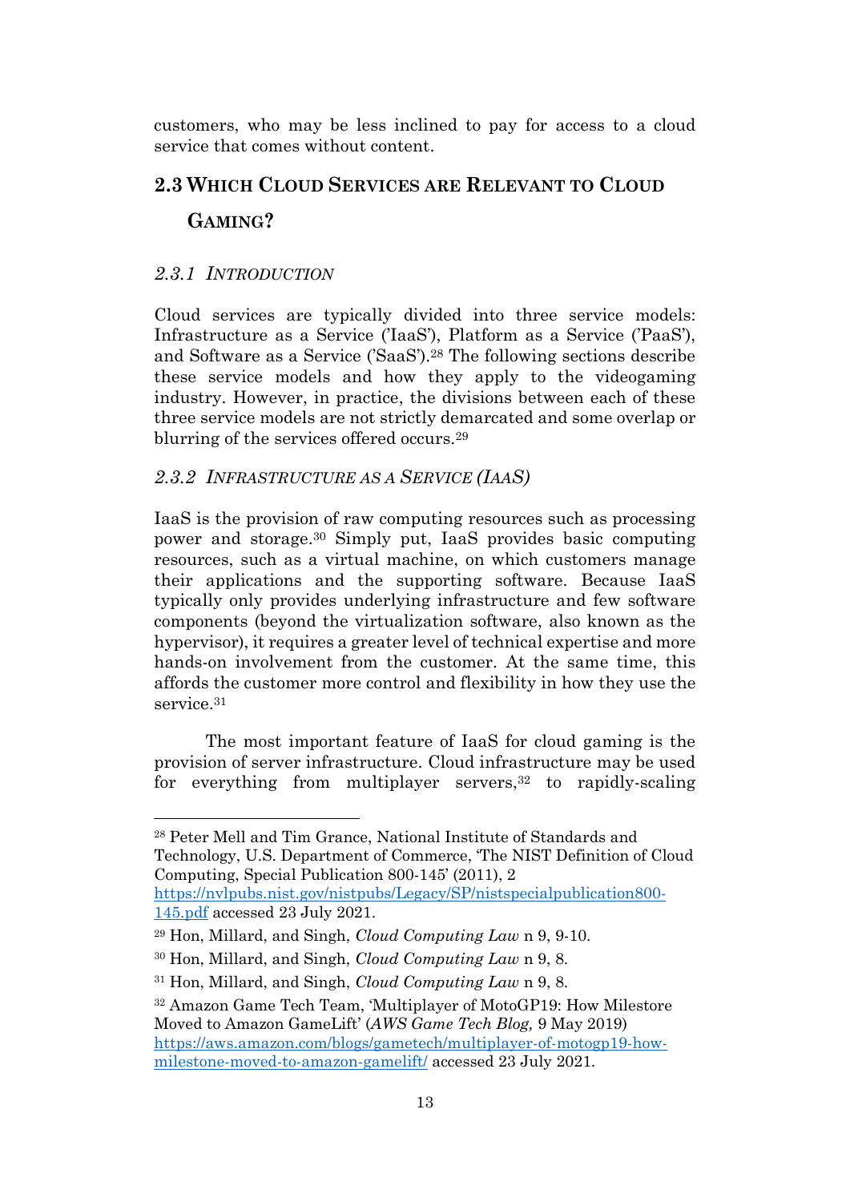customers, who may be less inclined to pay for access to a cloud service that comes without content.

## 2.3 Which Cloud Services are Relevant to Cloud Gaming?

### *2.3.1 Introduction*

Cloud services are typically divided into three service models: Infrastructure as a Service ('IaaS'), Platform as a Service ('PaaS'), and Software as a Service ('SaaS').[28] The following sections describe these service models and how they apply to the videogaming industry. However, in practice, the divisions between each of these three service models are not strictly demarcated and some overlap or blurring of the services offered occurs.[29]

### *2.3.2 Infrastructure as a Service (IaaS)*

IaaS is the provision of raw computing resources such as processing power and storage.[30] Simply put, IaaS provides basic computing resources, such as a virtual machine, on which customers manage their applications and the supporting software. Because IaaS typically only provides underlying infrastructure and few software components (beyond the virtualization software, also known as the hypervisor), it requires a greater level of technical expertise and more hands-on involvement from the customer. At the same time, this affords the customer more control and flexibility in how they use the service.[31]

The most important feature of IaaS for cloud gaming is the provision of server infrastructure. Cloud infrastructure may be used for everything from multiplayer servers,[32] to rapidly-scaling

---

[28] Peter Mell and Tim Grance, National Institute of Standards and Technology, U.S. Department of Commerce, 'The NIST Definition of Cloud Computing, Special Publication 800-145' (2011), 2 https://nvlpubs.nist.gov/nistpubs/Legacy/SP/nistspecialpublication800-145.pdf accessed 23 July 2021.

[29] Hon, Millard, and Singh, *Cloud Computing Law* n 9, 9-10.

[30] Hon, Millard, and Singh, *Cloud Computing Law* n 9, 8.

[31] Hon, Millard, and Singh, *Cloud Computing Law* n 9, 8.

[32] Amazon Game Tech Team, 'Multiplayer of MotoGP19: How Milestore Moved to Amazon GameLift' (*AWS Game Tech Blog,* 9 May 2019) https://aws.amazon.com/blogs/gametech/multiplayer-of-motogp19-how-milestone-moved-to-amazon-gamelift/ accessed 23 July 2021.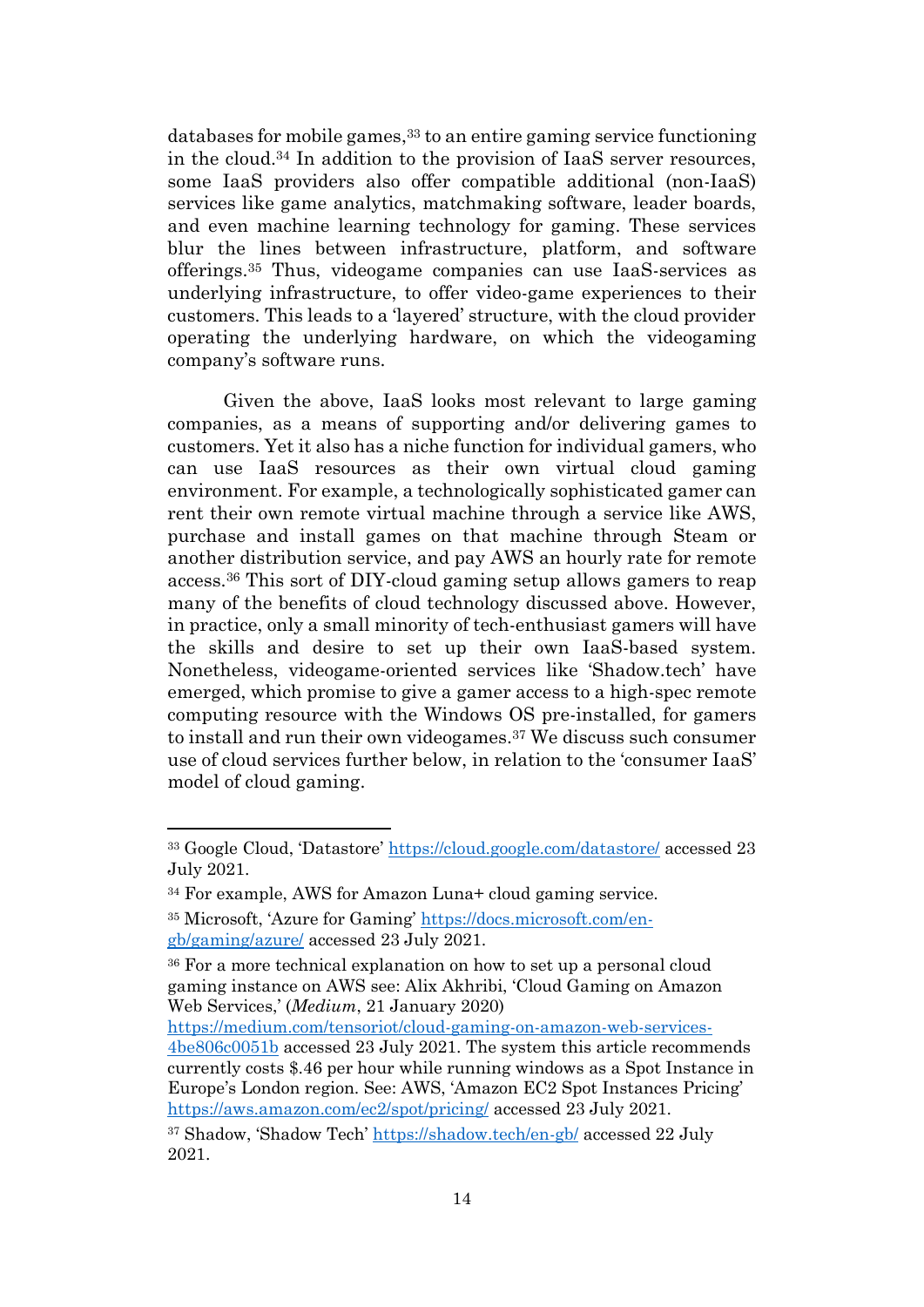databases for mobile games,[33] to an entire gaming service functioning in the cloud.[34] In addition to the provision of IaaS server resources, some IaaS providers also offer compatible additional (non-IaaS) services like game analytics, matchmaking software, leader boards, and even machine learning technology for gaming. These services blur the lines between infrastructure, platform, and software offerings.[35] Thus, videogame companies can use IaaS-services as underlying infrastructure, to offer video-game experiences to their customers. This leads to a 'layered' structure, with the cloud provider operating the underlying hardware, on which the videogaming company's software runs.

Given the above, IaaS looks most relevant to large gaming companies, as a means of supporting and/or delivering games to customers. Yet it also has a niche function for individual gamers, who can use IaaS resources as their own virtual cloud gaming environment. For example, a technologically sophisticated gamer can rent their own remote virtual machine through a service like AWS, purchase and install games on that machine through Steam or another distribution service, and pay AWS an hourly rate for remote access.[36] This sort of DIY-cloud gaming setup allows gamers to reap many of the benefits of cloud technology discussed above. However, in practice, only a small minority of tech-enthusiast gamers will have the skills and desire to set up their own IaaS-based system. Nonetheless, videogame-oriented services like 'Shadow.tech' have emerged, which promise to give a gamer access to a high-spec remote computing resource with the Windows OS pre-installed, for gamers to install and run their own videogames.[37] We discuss such consumer use of cloud services further below, in relation to the 'consumer IaaS' model of cloud gaming.

---

[33] Google Cloud, 'Datastore' https://cloud.google.com/datastore/ accessed 23 July 2021.

[34] For example, AWS for Amazon Luna+ cloud gaming service.

[35] Microsoft, 'Azure for Gaming' https://docs.microsoft.com/en-gb/gaming/azure/ accessed 23 July 2021.

[36] For a more technical explanation on how to set up a personal cloud gaming instance on AWS see: Alix Akhribi, 'Cloud Gaming on Amazon Web Services,' (*Medium*, 21 January 2020) https://medium.com/tensoriot/cloud-gaming-on-amazon-web-services-4be806c0051b accessed 23 July 2021. The system this article recommends currently costs $.46 per hour while running windows as a Spot Instance in Europe's London region. See: AWS, 'Amazon EC2 Spot Instances Pricing' https://aws.amazon.com/ec2/spot/pricing/ accessed 23 July 2021.

[37] Shadow, 'Shadow Tech' https://shadow.tech/en-gb/ accessed 22 July 2021.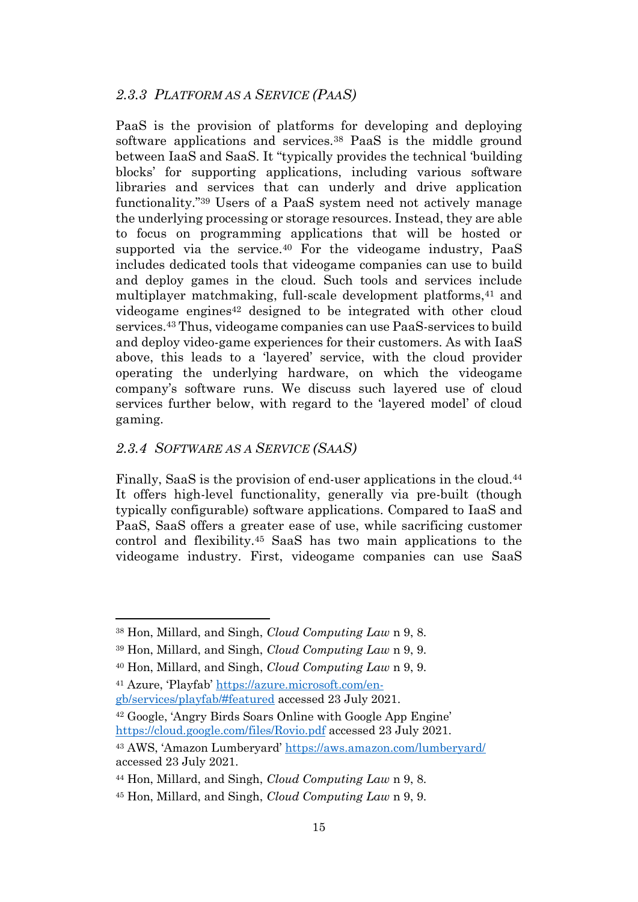### 2.3.3 *Platform as a Service (PaaS)*

PaaS is the provision of platforms for developing and deploying software applications and services.[38] PaaS is the middle ground between IaaS and SaaS. It "typically provides the technical 'building blocks' for supporting applications, including various software libraries and services that can underly and drive application functionality."[39] Users of a PaaS system need not actively manage the underlying processing or storage resources. Instead, they are able to focus on programming applications that will be hosted or supported via the service.[40] For the videogame industry, PaaS includes dedicated tools that videogame companies can use to build and deploy games in the cloud. Such tools and services include multiplayer matchmaking, full-scale development platforms,[41] and videogame engines[42] designed to be integrated with other cloud services.[43] Thus, videogame companies can use PaaS-services to build and deploy video-game experiences for their customers. As with IaaS above, this leads to a 'layered' service, with the cloud provider operating the underlying hardware, on which the videogame company's software runs. We discuss such layered use of cloud services further below, with regard to the 'layered model' of cloud gaming.

### 2.3.4 *Software as a Service (SaaS)*

Finally, SaaS is the provision of end-user applications in the cloud.[44] It offers high-level functionality, generally via pre-built (though typically configurable) software applications. Compared to IaaS and PaaS, SaaS offers a greater ease of use, while sacrificing customer control and flexibility.[45] SaaS has two main applications to the videogame industry. First, videogame companies can use SaaS

---

[38] Hon, Millard, and Singh, *Cloud Computing Law* n 9, 8.

[39] Hon, Millard, and Singh, *Cloud Computing Law* n 9, 9.

[40] Hon, Millard, and Singh, *Cloud Computing Law* n 9, 9.

[41] Azure, 'Playfab' https://azure.microsoft.com/en-gb/services/playfab/#featured accessed 23 July 2021.

[42] Google, 'Angry Birds Soars Online with Google App Engine' https://cloud.google.com/files/Rovio.pdf accessed 23 July 2021.

[43] AWS, 'Amazon Lumberyard' https://aws.amazon.com/lumberyard/ accessed 23 July 2021.

[44] Hon, Millard, and Singh, *Cloud Computing Law* n 9, 8.

[45] Hon, Millard, and Singh, *Cloud Computing Law* n 9, 9.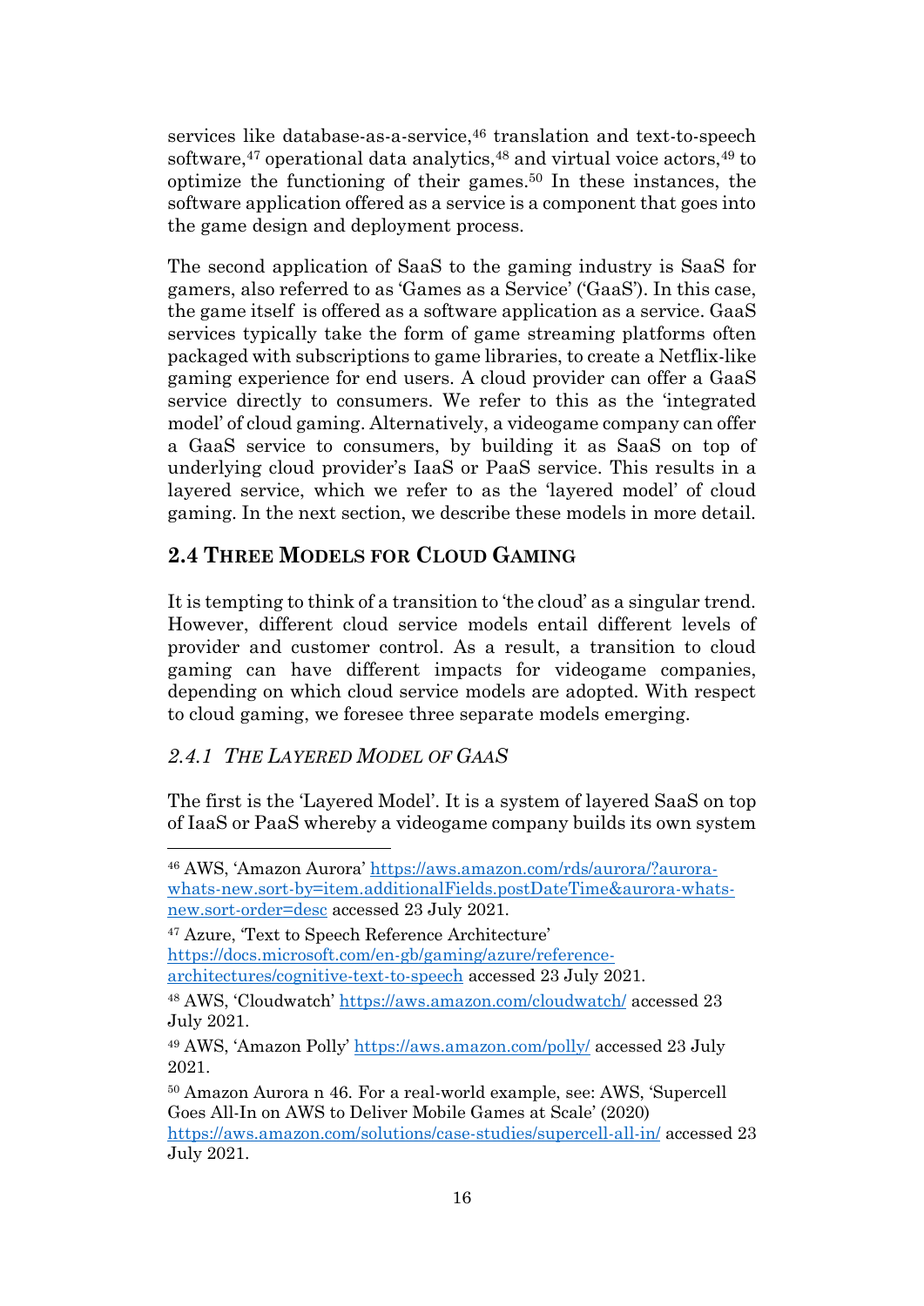services like database-as-a-service,[46] translation and text-to-speech software,[47] operational data analytics,[48] and virtual voice actors,[49] to optimize the functioning of their games.[50] In these instances, the software application offered as a service is a component that goes into the game design and deployment process.

The second application of SaaS to the gaming industry is SaaS for gamers, also referred to as 'Games as a Service' ('GaaS'). In this case, the game itself is offered as a software application as a service. GaaS services typically take the form of game streaming platforms often packaged with subscriptions to game libraries, to create a Netflix-like gaming experience for end users. A cloud provider can offer a GaaS service directly to consumers. We refer to this as the 'integrated model' of cloud gaming. Alternatively, a videogame company can offer a GaaS service to consumers, by building it as SaaS on top of underlying cloud provider's IaaS or PaaS service. This results in a layered service, which we refer to as the 'layered model' of cloud gaming. In the next section, we describe these models in more detail.

## 2.4 Three Models for Cloud Gaming

It is tempting to think of a transition to 'the cloud' as a singular trend. However, different cloud service models entail different levels of provider and customer control. As a result, a transition to cloud gaming can have different impacts for videogame companies, depending on which cloud service models are adopted. With respect to cloud gaming, we foresee three separate models emerging.

### *2.4.1 The Layered Model of GaaS*

The first is the 'Layered Model'. It is a system of layered SaaS on top of IaaS or PaaS whereby a videogame company builds its own system

---

[46] AWS, 'Amazon Aurora' https://aws.amazon.com/rds/aurora/?aurora-whats-new.sort-by=item.additionalFields.postDateTime&aurora-whats-new.sort-order=desc accessed 23 July 2021.

[47] Azure, 'Text to Speech Reference Architecture' https://docs.microsoft.com/en-gb/gaming/azure/reference-architectures/cognitive-text-to-speech accessed 23 July 2021.

[48] AWS, 'Cloudwatch' https://aws.amazon.com/cloudwatch/ accessed 23 July 2021.

[49] AWS, 'Amazon Polly' https://aws.amazon.com/polly/ accessed 23 July 2021.

[50] Amazon Aurora n 46. For a real-world example, see: AWS, 'Supercell Goes All-In on AWS to Deliver Mobile Games at Scale' (2020) https://aws.amazon.com/solutions/case-studies/supercell-all-in/ accessed 23 July 2021.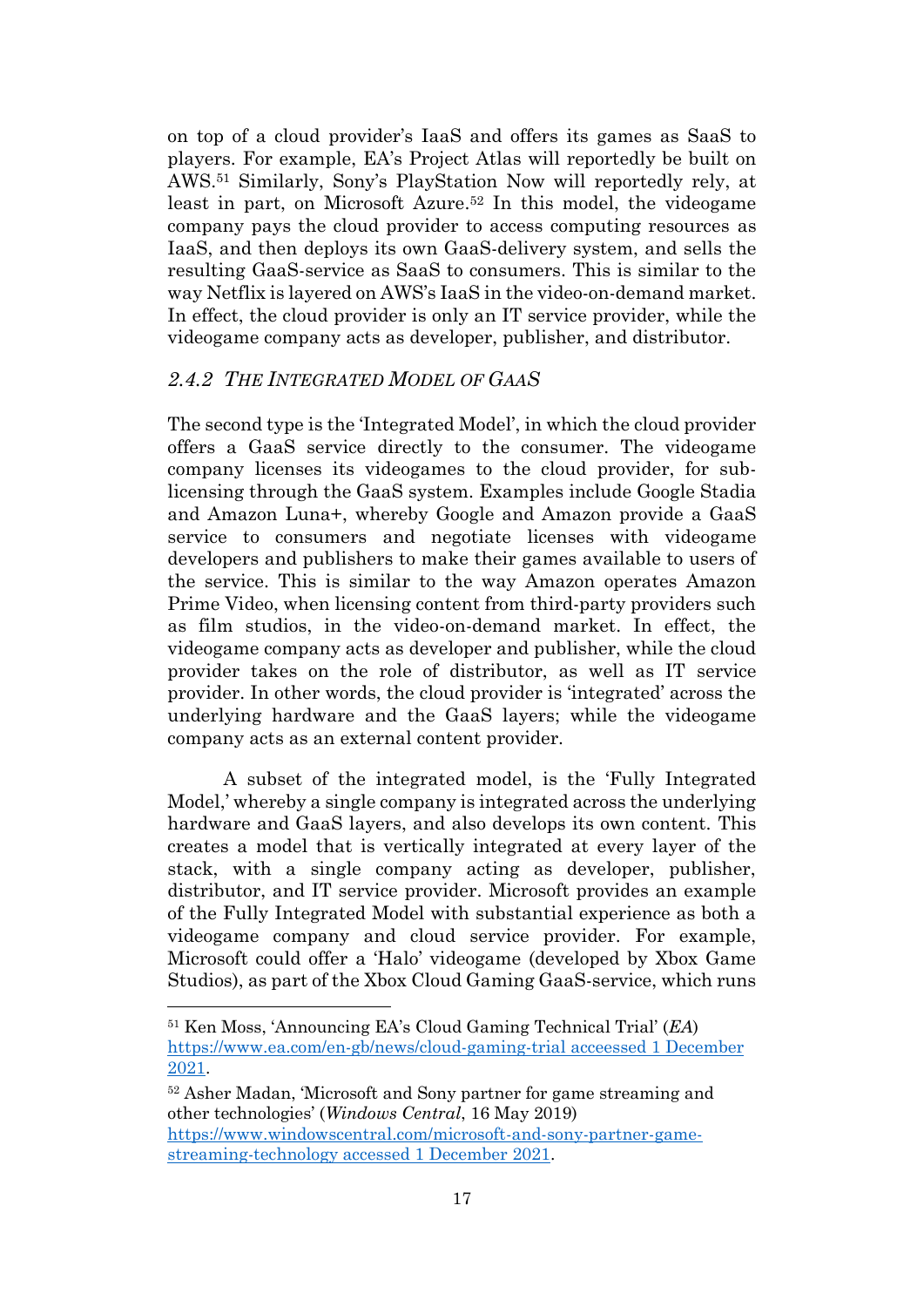on top of a cloud provider's IaaS and offers its games as SaaS to players. For example, EA's Project Atlas will reportedly be built on AWS.[51] Similarly, Sony's PlayStation Now will reportedly rely, at least in part, on Microsoft Azure.[52] In this model, the videogame company pays the cloud provider to access computing resources as IaaS, and then deploys its own GaaS-delivery system, and sells the resulting GaaS-service as SaaS to consumers. This is similar to the way Netflix is layered on AWS's IaaS in the video-on-demand market. In effect, the cloud provider is only an IT service provider, while the videogame company acts as developer, publisher, and distributor.

### *2.4.2 The Integrated Model of GaaS*

The second type is the 'Integrated Model', in which the cloud provider offers a GaaS service directly to the consumer. The videogame company licenses its videogames to the cloud provider, for sub-licensing through the GaaS system. Examples include Google Stadia and Amazon Luna+, whereby Google and Amazon provide a GaaS service to consumers and negotiate licenses with videogame developers and publishers to make their games available to users of the service. This is similar to the way Amazon operates Amazon Prime Video, when licensing content from third-party providers such as film studios, in the video-on-demand market. In effect, the videogame company acts as developer and publisher, while the cloud provider takes on the role of distributor, as well as IT service provider. In other words, the cloud provider is 'integrated' across the underlying hardware and the GaaS layers; while the videogame company acts as an external content provider.

A subset of the integrated model, is the 'Fully Integrated Model,' whereby a single company is integrated across the underlying hardware and GaaS layers, and also develops its own content. This creates a model that is vertically integrated at every layer of the stack, with a single company acting as developer, publisher, distributor, and IT service provider. Microsoft provides an example of the Fully Integrated Model with substantial experience as both a videogame company and cloud service provider. For example, Microsoft could offer a 'Halo' videogame (developed by Xbox Game Studios), as part of the Xbox Cloud Gaming GaaS-service, which runs

---

[51] Ken Moss, 'Announcing EA's Cloud Gaming Technical Trial' (*EA*) https://www.ea.com/en-gb/news/cloud-gaming-trial accessed 1 December 2021.

[52] Asher Madan, 'Microsoft and Sony partner for game streaming and other technologies' (*Windows Central*, 16 May 2019) https://www.windowscentral.com/microsoft-and-sony-partner-game-streaming-technology accessed 1 December 2021.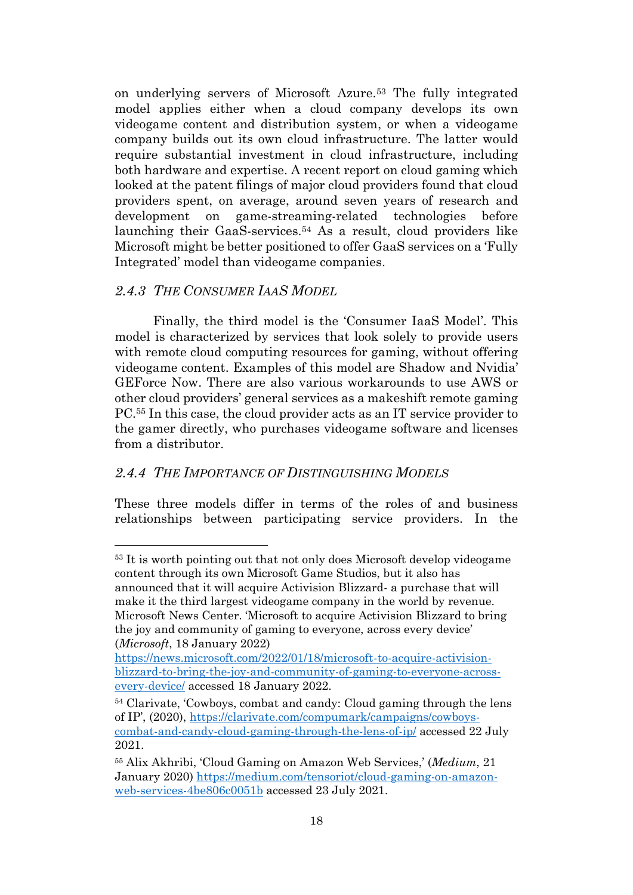on underlying servers of Microsoft Azure.[53] The fully integrated model applies either when a cloud company develops its own videogame content and distribution system, or when a videogame company builds out its own cloud infrastructure. The latter would require substantial investment in cloud infrastructure, including both hardware and expertise. A recent report on cloud gaming which looked at the patent filings of major cloud providers found that cloud providers spent, on average, around seven years of research and development on game-streaming-related technologies before launching their GaaS-services.[54] As a result, cloud providers like Microsoft might be better positioned to offer GaaS services on a 'Fully Integrated' model than videogame companies.

### *2.4.3 THE CONSUMER IAAS MODEL*

Finally, the third model is the 'Consumer IaaS Model'. This model is characterized by services that look solely to provide users with remote cloud computing resources for gaming, without offering videogame content. Examples of this model are Shadow and Nvidia' GEForce Now. There are also various workarounds to use AWS or other cloud providers' general services as a makeshift remote gaming PC.[55] In this case, the cloud provider acts as an IT service provider to the gamer directly, who purchases videogame software and licenses from a distributor.

### *2.4.4 THE IMPORTANCE OF DISTINGUISHING MODELS*

These three models differ in terms of the roles of and business relationships between participating service providers. In the

---

[53] It is worth pointing out that not only does Microsoft develop videogame content through its own Microsoft Game Studios, but it also has announced that it will acquire Activision Blizzard- a purchase that will make it the third largest videogame company in the world by revenue. Microsoft News Center. 'Microsoft to acquire Activision Blizzard to bring the joy and community of gaming to everyone, across every device' (*Microsoft*, 18 January 2022) https://news.microsoft.com/2022/01/18/microsoft-to-acquire-activision-blizzard-to-bring-the-joy-and-community-of-gaming-to-everyone-across-every-device/ accessed 18 January 2022.

[54] Clarivate, 'Cowboys, combat and candy: Cloud gaming through the lens of IP', (2020), https://clarivate.com/compumark/campaigns/cowboys-combat-and-candy-cloud-gaming-through-the-lens-of-ip/ accessed 22 July 2021.

[55] Alix Akhribi, 'Cloud Gaming on Amazon Web Services,' (*Medium*, 21 January 2020) https://medium.com/tensoriot/cloud-gaming-on-amazon-web-services-4be806c0051b accessed 23 July 2021.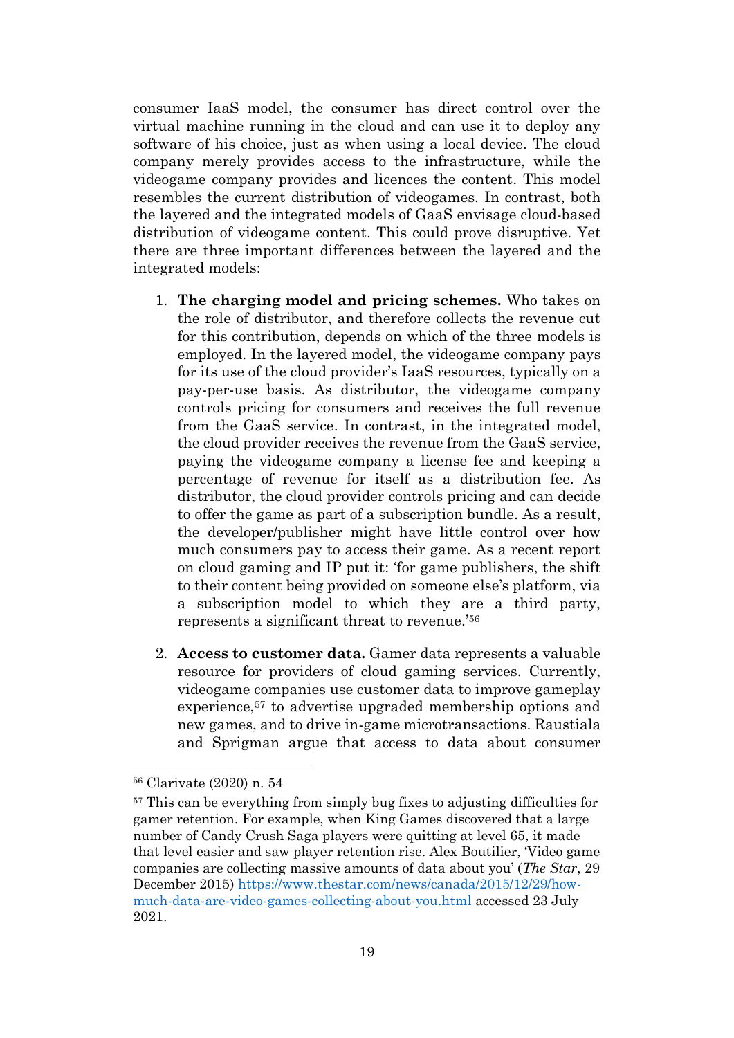consumer IaaS model, the consumer has direct control over the virtual machine running in the cloud and can use it to deploy any software of his choice, just as when using a local device. The cloud company merely provides access to the infrastructure, while the videogame company provides and licences the content. This model resembles the current distribution of videogames. In contrast, both the layered and the integrated models of GaaS envisage cloud-based distribution of videogame content. This could prove disruptive. Yet there are three important differences between the layered and the integrated models:

1. **The charging model and pricing schemes.** Who takes on the role of distributor, and therefore collects the revenue cut for this contribution, depends on which of the three models is employed. In the layered model, the videogame company pays for its use of the cloud provider's IaaS resources, typically on a pay-per-use basis. As distributor, the videogame company controls pricing for consumers and receives the full revenue from the GaaS service. In contrast, in the integrated model, the cloud provider receives the revenue from the GaaS service, paying the videogame company a license fee and keeping a percentage of revenue for itself as a distribution fee. As distributor, the cloud provider controls pricing and can decide to offer the game as part of a subscription bundle. As a result, the developer/publisher might have little control over how much consumers pay to access their game. As a recent report on cloud gaming and IP put it: 'for game publishers, the shift to their content being provided on someone else's platform, via a subscription model to which they are a third party, represents a significant threat to revenue.'[56]

2. **Access to customer data.** Gamer data represents a valuable resource for providers of cloud gaming services. Currently, videogame companies use customer data to improve gameplay experience,[57] to advertise upgraded membership options and new games, and to drive in-game microtransactions. Raustiala and Sprigman argue that access to data about consumer

---

[56] Clarivate (2020) n. 54

[57] This can be everything from simply bug fixes to adjusting difficulties for gamer retention. For example, when King Games discovered that a large number of Candy Crush Saga players were quitting at level 65, it made that level easier and saw player retention rise. Alex Boutilier, 'Video game companies are collecting massive amounts of data about you' (*The Star*, 29 December 2015) https://www.thestar.com/news/canada/2015/12/29/how-much-data-are-video-games-collecting-about-you.html accessed 23 July 2021.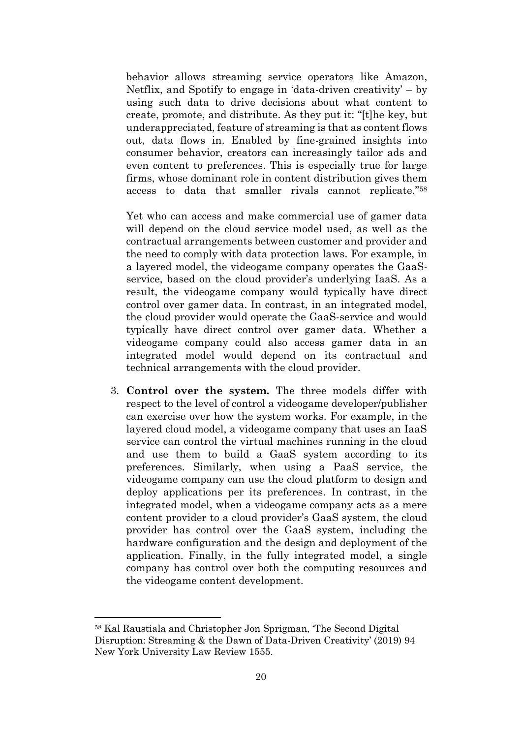behavior allows streaming service operators like Amazon, Netflix, and Spotify to engage in 'data-driven creativity' – by using such data to drive decisions about what content to create, promote, and distribute. As they put it: "[t]he key, but underappreciated, feature of streaming is that as content flows out, data flows in. Enabled by fine-grained insights into consumer behavior, creators can increasingly tailor ads and even content to preferences. This is especially true for large firms, whose dominant role in content distribution gives them access to data that smaller rivals cannot replicate."[58]

Yet who can access and make commercial use of gamer data will depend on the cloud service model used, as well as the contractual arrangements between customer and provider and the need to comply with data protection laws. For example, in a layered model, the videogame company operates the GaaS-service, based on the cloud provider's underlying IaaS. As a result, the videogame company would typically have direct control over gamer data. In contrast, in an integrated model, the cloud provider would operate the GaaS-service and would typically have direct control over gamer data. Whether a videogame company could also access gamer data in an integrated model would depend on its contractual and technical arrangements with the cloud provider.

3. **Control over the system.** The three models differ with respect to the level of control a videogame developer/publisher can exercise over how the system works. For example, in the layered cloud model, a videogame company that uses an IaaS service can control the virtual machines running in the cloud and use them to build a GaaS system according to its preferences. Similarly, when using a PaaS service, the videogame company can use the cloud platform to design and deploy applications per its preferences. In contrast, in the integrated model, when a videogame company acts as a mere content provider to a cloud provider's GaaS system, the cloud provider has control over the GaaS system, including the hardware configuration and the design and deployment of the application. Finally, in the fully integrated model, a single company has control over both the computing resources and the videogame content development.

[58] Kal Raustiala and Christopher Jon Sprigman, 'The Second Digital Disruption: Streaming & the Dawn of Data-Driven Creativity' (2019) 94 New York University Law Review 1555.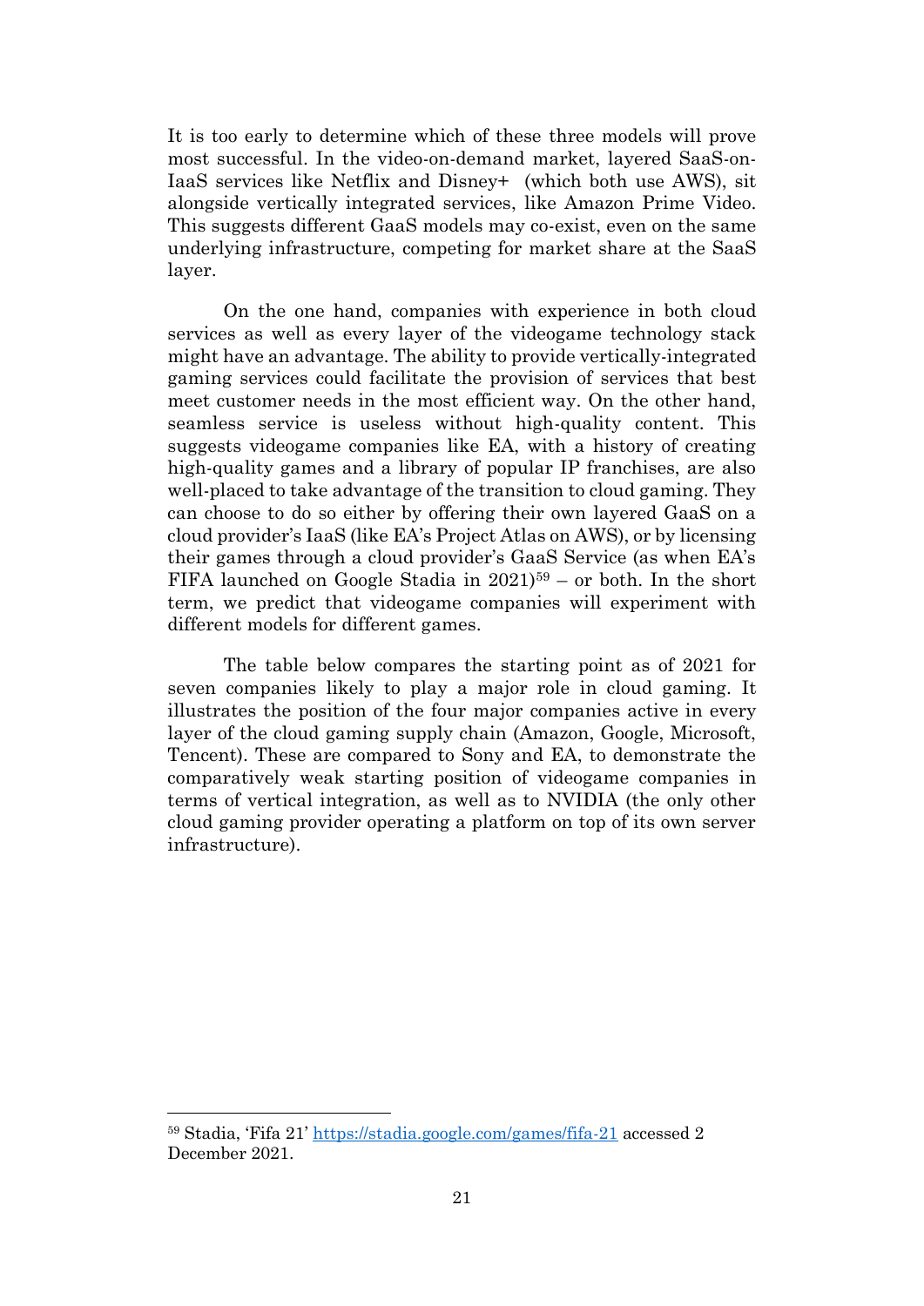It is too early to determine which of these three models will prove most successful. In the video-on-demand market, layered SaaS-on-IaaS services like Netflix and Disney+ (which both use AWS), sit alongside vertically integrated services, like Amazon Prime Video. This suggests different GaaS models may co-exist, even on the same underlying infrastructure, competing for market share at the SaaS layer.

On the one hand, companies with experience in both cloud services as well as every layer of the videogame technology stack might have an advantage. The ability to provide vertically-integrated gaming services could facilitate the provision of services that best meet customer needs in the most efficient way. On the other hand, seamless service is useless without high-quality content. This suggests videogame companies like EA, with a history of creating high-quality games and a library of popular IP franchises, are also well-placed to take advantage of the transition to cloud gaming. They can choose to do so either by offering their own layered GaaS on a cloud provider's IaaS (like EA's Project Atlas on AWS), or by licensing their games through a cloud provider's GaaS Service (as when EA's FIFA launched on Google Stadia in 2021)[59] – or both. In the short term, we predict that videogame companies will experiment with different models for different games.

The table below compares the starting point as of 2021 for seven companies likely to play a major role in cloud gaming. It illustrates the position of the four major companies active in every layer of the cloud gaming supply chain (Amazon, Google, Microsoft, Tencent). These are compared to Sony and EA, to demonstrate the comparatively weak starting position of videogame companies in terms of vertical integration, as well as to NVIDIA (the only other cloud gaming provider operating a platform on top of its own server infrastructure).

---

[59] Stadia, 'Fifa 21' https://stadia.google.com/games/fifa-21 accessed 2 December 2021.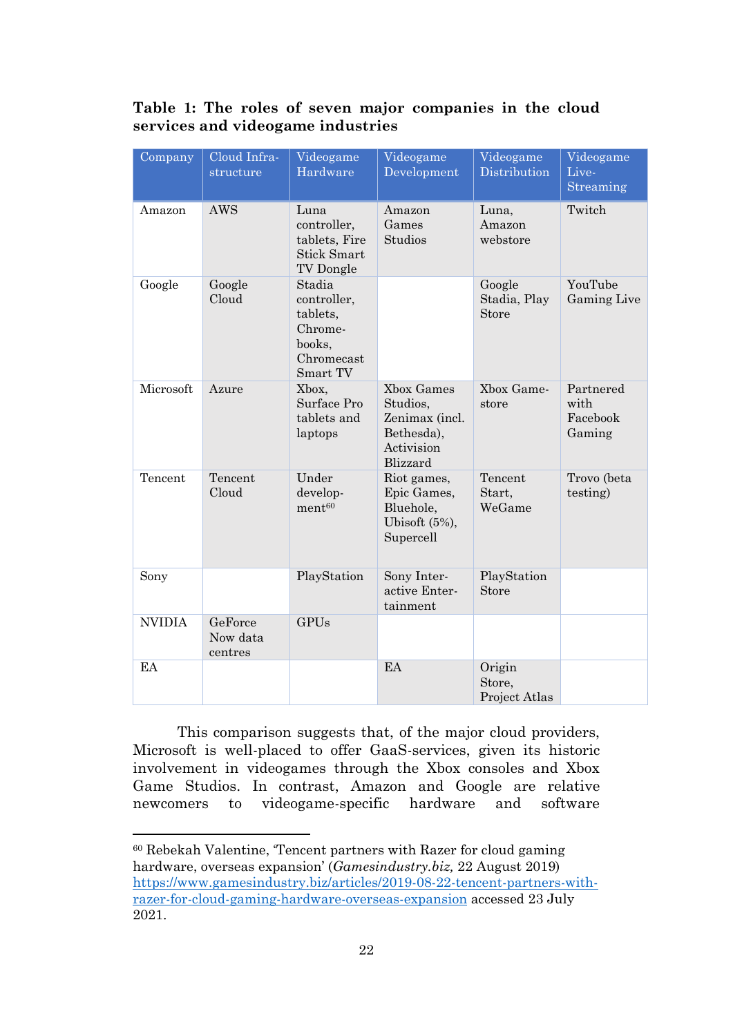**Table 1: The roles of seven major companies in the cloud services and videogame industries**

| Company | Cloud Infra-structure | Videogame Hardware | Videogame Development | Videogame Distribution | Videogame Live-Streaming |
|---|---|---|---|---|---|
| Amazon | AWS | Luna controller, tablets, Fire Stick Smart TV Dongle | Amazon Games Studios | Luna, Amazon webstore | Twitch |
| Google | Google Cloud | Stadia controller, tablets, Chrome-books, Chromecast Smart TV | | Google Stadia, Play Store | YouTube Gaming Live |
| Microsoft | Azure | Xbox, Surface Pro tablets and laptops | Xbox Games Studios, Zenimax (incl. Bethesda), Activision Blizzard | Xbox Game-store | Partnered with Facebook Gaming |
| Tencent | Tencent Cloud | Under develop-ment[60] | Riot games, Epic Games, Bluehole, Ubisoft (5%), Supercell | Tencent Start, WeGame | Trovo (beta testing) |
| Sony | | PlayStation | Sony Inter-active Enter-tainment | PlayStation Store | |
| NVIDIA | GeForce Now data centres | GPUs | | | |
| EA | | | EA | Origin Store, Project Atlas | |

This comparison suggests that, of the major cloud providers, Microsoft is well-placed to offer GaaS-services, given its historic involvement in videogames through the Xbox consoles and Xbox Game Studios. In contrast, Amazon and Google are relative newcomers to videogame-specific hardware and software

---

[60] Rebekah Valentine, 'Tencent partners with Razer for cloud gaming hardware, overseas expansion' (*Gamesindustry.biz,* 22 August 2019) https://www.gamesindustry.biz/articles/2019-08-22-tencent-partners-with-razer-for-cloud-gaming-hardware-overseas-expansion accessed 23 July 2021.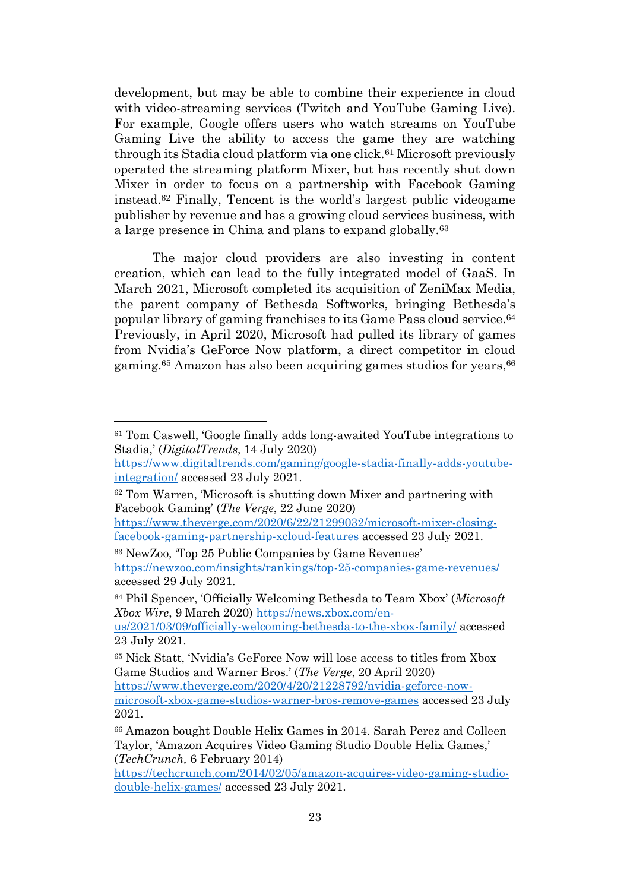development, but may be able to combine their experience in cloud with video-streaming services (Twitch and YouTube Gaming Live). For example, Google offers users who watch streams on YouTube Gaming Live the ability to access the game they are watching through its Stadia cloud platform via one click.[61] Microsoft previously operated the streaming platform Mixer, but has recently shut down Mixer in order to focus on a partnership with Facebook Gaming instead.[62] Finally, Tencent is the world's largest public videogame publisher by revenue and has a growing cloud services business, with a large presence in China and plans to expand globally.[63]

The major cloud providers are also investing in content creation, which can lead to the fully integrated model of GaaS. In March 2021, Microsoft completed its acquisition of ZeniMax Media, the parent company of Bethesda Softworks, bringing Bethesda's popular library of gaming franchises to its Game Pass cloud service.[64] Previously, in April 2020, Microsoft had pulled its library of games from Nvidia's GeForce Now platform, a direct competitor in cloud gaming.[65] Amazon has also been acquiring games studios for years,[66]

---

[61] Tom Caswell, 'Google finally adds long-awaited YouTube integrations to Stadia,' (*DigitalTrends*, 14 July 2020) https://www.digitaltrends.com/gaming/google-stadia-finally-adds-youtube-integration/ accessed 23 July 2021.

[62] Tom Warren, 'Microsoft is shutting down Mixer and partnering with Facebook Gaming' (*The Verge*, 22 June 2020) https://www.theverge.com/2020/6/22/21299032/microsoft-mixer-closing-facebook-gaming-partnership-xcloud-features accessed 23 July 2021.

[63] NewZoo, 'Top 25 Public Companies by Game Revenues' https://newzoo.com/insights/rankings/top-25-companies-game-revenues/ accessed 29 July 2021.

[64] Phil Spencer, 'Officially Welcoming Bethesda to Team Xbox' (*Microsoft Xbox Wire*, 9 March 2020) https://news.xbox.com/en-us/2021/03/09/officially-welcoming-bethesda-to-the-xbox-family/ accessed 23 July 2021.

[65] Nick Statt, 'Nvidia's GeForce Now will lose access to titles from Xbox Game Studios and Warner Bros.' (*The Verge*, 20 April 2020) https://www.theverge.com/2020/4/20/21228792/nvidia-geforce-now-microsoft-xbox-game-studios-warner-bros-remove-games accessed 23 July 2021.

[66] Amazon bought Double Helix Games in 2014. Sarah Perez and Colleen Taylor, 'Amazon Acquires Video Gaming Studio Double Helix Games,' (*TechCrunch,* 6 February 2014) https://techcrunch.com/2014/02/05/amazon-acquires-video-gaming-studio-double-helix-games/ accessed 23 July 2021.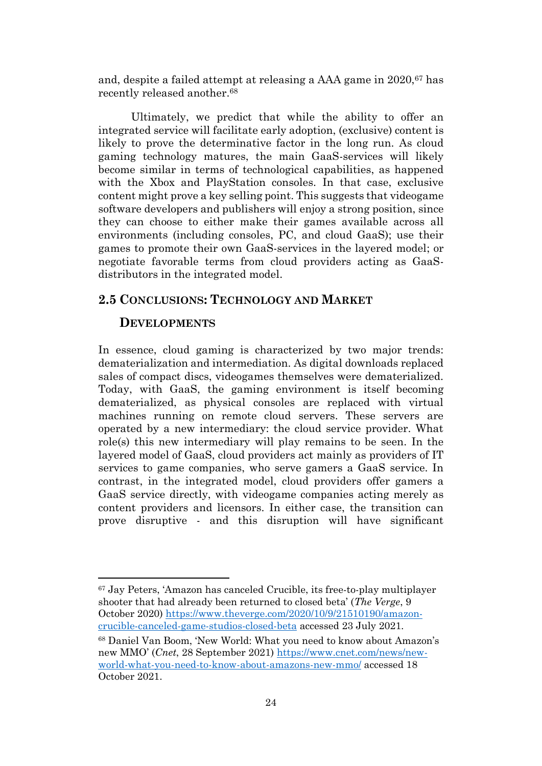and, despite a failed attempt at releasing a AAA game in 2020,[67] has recently released another.[68]

Ultimately, we predict that while the ability to offer an integrated service will facilitate early adoption, (exclusive) content is likely to prove the determinative factor in the long run. As cloud gaming technology matures, the main GaaS-services will likely become similar in terms of technological capabilities, as happened with the Xbox and PlayStation consoles. In that case, exclusive content might prove a key selling point. This suggests that videogame software developers and publishers will enjoy a strong position, since they can choose to either make their games available across all environments (including consoles, PC, and cloud GaaS); use their games to promote their own GaaS-services in the layered model; or negotiate favorable terms from cloud providers acting as GaaS-distributors in the integrated model.

## 2.5 Conclusions: Technology and Market Developments

In essence, cloud gaming is characterized by two major trends: dematerialization and intermediation. As digital downloads replaced sales of compact discs, videogames themselves were dematerialized. Today, with GaaS, the gaming environment is itself becoming dematerialized, as physical consoles are replaced with virtual machines running on remote cloud servers. These servers are operated by a new intermediary: the cloud service provider. What role(s) this new intermediary will play remains to be seen. In the layered model of GaaS, cloud providers act mainly as providers of IT services to game companies, who serve gamers a GaaS service. In contrast, in the integrated model, cloud providers offer gamers a GaaS service directly, with videogame companies acting merely as content providers and licensors. In either case, the transition can prove disruptive - and this disruption will have significant

---

[67] Jay Peters, 'Amazon has canceled Crucible, its free-to-play multiplayer shooter that had already been returned to closed beta' (*The Verge*, 9 October 2020) https://www.theverge.com/2020/10/9/21510190/amazon-crucible-canceled-game-studios-closed-beta accessed 23 July 2021.

[68] Daniel Van Boom, 'New World: What you need to know about Amazon's new MMO' (*Cnet*, 28 September 2021) https://www.cnet.com/news/new-world-what-you-need-to-know-about-amazons-new-mmo/ accessed 18 October 2021.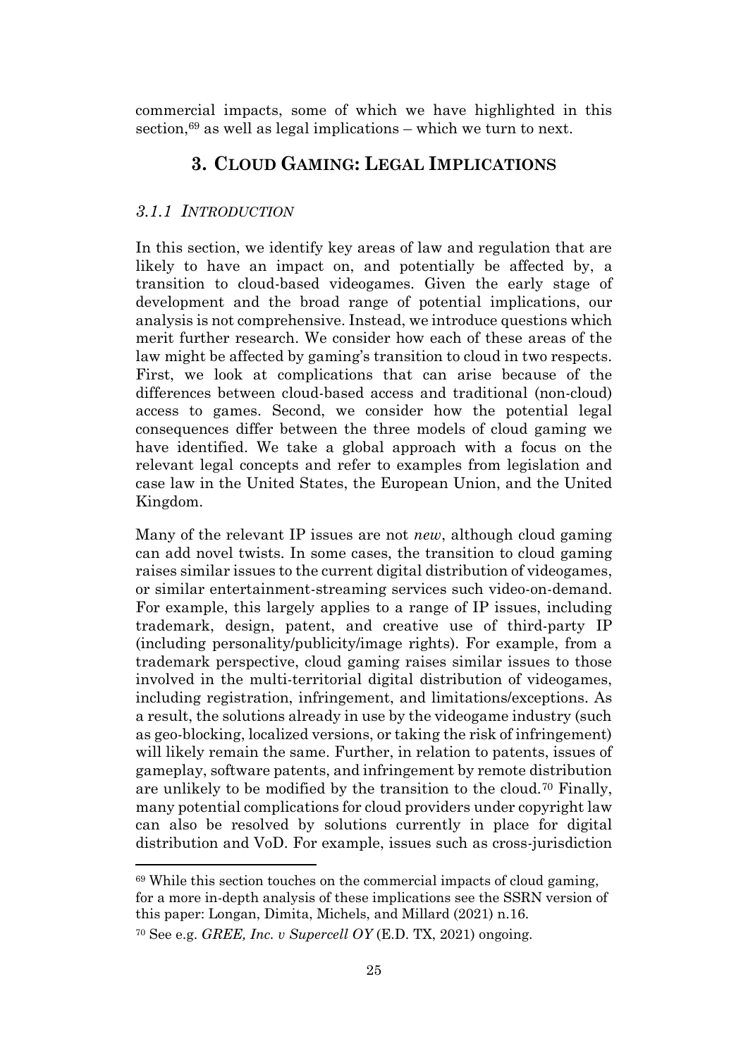commercial impacts, some of which we have highlighted in this section,[69] as well as legal implications – which we turn to next.

# 3. Cloud Gaming: Legal Implications

### *3.1.1 Introduction*

In this section, we identify key areas of law and regulation that are likely to have an impact on, and potentially be affected by, a transition to cloud-based videogames. Given the early stage of development and the broad range of potential implications, our analysis is not comprehensive. Instead, we introduce questions which merit further research. We consider how each of these areas of the law might be affected by gaming's transition to cloud in two respects. First, we look at complications that can arise because of the differences between cloud-based access and traditional (non-cloud) access to games. Second, we consider how the potential legal consequences differ between the three models of cloud gaming we have identified. We take a global approach with a focus on the relevant legal concepts and refer to examples from legislation and case law in the United States, the European Union, and the United Kingdom.

Many of the relevant IP issues are not *new*, although cloud gaming can add novel twists. In some cases, the transition to cloud gaming raises similar issues to the current digital distribution of videogames, or similar entertainment-streaming services such video-on-demand. For example, this largely applies to a range of IP issues, including trademark, design, patent, and creative use of third-party IP (including personality/publicity/image rights). For example, from a trademark perspective, cloud gaming raises similar issues to those involved in the multi-territorial digital distribution of videogames, including registration, infringement, and limitations/exceptions. As a result, the solutions already in use by the videogame industry (such as geo-blocking, localized versions, or taking the risk of infringement) will likely remain the same. Further, in relation to patents, issues of gameplay, software patents, and infringement by remote distribution are unlikely to be modified by the transition to the cloud.[70] Finally, many potential complications for cloud providers under copyright law can also be resolved by solutions currently in place for digital distribution and VoD. For example, issues such as cross-jurisdiction

---

[69] While this section touches on the commercial impacts of cloud gaming, for a more in-depth analysis of these implications see the SSRN version of this paper: Longan, Dimita, Michels, and Millard (2021) n.16.

[70] See e.g. *GREE, Inc. v Supercell OY* (E.D. TX, 2021) ongoing.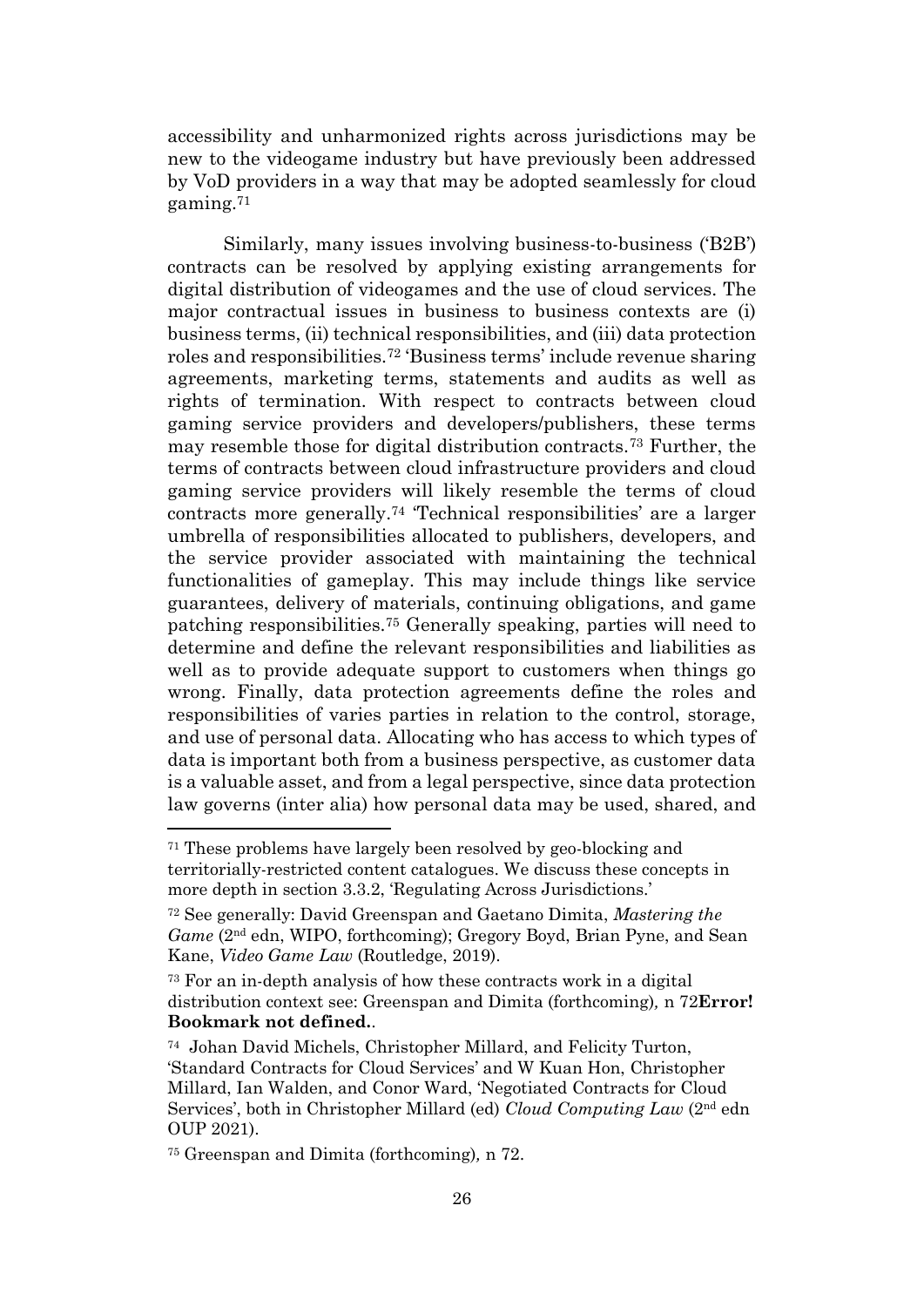accessibility and unharmonized rights across jurisdictions may be new to the videogame industry but have previously been addressed by VoD providers in a way that may be adopted seamlessly for cloud gaming.[71]

Similarly, many issues involving business-to-business ('B2B') contracts can be resolved by applying existing arrangements for digital distribution of videogames and the use of cloud services. The major contractual issues in business to business contexts are (i) business terms, (ii) technical responsibilities, and (iii) data protection roles and responsibilities.[72] 'Business terms' include revenue sharing agreements, marketing terms, statements and audits as well as rights of termination. With respect to contracts between cloud gaming service providers and developers/publishers, these terms may resemble those for digital distribution contracts.[73] Further, the terms of contracts between cloud infrastructure providers and cloud gaming service providers will likely resemble the terms of cloud contracts more generally.[74] 'Technical responsibilities' are a larger umbrella of responsibilities allocated to publishers, developers, and the service provider associated with maintaining the technical functionalities of gameplay. This may include things like service guarantees, delivery of materials, continuing obligations, and game patching responsibilities.[75] Generally speaking, parties will need to determine and define the relevant responsibilities and liabilities as well as to provide adequate support to customers when things go wrong. Finally, data protection agreements define the roles and responsibilities of varies parties in relation to the control, storage, and use of personal data. Allocating who has access to which types of data is important both from a business perspective, as customer data is a valuable asset, and from a legal perspective, since data protection law governs (inter alia) how personal data may be used, shared, and

---

[71] These problems have largely been resolved by geo-blocking and territorially-restricted content catalogues. We discuss these concepts in more depth in section 3.3.2, 'Regulating Across Jurisdictions.'

[72] See generally: David Greenspan and Gaetano Dimita, *Mastering the Game* (2nd edn, WIPO, forthcoming); Gregory Boyd, Brian Pyne, and Sean Kane, *Video Game Law* (Routledge, 2019).

[73] For an in-depth analysis of how these contracts work in a digital distribution context see: Greenspan and Dimita (forthcoming), n 72**Error! Bookmark not defined.**.

[74] Johan David Michels, Christopher Millard, and Felicity Turton, 'Standard Contracts for Cloud Services' and W Kuan Hon, Christopher Millard, Ian Walden, and Conor Ward, 'Negotiated Contracts for Cloud Services', both in Christopher Millard (ed) *Cloud Computing Law* (2nd edn OUP 2021).

[75] Greenspan and Dimita (forthcoming), n 72.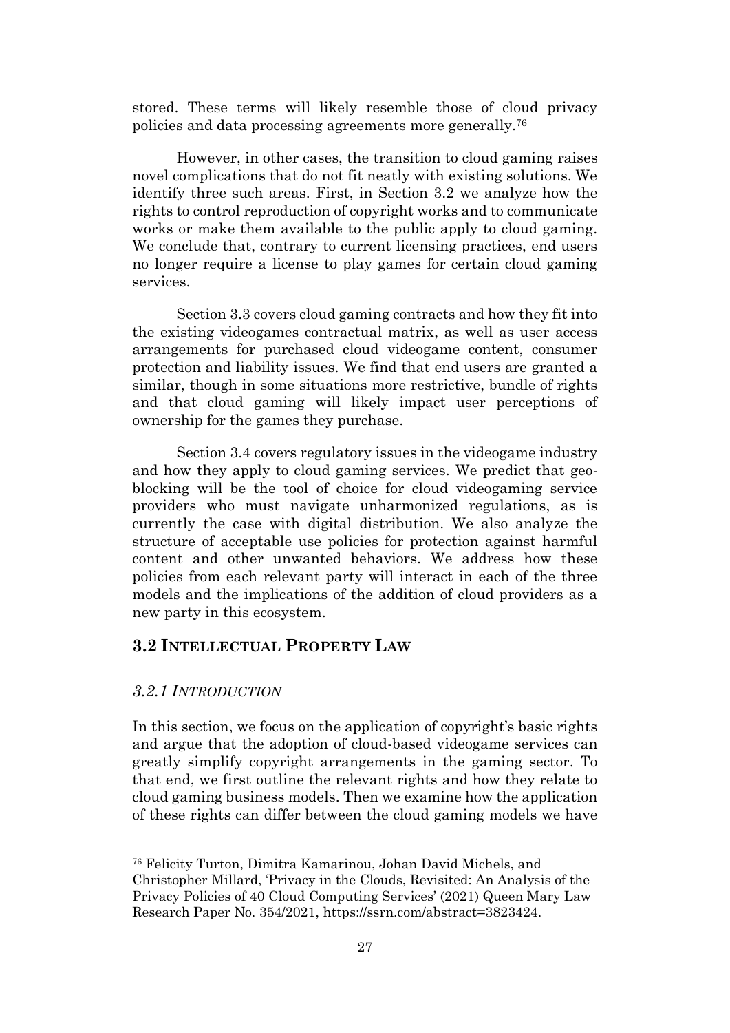stored. These terms will likely resemble those of cloud privacy policies and data processing agreements more generally.[76]

However, in other cases, the transition to cloud gaming raises novel complications that do not fit neatly with existing solutions. We identify three such areas. First, in Section 3.2 we analyze how the rights to control reproduction of copyright works and to communicate works or make them available to the public apply to cloud gaming. We conclude that, contrary to current licensing practices, end users no longer require a license to play games for certain cloud gaming services.

Section 3.3 covers cloud gaming contracts and how they fit into the existing videogames contractual matrix, as well as user access arrangements for purchased cloud videogame content, consumer protection and liability issues. We find that end users are granted a similar, though in some situations more restrictive, bundle of rights and that cloud gaming will likely impact user perceptions of ownership for the games they purchase.

Section 3.4 covers regulatory issues in the videogame industry and how they apply to cloud gaming services. We predict that geo-blocking will be the tool of choice for cloud videogaming service providers who must navigate unharmonized regulations, as is currently the case with digital distribution. We also analyze the structure of acceptable use policies for protection against harmful content and other unwanted behaviors. We address how these policies from each relevant party will interact in each of the three models and the implications of the addition of cloud providers as a new party in this ecosystem.

## 3.2 INTELLECTUAL PROPERTY LAW

### *3.2.1 INTRODUCTION*

In this section, we focus on the application of copyright's basic rights and argue that the adoption of cloud-based videogame services can greatly simplify copyright arrangements in the gaming sector. To that end, we first outline the relevant rights and how they relate to cloud gaming business models. Then we examine how the application of these rights can differ between the cloud gaming models we have

[76] Felicity Turton, Dimitra Kamarinou, Johan David Michels, and Christopher Millard, 'Privacy in the Clouds, Revisited: An Analysis of the Privacy Policies of 40 Cloud Computing Services' (2021) Queen Mary Law Research Paper No. 354/2021, https://ssrn.com/abstract=3823424.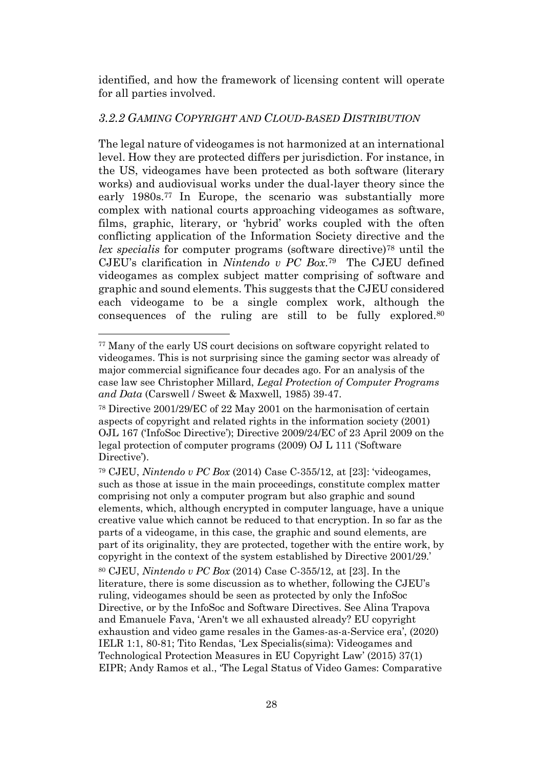identified, and how the framework of licensing content will operate for all parties involved.

### *3.2.2 GAMING COPYRIGHT AND CLOUD-BASED DISTRIBUTION*

The legal nature of videogames is not harmonized at an international level. How they are protected differs per jurisdiction. For instance, in the US, videogames have been protected as both software (literary works) and audiovisual works under the dual-layer theory since the early 1980s.[77] In Europe, the scenario was substantially more complex with national courts approaching videogames as software, films, graphic, literary, or 'hybrid' works coupled with the often conflicting application of the Information Society directive and the *lex specialis* for computer programs (software directive)[78] until the CJEU's clarification in *Nintendo v PC Box.*[79] The CJEU defined videogames as complex subject matter comprising of software and graphic and sound elements. This suggests that the CJEU considered each videogame to be a single complex work, although the consequences of the ruling are still to be fully explored.[80]

[77] Many of the early US court decisions on software copyright related to videogames. This is not surprising since the gaming sector was already of major commercial significance four decades ago. For an analysis of the case law see Christopher Millard, *Legal Protection of Computer Programs and Data* (Carswell / Sweet & Maxwell, 1985) 39-47.

[78] Directive 2001/29/EC of 22 May 2001 on the harmonisation of certain aspects of copyright and related rights in the information society (2001) OJL 167 ('InfoSoc Directive'); Directive 2009/24/EC of 23 April 2009 on the legal protection of computer programs (2009) OJ L 111 ('Software Directive').

[79] CJEU, *Nintendo v PC Box* (2014) Case C-355/12, at [23]: 'videogames, such as those at issue in the main proceedings, constitute complex matter comprising not only a computer program but also graphic and sound elements, which, although encrypted in computer language, have a unique creative value which cannot be reduced to that encryption. In so far as the parts of a videogame, in this case, the graphic and sound elements, are part of its originality, they are protected, together with the entire work, by copyright in the context of the system established by Directive 2001/29.'

[80] CJEU, *Nintendo v PC Box* (2014) Case C-355/12, at [23]. In the literature, there is some discussion as to whether, following the CJEU's ruling, videogames should be seen as protected by only the InfoSoc Directive, or by the InfoSoc and Software Directives. See Alina Trapova and Emanuele Fava, 'Aren't we all exhausted already? EU copyright exhaustion and video game resales in the Games-as-a-Service era', (2020) IELR 1:1, 80-81; Tito Rendas, 'Lex Specialis(sima): Videogames and Technological Protection Measures in EU Copyright Law' (2015) 37(1) EIPR; Andy Ramos et al., 'The Legal Status of Video Games: Comparative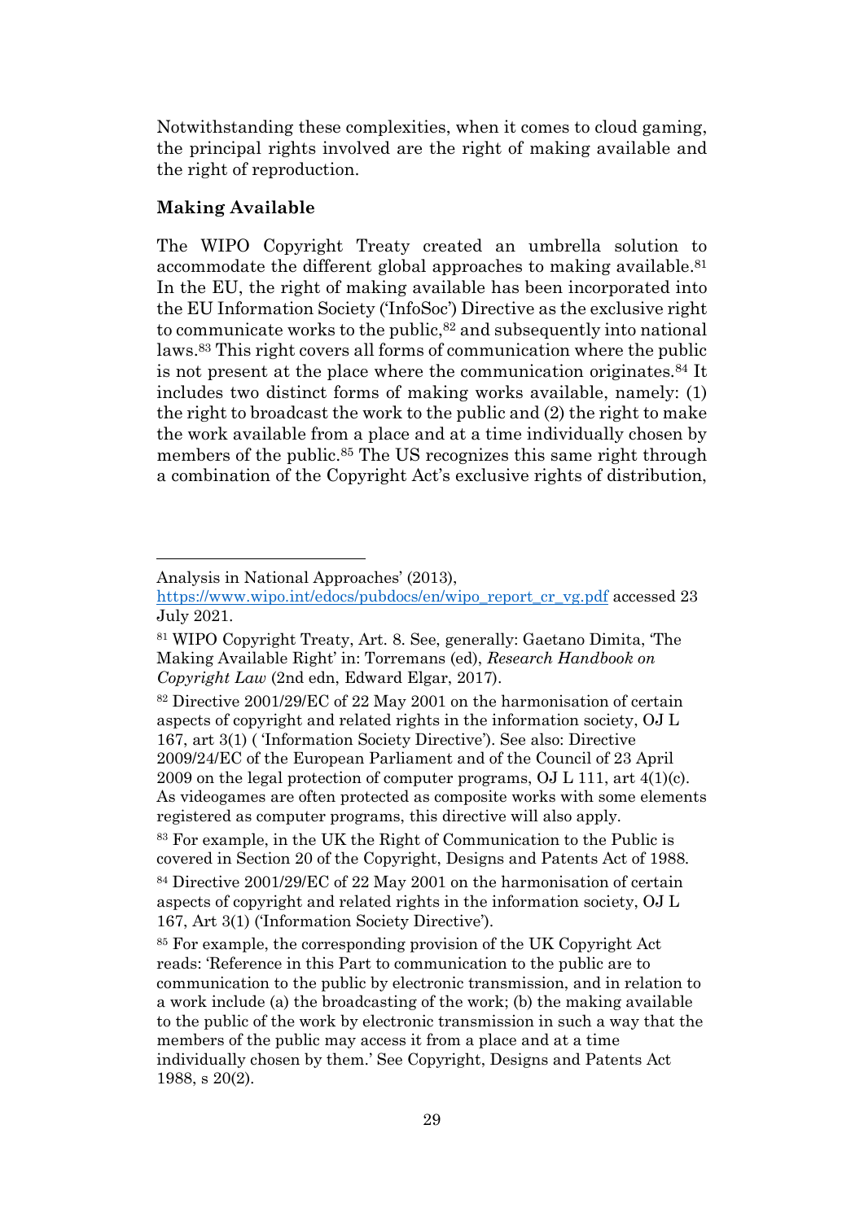Notwithstanding these complexities, when it comes to cloud gaming, the principal rights involved are the right of making available and the right of reproduction.

### Making Available

The WIPO Copyright Treaty created an umbrella solution to accommodate the different global approaches to making available.[81] In the EU, the right of making available has been incorporated into the EU Information Society ('InfoSoc') Directive as the exclusive right to communicate works to the public,[82] and subsequently into national laws.[83] This right covers all forms of communication where the public is not present at the place where the communication originates.[84] It includes two distinct forms of making works available, namely: (1) the right to broadcast the work to the public and (2) the right to make the work available from a place and at a time individually chosen by members of the public.[85] The US recognizes this same right through a combination of the Copyright Act's exclusive rights of distribution,

---

Analysis in National Approaches' (2013), https://www.wipo.int/edocs/pubdocs/en/wipo_report_cr_vg.pdf accessed 23 July 2021.

[81] WIPO Copyright Treaty, Art. 8. See, generally: Gaetano Dimita, 'The Making Available Right' in: Torremans (ed), *Research Handbook on Copyright Law* (2nd edn, Edward Elgar, 2017).

[82] Directive 2001/29/EC of 22 May 2001 on the harmonisation of certain aspects of copyright and related rights in the information society, OJ L 167, art 3(1) ( 'Information Society Directive'). See also: Directive 2009/24/EC of the European Parliament and of the Council of 23 April 2009 on the legal protection of computer programs, OJ L 111, art 4(1)(c). As videogames are often protected as composite works with some elements registered as computer programs, this directive will also apply.

[83] For example, in the UK the Right of Communication to the Public is covered in Section 20 of the Copyright, Designs and Patents Act of 1988.

[84] Directive 2001/29/EC of 22 May 2001 on the harmonisation of certain aspects of copyright and related rights in the information society, OJ L 167, Art 3(1) ('Information Society Directive').

[85] For example, the corresponding provision of the UK Copyright Act reads: 'Reference in this Part to communication to the public are to communication to the public by electronic transmission, and in relation to a work include (a) the broadcasting of the work; (b) the making available to the public of the work by electronic transmission in such a way that the members of the public may access it from a place and at a time individually chosen by them.' See Copyright, Designs and Patents Act 1988, s 20(2).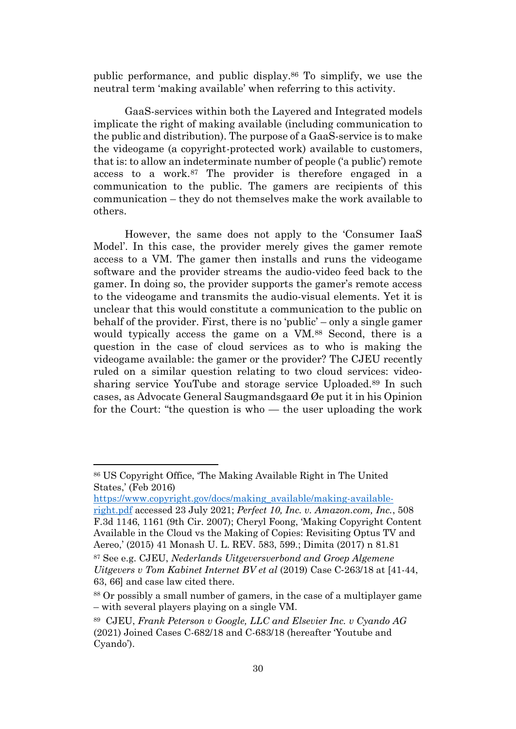public performance, and public display.[86] To simplify, we use the neutral term 'making available' when referring to this activity.

GaaS-services within both the Layered and Integrated models implicate the right of making available (including communication to the public and distribution). The purpose of a GaaS-service is to make the videogame (a copyright-protected work) available to customers, that is: to allow an indeterminate number of people ('a public') remote access to a work.[87] The provider is therefore engaged in a communication to the public. The gamers are recipients of this communication – they do not themselves make the work available to others.

However, the same does not apply to the 'Consumer IaaS Model'. In this case, the provider merely gives the gamer remote access to a VM. The gamer then installs and runs the videogame software and the provider streams the audio-video feed back to the gamer. In doing so, the provider supports the gamer's remote access to the videogame and transmits the audio-visual elements. Yet it is unclear that this would constitute a communication to the public on behalf of the provider. First, there is no 'public' – only a single gamer would typically access the game on a VM.[88] Second, there is a question in the case of cloud services as to who is making the videogame available: the gamer or the provider? The CJEU recently ruled on a similar question relating to two cloud services: video-sharing service YouTube and storage service Uploaded.[89] In such cases, as Advocate General Saugmandsgaard Øe put it in his Opinion for the Court: "the question is who — the user uploading the work

---

[86] US Copyright Office, 'The Making Available Right in The United States,' (Feb 2016) [https://www.copyright.gov/docs/making_available/making-available-right.pdf](https://www.copyright.gov/docs/making_available/making-available-right.pdf) accessed 23 July 2021; *Perfect 10, Inc. v. Amazon.com, Inc.*, 508 F.3d 1146, 1161 (9th Cir. 2007); Cheryl Foong, 'Making Copyright Content Available in the Cloud vs the Making of Copies: Revisiting Optus TV and Aereo,' (2015) 41 Monash U. L. REV. 583, 599.; Dimita (2017) n 81.81

[87] See e.g. CJEU, *Nederlands Uitgeversverbond and Groep Algemene Uitgevers v Tom Kabinet Internet BV et al* (2019) Case C-263/18 at [41-44, 63, 66] and case law cited there.

[88] Or possibly a small number of gamers, in the case of a multiplayer game – with several players playing on a single VM.

[89] CJEU, *Frank Peterson v Google, LLC and Elsevier Inc. v Cyando AG* (2021) Joined Cases C-682/18 and C-683/18 (hereafter 'Youtube and Cyando').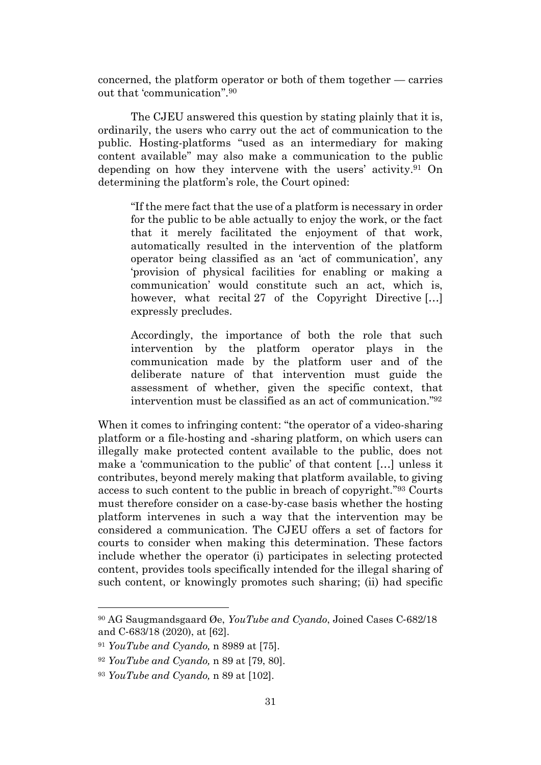concerned, the platform operator or both of them together — carries out that 'communication".[90]

The CJEU answered this question by stating plainly that it is, ordinarily, the users who carry out the act of communication to the public. Hosting-platforms "used as an intermediary for making content available" may also make a communication to the public depending on how they intervene with the users' activity.[91] On determining the platform's role, the Court opined:

> "If the mere fact that the use of a platform is necessary in order for the public to be able actually to enjoy the work, or the fact that it merely facilitated the enjoyment of that work, automatically resulted in the intervention of the platform operator being classified as an 'act of communication', any 'provision of physical facilities for enabling or making a communication' would constitute such an act, which is, however, what recital 27 of the Copyright Directive […] expressly precludes.
>
> Accordingly, the importance of both the role that such intervention by the platform operator plays in the communication made by the platform user and of the deliberate nature of that intervention must guide the assessment of whether, given the specific context, that intervention must be classified as an act of communication."[92]

When it comes to infringing content: "the operator of a video-sharing platform or a file-hosting and -sharing platform, on which users can illegally make protected content available to the public, does not make a 'communication to the public' of that content […] unless it contributes, beyond merely making that platform available, to giving access to such content to the public in breach of copyright."[93] Courts must therefore consider on a case-by-case basis whether the hosting platform intervenes in such a way that the intervention may be considered a communication. The CJEU offers a set of factors for courts to consider when making this determination. These factors include whether the operator (i) participates in selecting protected content, provides tools specifically intended for the illegal sharing of such content, or knowingly promotes such sharing; (ii) had specific

---

[90] AG Saugmandsgaard Øe, *YouTube and Cyando*, Joined Cases C-682/18 and C-683/18 (2020), at [62].

[91] *YouTube and Cyando,* n 8989 at [75].

[92] *YouTube and Cyando,* n 89 at [79, 80].

[93] *YouTube and Cyando,* n 89 at [102].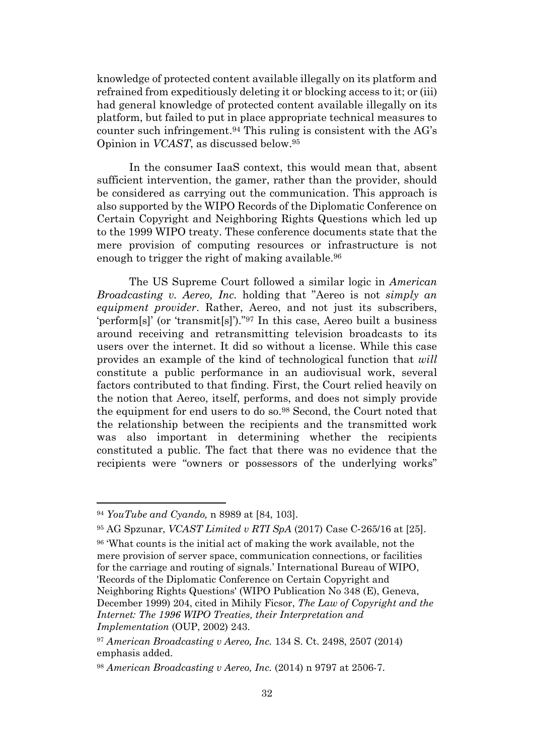knowledge of protected content available illegally on its platform and refrained from expeditiously deleting it or blocking access to it; or (iii) had general knowledge of protected content available illegally on its platform, but failed to put in place appropriate technical measures to counter such infringement.[94] This ruling is consistent with the AG's Opinion in *VCAST*, as discussed below.[95]

In the consumer IaaS context, this would mean that, absent sufficient intervention, the gamer, rather than the provider, should be considered as carrying out the communication. This approach is also supported by the WIPO Records of the Diplomatic Conference on Certain Copyright and Neighboring Rights Questions which led up to the 1999 WIPO treaty. These conference documents state that the mere provision of computing resources or infrastructure is not enough to trigger the right of making available.[96]

The US Supreme Court followed a similar logic in *American Broadcasting v. Aereo, Inc.* holding that "Aereo is not *simply an equipment provider*. Rather, Aereo, and not just its subscribers, 'perform[s]' (or 'transmit[s]')."[97] In this case, Aereo built a business around receiving and retransmitting television broadcasts to its users over the internet. It did so without a license. While this case provides an example of the kind of technological function that *will* constitute a public performance in an audiovisual work, several factors contributed to that finding. First, the Court relied heavily on the notion that Aereo, itself, performs, and does not simply provide the equipment for end users to do so.[98] Second, the Court noted that the relationship between the recipients and the transmitted work was also important in determining whether the recipients constituted a public. The fact that there was no evidence that the recipients were "owners or possessors of the underlying works"

---

[94] *YouTube and Cyando,* n 8989 at [84, 103].

[95] AG Spzunar, *VCAST Limited v RTI SpA* (2017) Case C-265/16 at [25].

[96] 'What counts is the initial act of making the work available, not the mere provision of server space, communication connections, or facilities for the carriage and routing of signals.' International Bureau of WIPO, 'Records of the Diplomatic Conference on Certain Copyright and Neighboring Rights Questions' (WIPO Publication No 348 (E), Geneva, December 1999) 204, cited in Mihily Ficsor, *The Law of Copyright and the Internet: The 1996 WIPO Treaties, their Interpretation and Implementation* (OUP, 2002) 243.

[97] *American Broadcasting v Aereo, Inc.* 134 S. Ct. 2498, 2507 (2014) emphasis added.

[98] *American Broadcasting v Aereo, Inc.* (2014) n 9797 at 2506-7.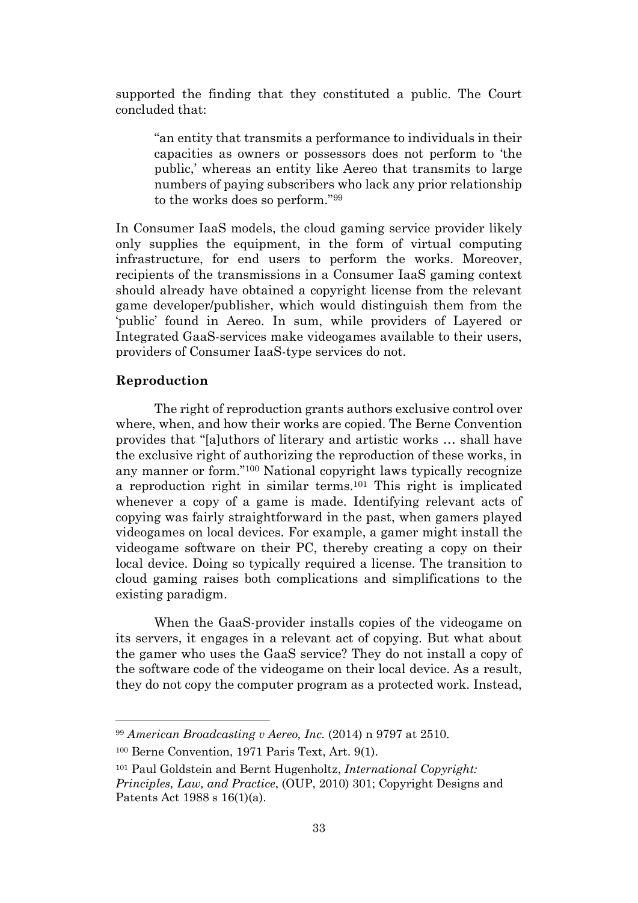supported the finding that they constituted a public. The Court concluded that:

> "an entity that transmits a performance to individuals in their capacities as owners or possessors does not perform to 'the public,' whereas an entity like Aereo that transmits to large numbers of paying subscribers who lack any prior relationship to the works does so perform."[99]

In Consumer IaaS models, the cloud gaming service provider likely only supplies the equipment, in the form of virtual computing infrastructure, for end users to perform the works. Moreover, recipients of the transmissions in a Consumer IaaS gaming context should already have obtained a copyright license from the relevant game developer/publisher, which would distinguish them from the 'public' found in Aereo. In sum, while providers of Layered or Integrated GaaS-services make videogames available to their users, providers of Consumer IaaS-type services do not.

**Reproduction**

The right of reproduction grants authors exclusive control over where, when, and how their works are copied. The Berne Convention provides that "[a]uthors of literary and artistic works … shall have the exclusive right of authorizing the reproduction of these works, in any manner or form."[100] National copyright laws typically recognize a reproduction right in similar terms.[101] This right is implicated whenever a copy of a game is made. Identifying relevant acts of copying was fairly straightforward in the past, when gamers played videogames on local devices. For example, a gamer might install the videogame software on their PC, thereby creating a copy on their local device. Doing so typically required a license. The transition to cloud gaming raises both complications and simplifications to the existing paradigm.

When the GaaS-provider installs copies of the videogame on its servers, it engages in a relevant act of copying. But what about the gamer who uses the GaaS service? They do not install a copy of the software code of the videogame on their local device. As a result, they do not copy the computer program as a protected work. Instead,

---

[99] *American Broadcasting v Aereo, Inc.* (2014) n 9797 at 2510.

[100] Berne Convention, 1971 Paris Text, Art. 9(1).

[101] Paul Goldstein and Bernt Hugenholtz, *International Copyright: Principles, Law, and Practice*, (OUP, 2010) 301; Copyright Designs and Patents Act 1988 s 16(1)(a).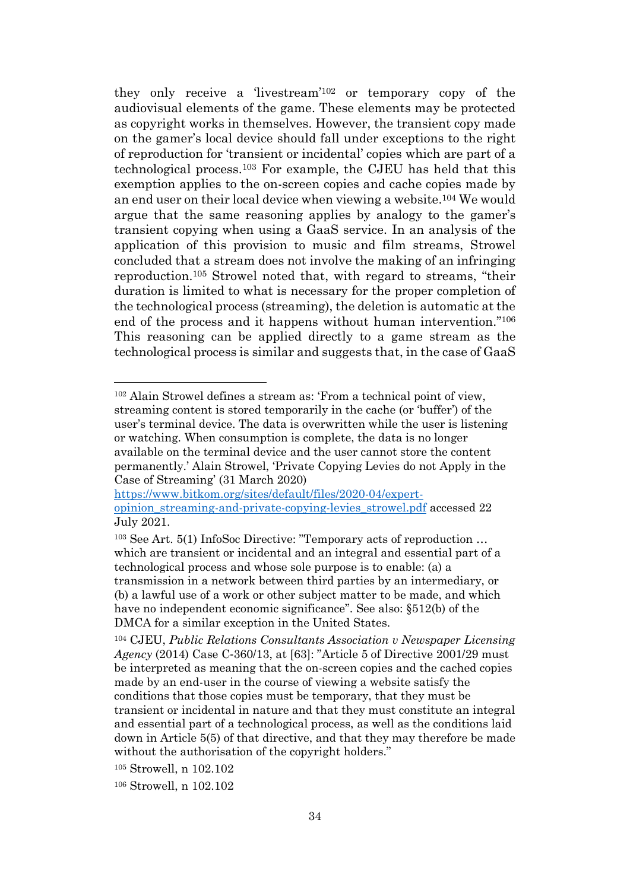they only receive a 'livestream'[102] or temporary copy of the audiovisual elements of the game. These elements may be protected as copyright works in themselves. However, the transient copy made on the gamer's local device should fall under exceptions to the right of reproduction for 'transient or incidental' copies which are part of a technological process.[103] For example, the CJEU has held that this exemption applies to the on-screen copies and cache copies made by an end user on their local device when viewing a website.[104] We would argue that the same reasoning applies by analogy to the gamer's transient copying when using a GaaS service. In an analysis of the application of this provision to music and film streams, Strowel concluded that a stream does not involve the making of an infringing reproduction.[105] Strowel noted that, with regard to streams, "their duration is limited to what is necessary for the proper completion of the technological process (streaming), the deletion is automatic at the end of the process and it happens without human intervention."[106] This reasoning can be applied directly to a game stream as the technological process is similar and suggests that, in the case of GaaS

---

[102] Alain Strowel defines a stream as: 'From a technical point of view, streaming content is stored temporarily in the cache (or 'buffer') of the user's terminal device. The data is overwritten while the user is listening or watching. When consumption is complete, the data is no longer available on the terminal device and the user cannot store the content permanently.' Alain Strowel, 'Private Copying Levies do not Apply in the Case of Streaming' (31 March 2020) [https://www.bitkom.org/sites/default/files/2020-04/expert-opinion_streaming-and-private-copying-levies_strowel.pdf](https://www.bitkom.org/sites/default/files/2020-04/expert-opinion_streaming-and-private-copying-levies_strowel.pdf) accessed 22 July 2021.

[103] See Art. 5(1) InfoSoc Directive: "Temporary acts of reproduction … which are transient or incidental and an integral and essential part of a technological process and whose sole purpose is to enable: (a) a transmission in a network between third parties by an intermediary, or (b) a lawful use of a work or other subject matter to be made, and which have no independent economic significance". See also: §512(b) of the DMCA for a similar exception in the United States.

[104] CJEU, *Public Relations Consultants Association v Newspaper Licensing Agency* (2014) Case C-360/13, at [63]: "Article 5 of Directive 2001/29 must be interpreted as meaning that the on-screen copies and the cached copies made by an end-user in the course of viewing a website satisfy the conditions that those copies must be temporary, that they must be transient or incidental in nature and that they must constitute an integral and essential part of a technological process, as well as the conditions laid down in Article 5(5) of that directive, and that they may therefore be made without the authorisation of the copyright holders."

[105] Strowell, n 102.102

[106] Strowell, n 102.102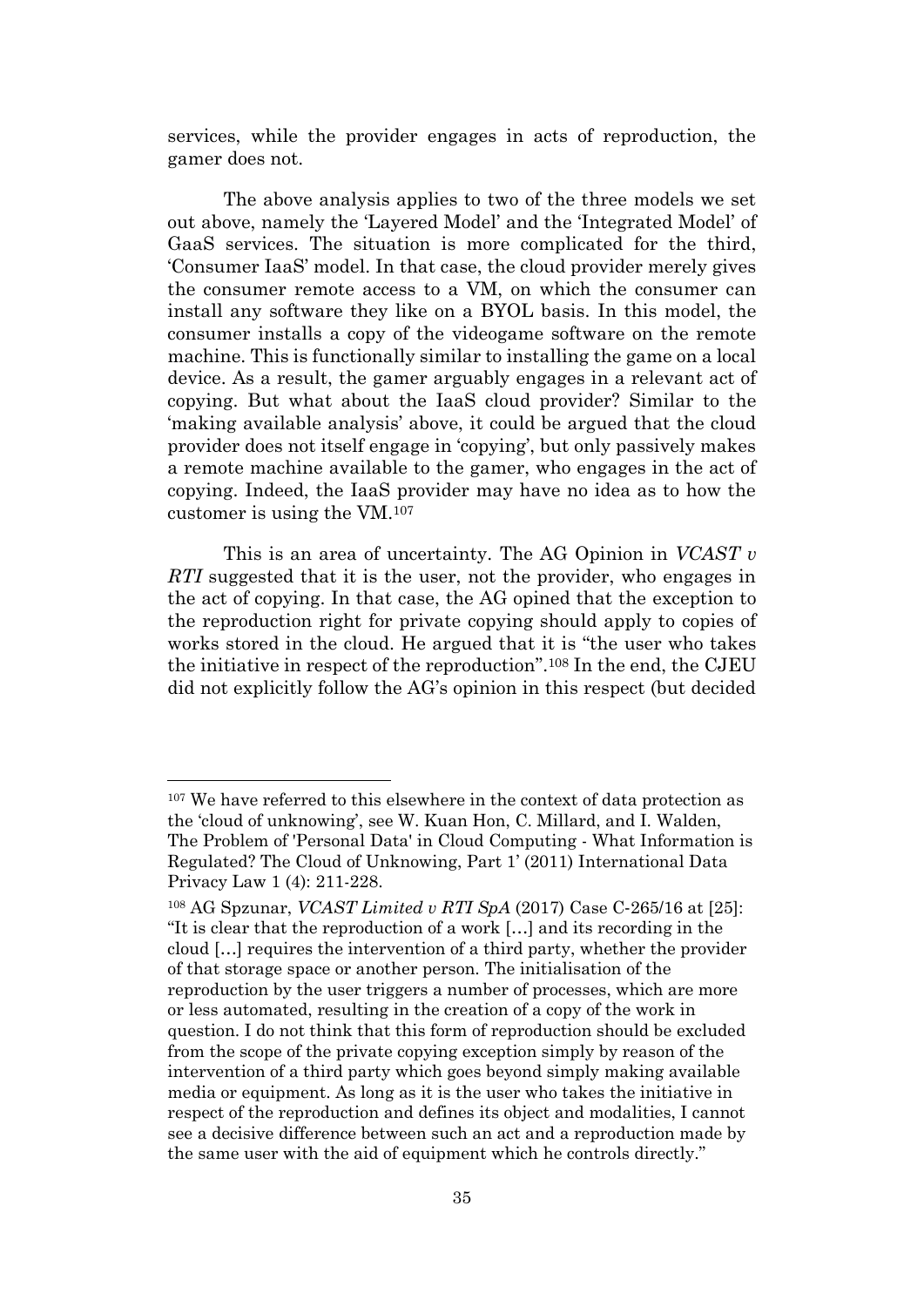services, while the provider engages in acts of reproduction, the gamer does not.

The above analysis applies to two of the three models we set out above, namely the 'Layered Model' and the 'Integrated Model' of GaaS services. The situation is more complicated for the third, 'Consumer IaaS' model. In that case, the cloud provider merely gives the consumer remote access to a VM, on which the consumer can install any software they like on a BYOL basis. In this model, the consumer installs a copy of the videogame software on the remote machine. This is functionally similar to installing the game on a local device. As a result, the gamer arguably engages in a relevant act of copying. But what about the IaaS cloud provider? Similar to the 'making available analysis' above, it could be argued that the cloud provider does not itself engage in 'copying', but only passively makes a remote machine available to the gamer, who engages in the act of copying. Indeed, the IaaS provider may have no idea as to how the customer is using the VM.[107]

This is an area of uncertainty. The AG Opinion in *VCAST v RTI* suggested that it is the user, not the provider, who engages in the act of copying. In that case, the AG opined that the exception to the reproduction right for private copying should apply to copies of works stored in the cloud. He argued that it is "the user who takes the initiative in respect of the reproduction".[108] In the end, the CJEU did not explicitly follow the AG's opinion in this respect (but decided

---

[107] We have referred to this elsewhere in the context of data protection as the 'cloud of unknowing', see W. Kuan Hon, C. Millard, and I. Walden, The Problem of 'Personal Data' in Cloud Computing - What Information is Regulated? The Cloud of Unknowing, Part 1' (2011) International Data Privacy Law 1 (4): 211-228.

[108] AG Spzunar, *VCAST Limited v RTI SpA* (2017) Case C-265/16 at [25]: "It is clear that the reproduction of a work [...] and its recording in the cloud [...] requires the intervention of a third party, whether the provider of that storage space or another person. The initialisation of the reproduction by the user triggers a number of processes, which are more or less automated, resulting in the creation of a copy of the work in question. I do not think that this form of reproduction should be excluded from the scope of the private copying exception simply by reason of the intervention of a third party which goes beyond simply making available media or equipment. As long as it is the user who takes the initiative in respect of the reproduction and defines its object and modalities, I cannot see a decisive difference between such an act and a reproduction made by the same user with the aid of equipment which he controls directly."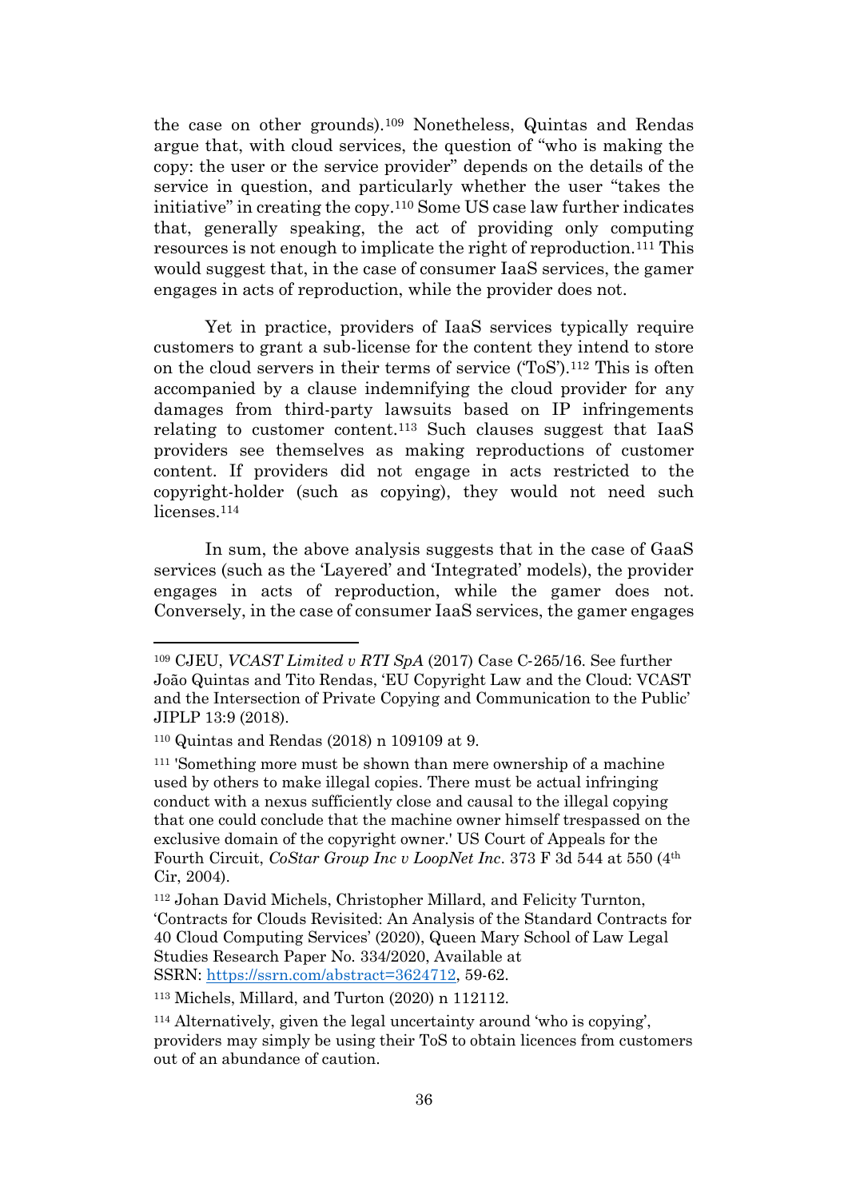the case on other grounds).[109] Nonetheless, Quintas and Rendas argue that, with cloud services, the question of "who is making the copy: the user or the service provider" depends on the details of the service in question, and particularly whether the user "takes the initiative" in creating the copy.[110] Some US case law further indicates that, generally speaking, the act of providing only computing resources is not enough to implicate the right of reproduction.[111] This would suggest that, in the case of consumer IaaS services, the gamer engages in acts of reproduction, while the provider does not.

Yet in practice, providers of IaaS services typically require customers to grant a sub-license for the content they intend to store on the cloud servers in their terms of service ('ToS').[112] This is often accompanied by a clause indemnifying the cloud provider for any damages from third-party lawsuits based on IP infringements relating to customer content.[113] Such clauses suggest that IaaS providers see themselves as making reproductions of customer content. If providers did not engage in acts restricted to the copyright-holder (such as copying), they would not need such licenses.[114]

In sum, the above analysis suggests that in the case of GaaS services (such as the 'Layered' and 'Integrated' models), the provider engages in acts of reproduction, while the gamer does not. Conversely, in the case of consumer IaaS services, the gamer engages

---

[109] CJEU, *VCAST Limited v RTI SpA* (2017) Case C-265/16. See further João Quintas and Tito Rendas, 'EU Copyright Law and the Cloud: VCAST and the Intersection of Private Copying and Communication to the Public' JIPLP 13:9 (2018).

[110] Quintas and Rendas (2018) n 109109 at 9.

[111] 'Something more must be shown than mere ownership of a machine used by others to make illegal copies. There must be actual infringing conduct with a nexus sufficiently close and causal to the illegal copying that one could conclude that the machine owner himself trespassed on the exclusive domain of the copyright owner.' US Court of Appeals for the Fourth Circuit, *CoStar Group Inc v LoopNet Inc*. 373 F 3d 544 at 550 (4th Cir, 2004).

[112] Johan David Michels, Christopher Millard, and Felicity Turnton, 'Contracts for Clouds Revisited: An Analysis of the Standard Contracts for 40 Cloud Computing Services' (2020), Queen Mary School of Law Legal Studies Research Paper No. 334/2020, Available at SSRN: https://ssrn.com/abstract=3624712, 59-62.

[113] Michels, Millard, and Turton (2020) n 112112.

[114] Alternatively, given the legal uncertainty around 'who is copying', providers may simply be using their ToS to obtain licences from customers out of an abundance of caution.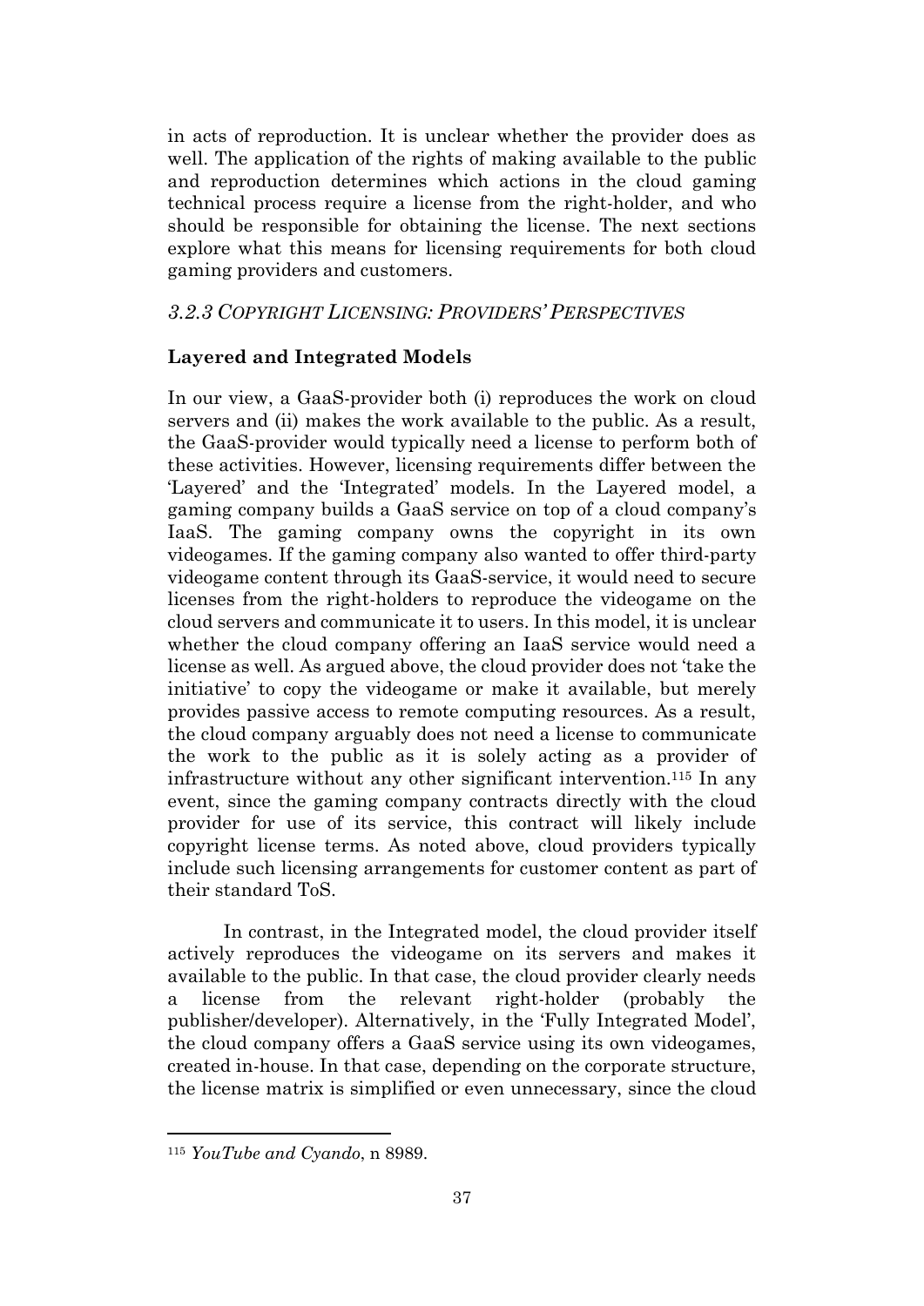in acts of reproduction. It is unclear whether the provider does as well. The application of the rights of making available to the public and reproduction determines which actions in the cloud gaming technical process require a license from the right-holder, and who should be responsible for obtaining the license. The next sections explore what this means for licensing requirements for both cloud gaming providers and customers.

### *3.2.3 COPYRIGHT LICENSING: PROVIDERS' PERSPECTIVES*

**Layered and Integrated Models**

In our view, a GaaS-provider both (i) reproduces the work on cloud servers and (ii) makes the work available to the public. As a result, the GaaS-provider would typically need a license to perform both of these activities. However, licensing requirements differ between the 'Layered' and the 'Integrated' models. In the Layered model, a gaming company builds a GaaS service on top of a cloud company's IaaS. The gaming company owns the copyright in its own videogames. If the gaming company also wanted to offer third-party videogame content through its GaaS-service, it would need to secure licenses from the right-holders to reproduce the videogame on the cloud servers and communicate it to users. In this model, it is unclear whether the cloud company offering an IaaS service would need a license as well. As argued above, the cloud provider does not 'take the initiative' to copy the videogame or make it available, but merely provides passive access to remote computing resources. As a result, the cloud company arguably does not need a license to communicate the work to the public as it is solely acting as a provider of infrastructure without any other significant intervention.[115] In any event, since the gaming company contracts directly with the cloud provider for use of its service, this contract will likely include copyright license terms. As noted above, cloud providers typically include such licensing arrangements for customer content as part of their standard ToS.

In contrast, in the Integrated model, the cloud provider itself actively reproduces the videogame on its servers and makes it available to the public. In that case, the cloud provider clearly needs a license from the relevant right-holder (probably the publisher/developer). Alternatively, in the 'Fully Integrated Model', the cloud company offers a GaaS service using its own videogames, created in-house. In that case, depending on the corporate structure, the license matrix is simplified or even unnecessary, since the cloud

---

[115] *YouTube and Cyando*, n 8989.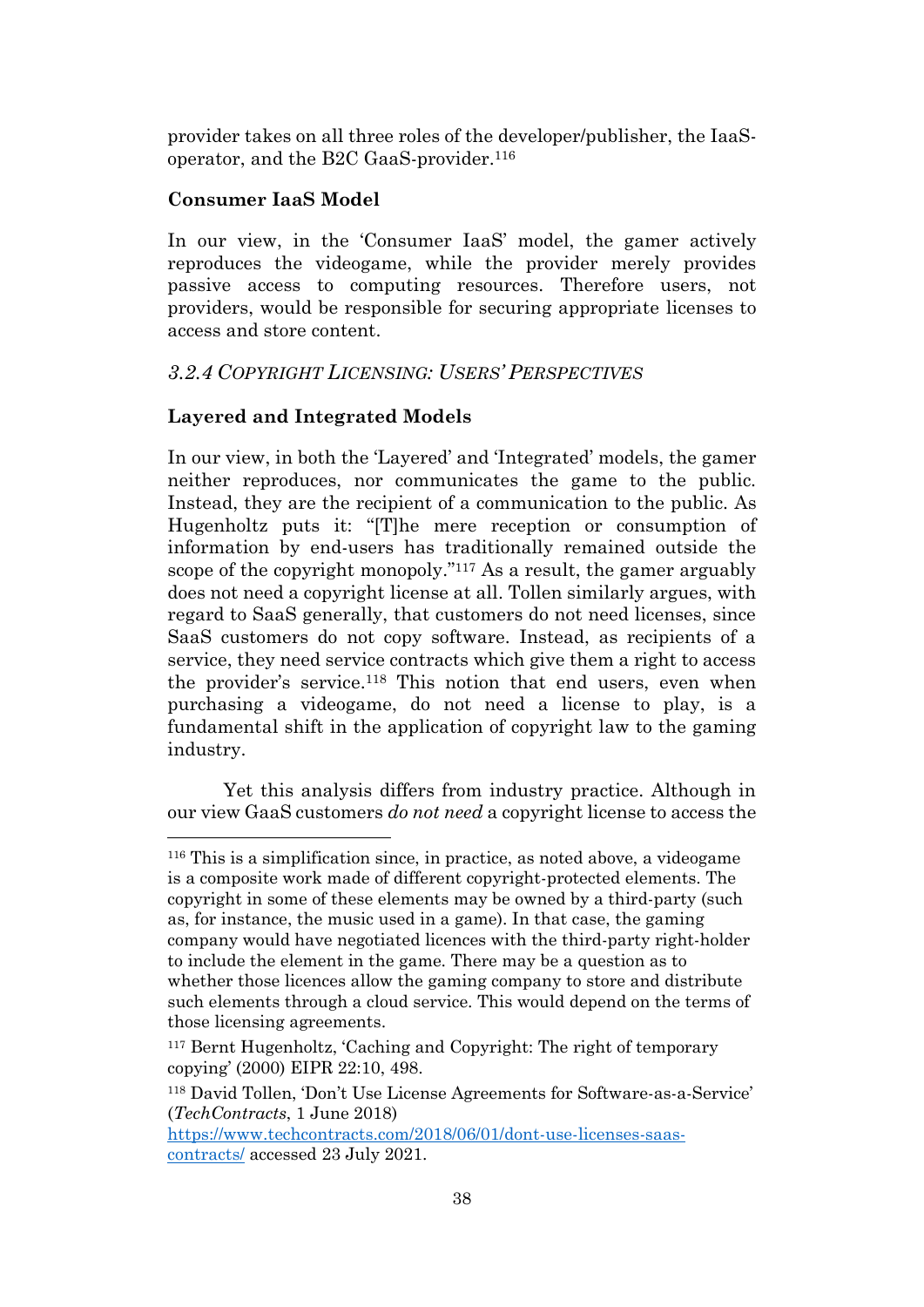provider takes on all three roles of the developer/publisher, the IaaS-operator, and the B2C GaaS-provider.[116]

**Consumer IaaS Model**

In our view, in the 'Consumer IaaS' model, the gamer actively reproduces the videogame, while the provider merely provides passive access to computing resources. Therefore users, not providers, would be responsible for securing appropriate licenses to access and store content.

### *3.2.4 Copyright Licensing: Users' Perspectives*

**Layered and Integrated Models**

In our view, in both the 'Layered' and 'Integrated' models, the gamer neither reproduces, nor communicates the game to the public. Instead, they are the recipient of a communication to the public. As Hugenholtz puts it: "[T]he mere reception or consumption of information by end-users has traditionally remained outside the scope of the copyright monopoly."[117] As a result, the gamer arguably does not need a copyright license at all. Tollen similarly argues, with regard to SaaS generally, that customers do not need licenses, since SaaS customers do not copy software. Instead, as recipients of a service, they need service contracts which give them a right to access the provider's service.[118] This notion that end users, even when purchasing a videogame, do not need a license to play, is a fundamental shift in the application of copyright law to the gaming industry.

Yet this analysis differs from industry practice. Although in our view GaaS customers *do not need* a copyright license to access the

---

[116] This is a simplification since, in practice, as noted above, a videogame is a composite work made of different copyright-protected elements. The copyright in some of these elements may be owned by a third-party (such as, for instance, the music used in a game). In that case, the gaming company would have negotiated licences with the third-party right-holder to include the element in the game. There may be a question as to whether those licences allow the gaming company to store and distribute such elements through a cloud service. This would depend on the terms of those licensing agreements.

[117] Bernt Hugenholtz, 'Caching and Copyright: The right of temporary copying' (2000) EIPR 22:10, 498.

[118] David Tollen, 'Don't Use License Agreements for Software-as-a-Service' (*TechContracts*, 1 June 2018) https://www.techcontracts.com/2018/06/01/dont-use-licenses-saas-contracts/ accessed 23 July 2021.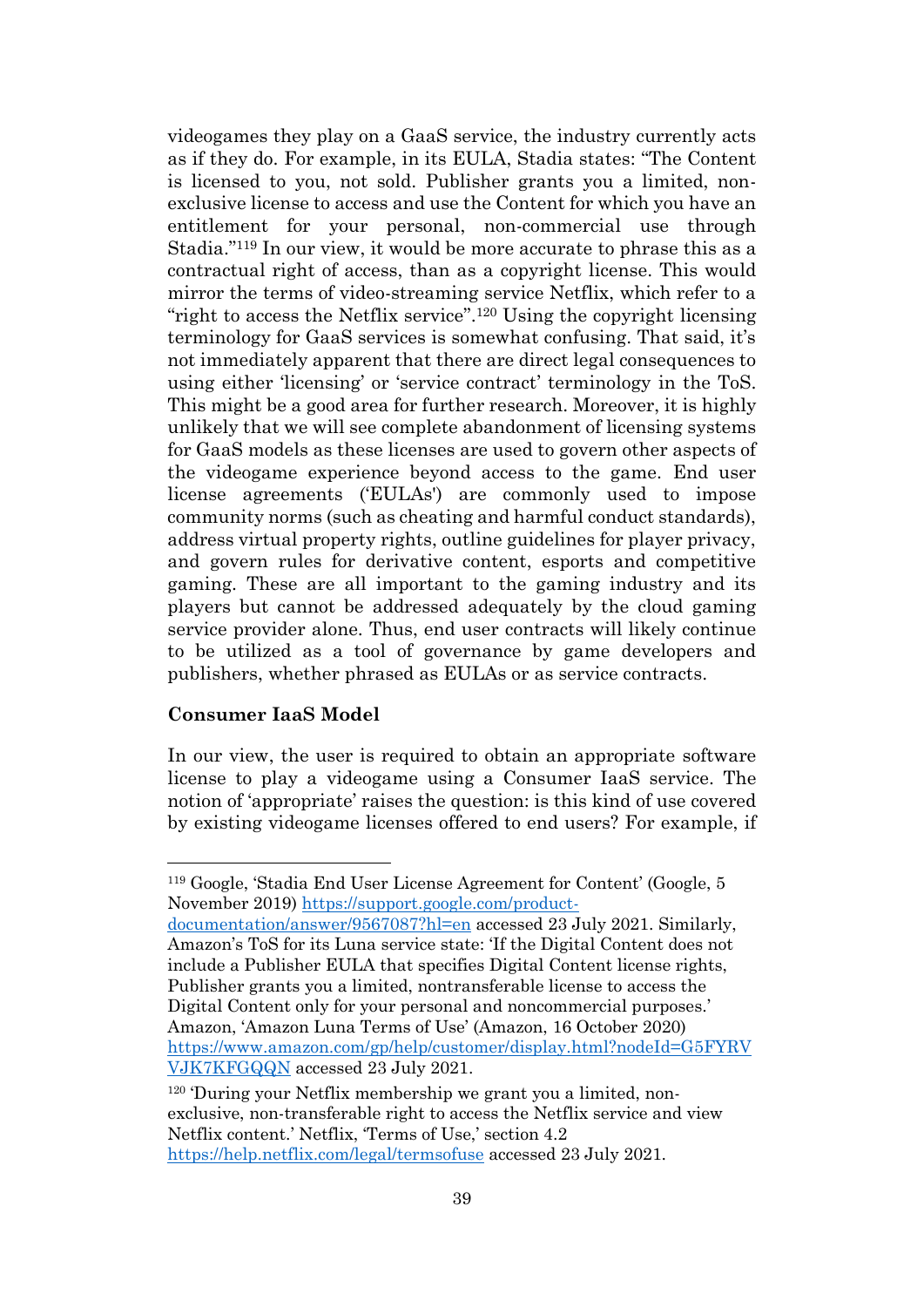videogames they play on a GaaS service, the industry currently acts as if they do. For example, in its EULA, Stadia states: "The Content is licensed to you, not sold. Publisher grants you a limited, non-exclusive license to access and use the Content for which you have an entitlement for your personal, non-commercial use through Stadia."[119] In our view, it would be more accurate to phrase this as a contractual right of access, than as a copyright license. This would mirror the terms of video-streaming service Netflix, which refer to a "right to access the Netflix service".[120] Using the copyright licensing terminology for GaaS services is somewhat confusing. That said, it's not immediately apparent that there are direct legal consequences to using either 'licensing' or 'service contract' terminology in the ToS. This might be a good area for further research. Moreover, it is highly unlikely that we will see complete abandonment of licensing systems for GaaS models as these licenses are used to govern other aspects of the videogame experience beyond access to the game. End user license agreements ('EULAs') are commonly used to impose community norms (such as cheating and harmful conduct standards), address virtual property rights, outline guidelines for player privacy, and govern rules for derivative content, esports and competitive gaming. These are all important to the gaming industry and its players but cannot be addressed adequately by the cloud gaming service provider alone. Thus, end user contracts will likely continue to be utilized as a tool of governance by game developers and publishers, whether phrased as EULAs or as service contracts.

**Consumer IaaS Model**

In our view, the user is required to obtain an appropriate software license to play a videogame using a Consumer IaaS service. The notion of 'appropriate' raises the question: is this kind of use covered by existing videogame licenses offered to end users? For example, if

---

[119] Google, 'Stadia End User License Agreement for Content' (Google, 5 November 2019) https://support.google.com/product-documentation/answer/9567087?hl=en accessed 23 July 2021. Similarly, Amazon's ToS for its Luna service state: 'If the Digital Content does not include a Publisher EULA that specifies Digital Content license rights, Publisher grants you a limited, nontransferable license to access the Digital Content only for your personal and noncommercial purposes.' Amazon, 'Amazon Luna Terms of Use' (Amazon, 16 October 2020) https://www.amazon.com/gp/help/customer/display.html?nodeId=G5FYRVVJK7KFGQQN accessed 23 July 2021.

[120] 'During your Netflix membership we grant you a limited, non-exclusive, non-transferable right to access the Netflix service and view Netflix content.' Netflix, 'Terms of Use,' section 4.2 https://help.netflix.com/legal/termsofuse accessed 23 July 2021.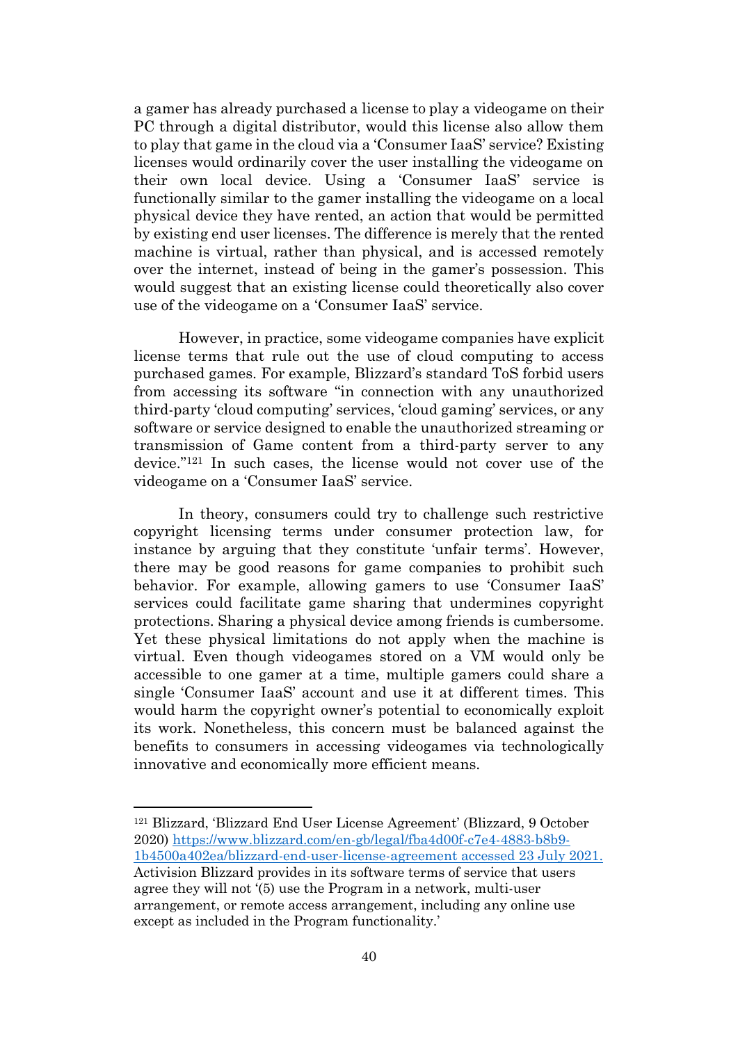a gamer has already purchased a license to play a videogame on their PC through a digital distributor, would this license also allow them to play that game in the cloud via a 'Consumer IaaS' service? Existing licenses would ordinarily cover the user installing the videogame on their own local device. Using a 'Consumer IaaS' service is functionally similar to the gamer installing the videogame on a local physical device they have rented, an action that would be permitted by existing end user licenses. The difference is merely that the rented machine is virtual, rather than physical, and is accessed remotely over the internet, instead of being in the gamer's possession. This would suggest that an existing license could theoretically also cover use of the videogame on a 'Consumer IaaS' service.

However, in practice, some videogame companies have explicit license terms that rule out the use of cloud computing to access purchased games. For example, Blizzard's standard ToS forbid users from accessing its software "in connection with any unauthorized third-party 'cloud computing' services, 'cloud gaming' services, or any software or service designed to enable the unauthorized streaming or transmission of Game content from a third-party server to any device."[121] In such cases, the license would not cover use of the videogame on a 'Consumer IaaS' service.

In theory, consumers could try to challenge such restrictive copyright licensing terms under consumer protection law, for instance by arguing that they constitute 'unfair terms'. However, there may be good reasons for game companies to prohibit such behavior. For example, allowing gamers to use 'Consumer IaaS' services could facilitate game sharing that undermines copyright protections. Sharing a physical device among friends is cumbersome. Yet these physical limitations do not apply when the machine is virtual. Even though videogames stored on a VM would only be accessible to one gamer at a time, multiple gamers could share a single 'Consumer IaaS' account and use it at different times. This would harm the copyright owner's potential to economically exploit its work. Nonetheless, this concern must be balanced against the benefits to consumers in accessing videogames via technologically innovative and economically more efficient means.

---

[121] Blizzard, 'Blizzard End User License Agreement' (Blizzard, 9 October 2020) https://www.blizzard.com/en-gb/legal/fba4d00f-c7e4-4883-b8b9-1b4500a402ea/blizzard-end-user-license-agreement accessed 23 July 2021. Activision Blizzard provides in its software terms of service that users agree they will not '(5) use the Program in a network, multi-user arrangement, or remote access arrangement, including any online use except as included in the Program functionality.'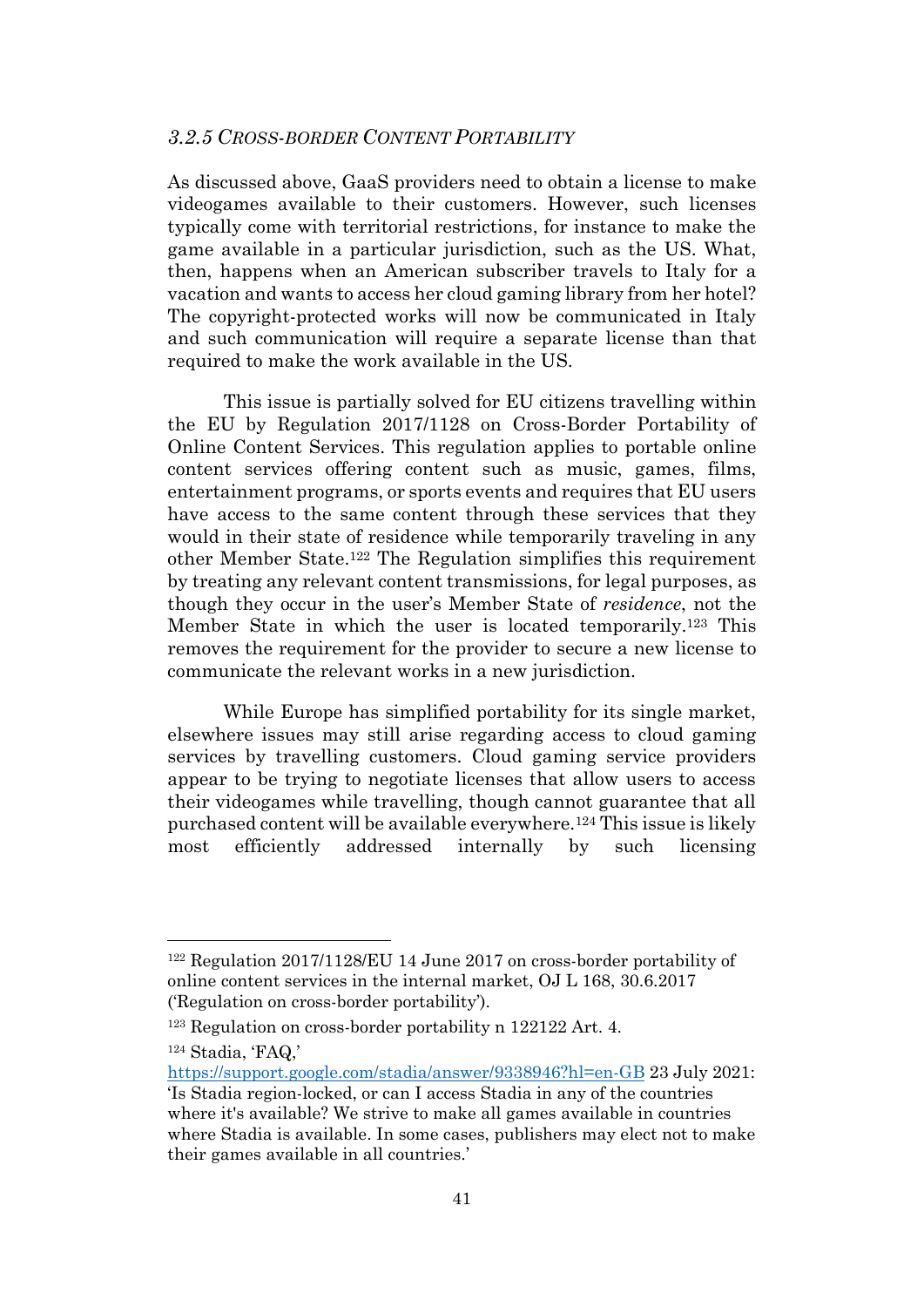### *3.2.5 Cross-border Content Portability*

As discussed above, GaaS providers need to obtain a license to make videogames available to their customers. However, such licenses typically come with territorial restrictions, for instance to make the game available in a particular jurisdiction, such as the US. What, then, happens when an American subscriber travels to Italy for a vacation and wants to access her cloud gaming library from her hotel? The copyright-protected works will now be communicated in Italy and such communication will require a separate license than that required to make the work available in the US.

This issue is partially solved for EU citizens travelling within the EU by Regulation 2017/1128 on Cross-Border Portability of Online Content Services. This regulation applies to portable online content services offering content such as music, games, films, entertainment programs, or sports events and requires that EU users have access to the same content through these services that they would in their state of residence while temporarily traveling in any other Member State.[122] The Regulation simplifies this requirement by treating any relevant content transmissions, for legal purposes, as though they occur in the user's Member State of *residence*, not the Member State in which the user is located temporarily.[123] This removes the requirement for the provider to secure a new license to communicate the relevant works in a new jurisdiction.

While Europe has simplified portability for its single market, elsewhere issues may still arise regarding access to cloud gaming services by travelling customers. Cloud gaming service providers appear to be trying to negotiate licenses that allow users to access their videogames while travelling, though cannot guarantee that all purchased content will be available everywhere.[124] This issue is likely most efficiently addressed internally by such licensing

---

[122] Regulation 2017/1128/EU 14 June 2017 on cross-border portability of online content services in the internal market, OJ L 168, 30.6.2017 ('Regulation on cross-border portability').

[123] Regulation on cross-border portability n 122122 Art. 4.

[124] Stadia, 'FAQ,' https://support.google.com/stadia/answer/9338946?hl=en-GB 23 July 2021: 'Is Stadia region-locked, or can I access Stadia in any of the countries where it's available? We strive to make all games available in countries where Stadia is available. In some cases, publishers may elect not to make their games available in all countries.'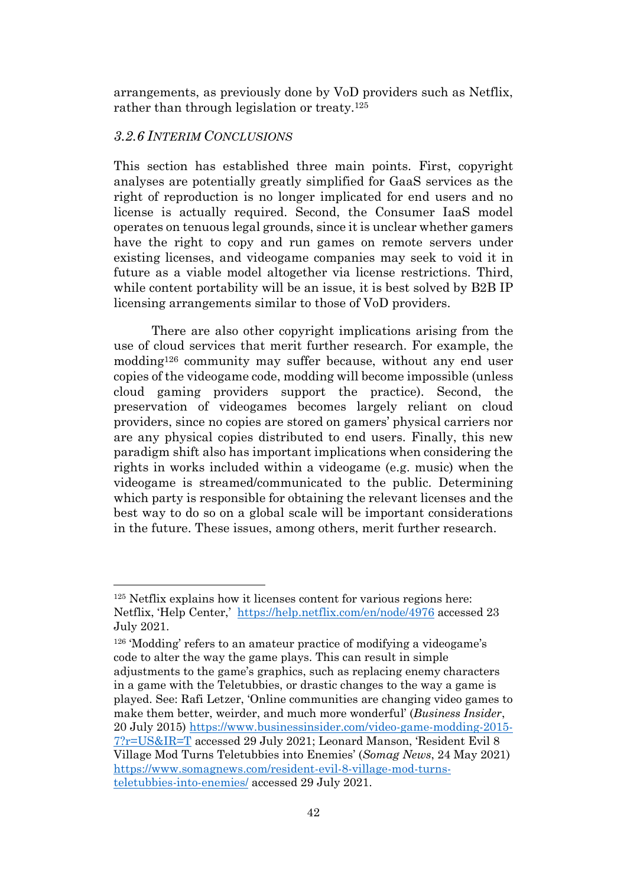arrangements, as previously done by VoD providers such as Netflix, rather than through legislation or treaty.[125]

### *3.2.6 Interim Conclusions*

This section has established three main points. First, copyright analyses are potentially greatly simplified for GaaS services as the right of reproduction is no longer implicated for end users and no license is actually required. Second, the Consumer IaaS model operates on tenuous legal grounds, since it is unclear whether gamers have the right to copy and run games on remote servers under existing licenses, and videogame companies may seek to void it in future as a viable model altogether via license restrictions. Third, while content portability will be an issue, it is best solved by B2B IP licensing arrangements similar to those of VoD providers.

There are also other copyright implications arising from the use of cloud services that merit further research. For example, the modding[126] community may suffer because, without any end user copies of the videogame code, modding will become impossible (unless cloud gaming providers support the practice). Second, the preservation of videogames becomes largely reliant on cloud providers, since no copies are stored on gamers' physical carriers nor are any physical copies distributed to end users. Finally, this new paradigm shift also has important implications when considering the rights in works included within a videogame (e.g. music) when the videogame is streamed/communicated to the public. Determining which party is responsible for obtaining the relevant licenses and the best way to do so on a global scale will be important considerations in the future. These issues, among others, merit further research.

---

[125] Netflix explains how it licenses content for various regions here: Netflix, 'Help Center,' https://help.netflix.com/en/node/4976 accessed 23 July 2021.

[126] 'Modding' refers to an amateur practice of modifying a videogame's code to alter the way the game plays. This can result in simple adjustments to the game's graphics, such as replacing enemy characters in a game with the Teletubbies, or drastic changes to the way a game is played. See: Rafi Letzer, 'Online communities are changing video games to make them better, weirder, and much more wonderful' (*Business Insider*, 20 July 2015) https://www.businessinsider.com/video-game-modding-2015-7?r=US&IR=T accessed 29 July 2021; Leonard Manson, 'Resident Evil 8 Village Mod Turns Teletubbies into Enemies' (*Somag News*, 24 May 2021) https://www.somagnews.com/resident-evil-8-village-mod-turns-teletubbies-into-enemies/ accessed 29 July 2021.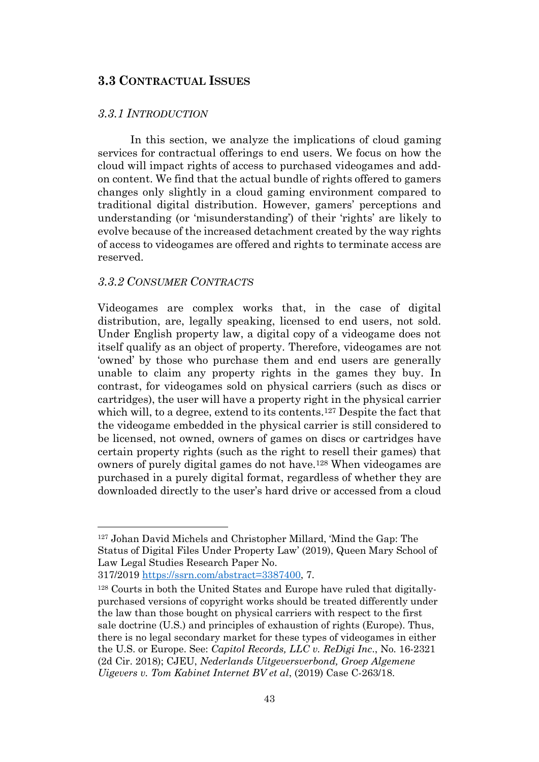## 3.3 CONTRACTUAL ISSUES

### *3.3.1 INTRODUCTION*

In this section, we analyze the implications of cloud gaming services for contractual offerings to end users. We focus on how the cloud will impact rights of access to purchased videogames and add-on content. We find that the actual bundle of rights offered to gamers changes only slightly in a cloud gaming environment compared to traditional digital distribution. However, gamers' perceptions and understanding (or 'misunderstanding') of their 'rights' are likely to evolve because of the increased detachment created by the way rights of access to videogames are offered and rights to terminate access are reserved.

### *3.3.2 CONSUMER CONTRACTS*

Videogames are complex works that, in the case of digital distribution, are, legally speaking, licensed to end users, not sold. Under English property law, a digital copy of a videogame does not itself qualify as an object of property. Therefore, videogames are not 'owned' by those who purchase them and end users are generally unable to claim any property rights in the games they buy. In contrast, for videogames sold on physical carriers (such as discs or cartridges), the user will have a property right in the physical carrier which will, to a degree, extend to its contents.[127] Despite the fact that the videogame embedded in the physical carrier is still considered to be licensed, not owned, owners of games on discs or cartridges have certain property rights (such as the right to resell their games) that owners of purely digital games do not have.[128] When videogames are purchased in a purely digital format, regardless of whether they are downloaded directly to the user's hard drive or accessed from a cloud

---

[127] Johan David Michels and Christopher Millard, 'Mind the Gap: The Status of Digital Files Under Property Law' (2019), Queen Mary School of Law Legal Studies Research Paper No. 317/2019 https://ssrn.com/abstract=3387400, 7.

[128] Courts in both the United States and Europe have ruled that digitally-purchased versions of copyright works should be treated differently under the law than those bought on physical carriers with respect to the first sale doctrine (U.S.) and principles of exhaustion of rights (Europe). Thus, there is no legal secondary market for these types of videogames in either the U.S. or Europe. See: *Capitol Records, LLC v. ReDigi Inc*., No. 16-2321 (2d Cir. 2018); CJEU, *Nederlands Uitgeversverbond, Groep Algemene Uigevers v. Tom Kabinet Internet BV et al*, (2019) Case C-263/18.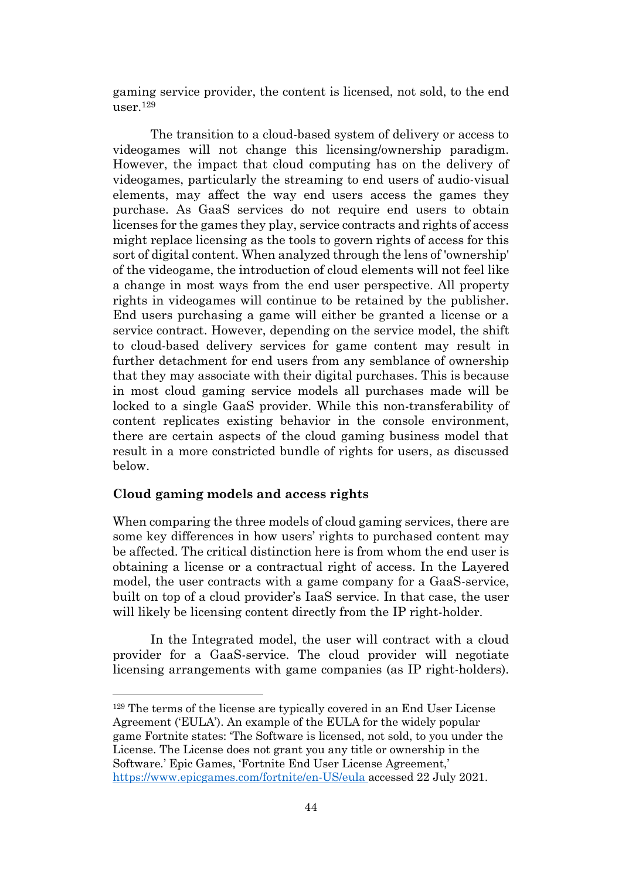gaming service provider, the content is licensed, not sold, to the end user.[129]

The transition to a cloud-based system of delivery or access to videogames will not change this licensing/ownership paradigm. However, the impact that cloud computing has on the delivery of videogames, particularly the streaming to end users of audio-visual elements, may affect the way end users access the games they purchase. As GaaS services do not require end users to obtain licenses for the games they play, service contracts and rights of access might replace licensing as the tools to govern rights of access for this sort of digital content. When analyzed through the lens of 'ownership' of the videogame, the introduction of cloud elements will not feel like a change in most ways from the end user perspective. All property rights in videogames will continue to be retained by the publisher. End users purchasing a game will either be granted a license or a service contract. However, depending on the service model, the shift to cloud-based delivery services for game content may result in further detachment for end users from any semblance of ownership that they may associate with their digital purchases. This is because in most cloud gaming service models all purchases made will be locked to a single GaaS provider. While this non-transferability of content replicates existing behavior in the console environment, there are certain aspects of the cloud gaming business model that result in a more constricted bundle of rights for users, as discussed below.

**Cloud gaming models and access rights**

When comparing the three models of cloud gaming services, there are some key differences in how users' rights to purchased content may be affected. The critical distinction here is from whom the end user is obtaining a license or a contractual right of access. In the Layered model, the user contracts with a game company for a GaaS-service, built on top of a cloud provider's IaaS service. In that case, the user will likely be licensing content directly from the IP right-holder.

In the Integrated model, the user will contract with a cloud provider for a GaaS-service. The cloud provider will negotiate licensing arrangements with game companies (as IP right-holders).

---

[129] The terms of the license are typically covered in an End User License Agreement ('EULA'). An example of the EULA for the widely popular game Fortnite states: 'The Software is licensed, not sold, to you under the License. The License does not grant you any title or ownership in the Software.' Epic Games, 'Fortnite End User License Agreement,' https://www.epicgames.com/fortnite/en-US/eula accessed 22 July 2021.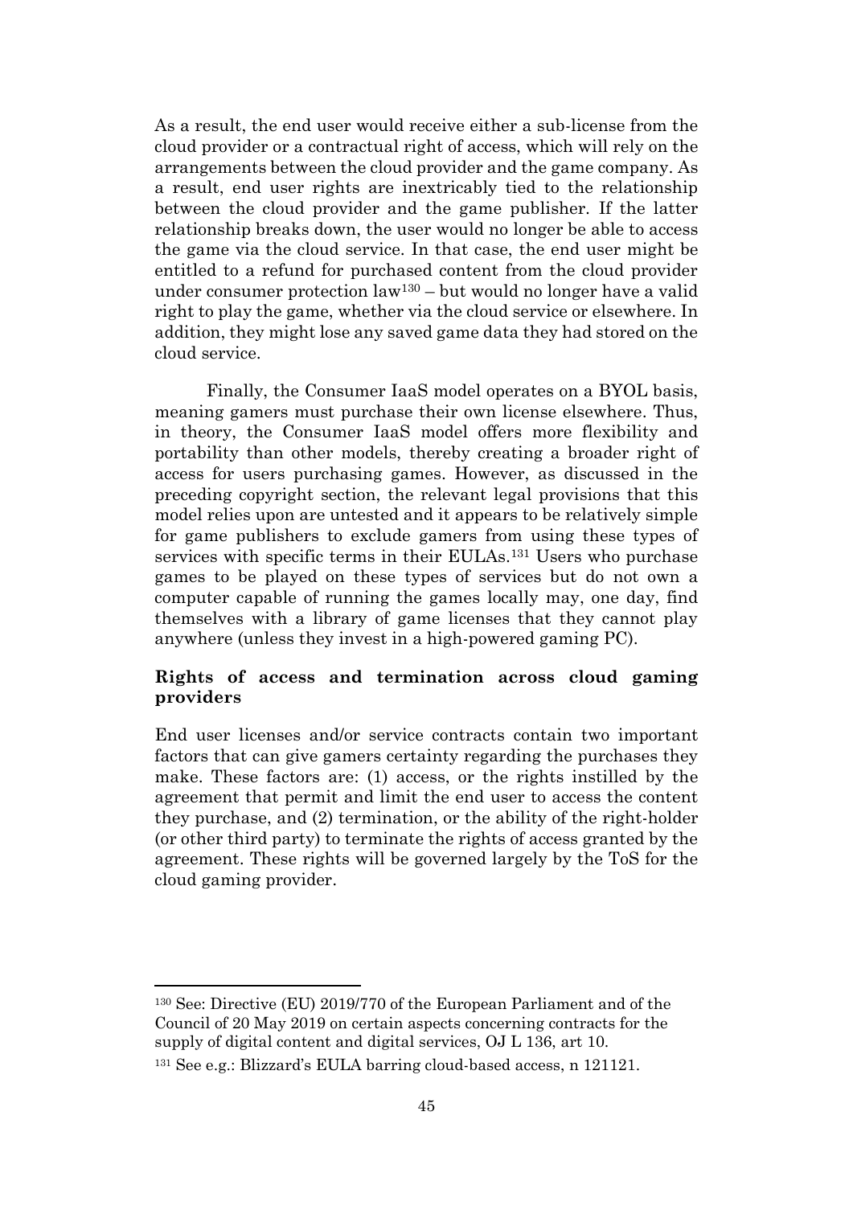As a result, the end user would receive either a sub-license from the cloud provider or a contractual right of access, which will rely on the arrangements between the cloud provider and the game company. As a result, end user rights are inextricably tied to the relationship between the cloud provider and the game publisher. If the latter relationship breaks down, the user would no longer be able to access the game via the cloud service. In that case, the end user might be entitled to a refund for purchased content from the cloud provider under consumer protection law[130] – but would no longer have a valid right to play the game, whether via the cloud service or elsewhere. In addition, they might lose any saved game data they had stored on the cloud service.

Finally, the Consumer IaaS model operates on a BYOL basis, meaning gamers must purchase their own license elsewhere. Thus, in theory, the Consumer IaaS model offers more flexibility and portability than other models, thereby creating a broader right of access for users purchasing games. However, as discussed in the preceding copyright section, the relevant legal provisions that this model relies upon are untested and it appears to be relatively simple for game publishers to exclude gamers from using these types of services with specific terms in their EULAs.[131] Users who purchase games to be played on these types of services but do not own a computer capable of running the games locally may, one day, find themselves with a library of game licenses that they cannot play anywhere (unless they invest in a high-powered gaming PC).

### Rights of access and termination across cloud gaming providers

End user licenses and/or service contracts contain two important factors that can give gamers certainty regarding the purchases they make. These factors are: (1) access, or the rights instilled by the agreement that permit and limit the end user to access the content they purchase, and (2) termination, or the ability of the right-holder (or other third party) to terminate the rights of access granted by the agreement. These rights will be governed largely by the ToS for the cloud gaming provider.

---

[130] See: Directive (EU) 2019/770 of the European Parliament and of the Council of 20 May 2019 on certain aspects concerning contracts for the supply of digital content and digital services, OJ L 136, art 10.

[131] See e.g.: Blizzard's EULA barring cloud-based access, n 121121.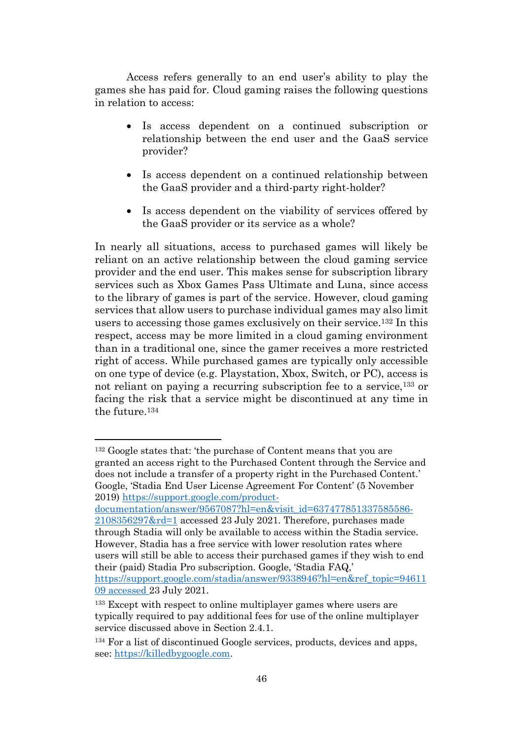Access refers generally to an end user's ability to play the games she has paid for. Cloud gaming raises the following questions in relation to access:

- Is access dependent on a continued subscription or relationship between the end user and the GaaS service provider?
- Is access dependent on a continued relationship between the GaaS provider and a third-party right-holder?
- Is access dependent on the viability of services offered by the GaaS provider or its service as a whole?

In nearly all situations, access to purchased games will likely be reliant on an active relationship between the cloud gaming service provider and the end user. This makes sense for subscription library services such as Xbox Games Pass Ultimate and Luna, since access to the library of games is part of the service. However, cloud gaming services that allow users to purchase individual games may also limit users to accessing those games exclusively on their service.[132] In this respect, access may be more limited in a cloud gaming environment than in a traditional one, since the gamer receives a more restricted right of access. While purchased games are typically only accessible on one type of device (e.g. Playstation, Xbox, Switch, or PC), access is not reliant on paying a recurring subscription fee to a service,[133] or facing the risk that a service might be discontinued at any time in the future.[134]

---

[132] Google states that: 'the purchase of Content means that you are granted an access right to the Purchased Content through the Service and does not include a transfer of a property right in the Purchased Content.' Google, 'Stadia End User License Agreement For Content' (5 November 2019) [https://support.google.com/product-documentation/answer/9567087?hl=en&visit_id=637477851337585586-2108356297&rd=1](https://support.google.com/product-documentation/answer/9567087?hl=en&visit_id=637477851337585586-2108356297&rd=1) accessed 23 July 2021. Therefore, purchases made through Stadia will only be available to access within the Stadia service. However, Stadia has a free service with lower resolution rates where users will still be able to access their purchased games if they wish to end their (paid) Stadia Pro subscription. Google, 'Stadia FAQ,' [https://support.google.com/stadia/answer/9338946?hl=en&ref_topic=9461109](https://support.google.com/stadia/answer/9338946?hl=en&ref_topic=9461109) accessed 23 July 2021.

[133] Except with respect to online multiplayer games where users are typically required to pay additional fees for use of the online multiplayer service discussed above in Section 2.4.1.

[134] For a list of discontinued Google services, products, devices and apps, see: [https://killedbygoogle.com](https://killedbygoogle.com).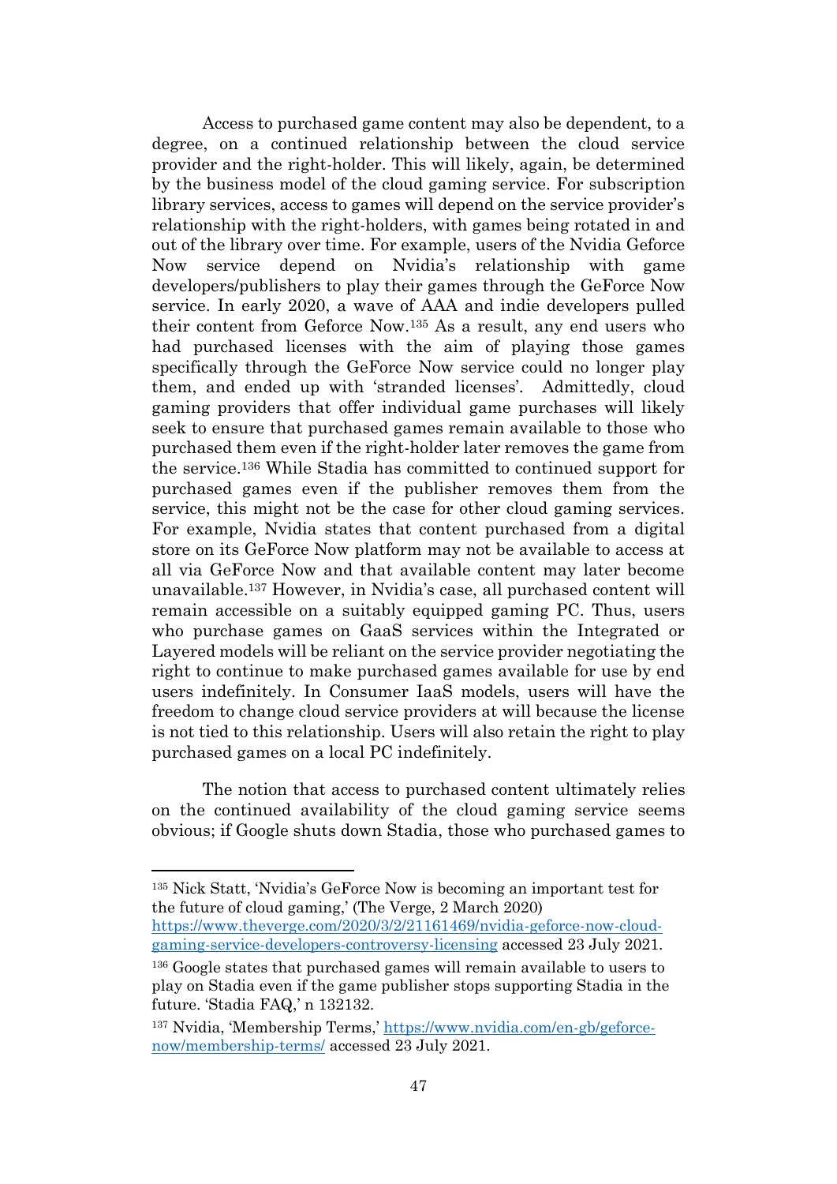Access to purchased game content may also be dependent, to a degree, on a continued relationship between the cloud service provider and the right-holder. This will likely, again, be determined by the business model of the cloud gaming service. For subscription library services, access to games will depend on the service provider's relationship with the right-holders, with games being rotated in and out of the library over time. For example, users of the Nvidia Geforce Now service depend on Nvidia's relationship with game developers/publishers to play their games through the GeForce Now service. In early 2020, a wave of AAA and indie developers pulled their content from Geforce Now.[135] As a result, any end users who had purchased licenses with the aim of playing those games specifically through the GeForce Now service could no longer play them, and ended up with 'stranded licenses'. Admittedly, cloud gaming providers that offer individual game purchases will likely seek to ensure that purchased games remain available to those who purchased them even if the right-holder later removes the game from the service.[136] While Stadia has committed to continued support for purchased games even if the publisher removes them from the service, this might not be the case for other cloud gaming services. For example, Nvidia states that content purchased from a digital store on its GeForce Now platform may not be available to access at all via GeForce Now and that available content may later become unavailable.[137] However, in Nvidia's case, all purchased content will remain accessible on a suitably equipped gaming PC. Thus, users who purchase games on GaaS services within the Integrated or Layered models will be reliant on the service provider negotiating the right to continue to make purchased games available for use by end users indefinitely. In Consumer IaaS models, users will have the freedom to change cloud service providers at will because the license is not tied to this relationship. Users will also retain the right to play purchased games on a local PC indefinitely.

The notion that access to purchased content ultimately relies on the continued availability of the cloud gaming service seems obvious; if Google shuts down Stadia, those who purchased games to

---

[135] Nick Statt, 'Nvidia's GeForce Now is becoming an important test for the future of cloud gaming,' (The Verge, 2 March 2020) https://www.theverge.com/2020/3/2/21161469/nvidia-geforce-now-cloud-gaming-service-developers-controversy-licensing accessed 23 July 2021.

[136] Google states that purchased games will remain available to users to play on Stadia even if the game publisher stops supporting Stadia in the future. 'Stadia FAQ,' n 132132.

[137] Nvidia, 'Membership Terms,' https://www.nvidia.com/en-gb/geforce-now/membership-terms/ accessed 23 July 2021.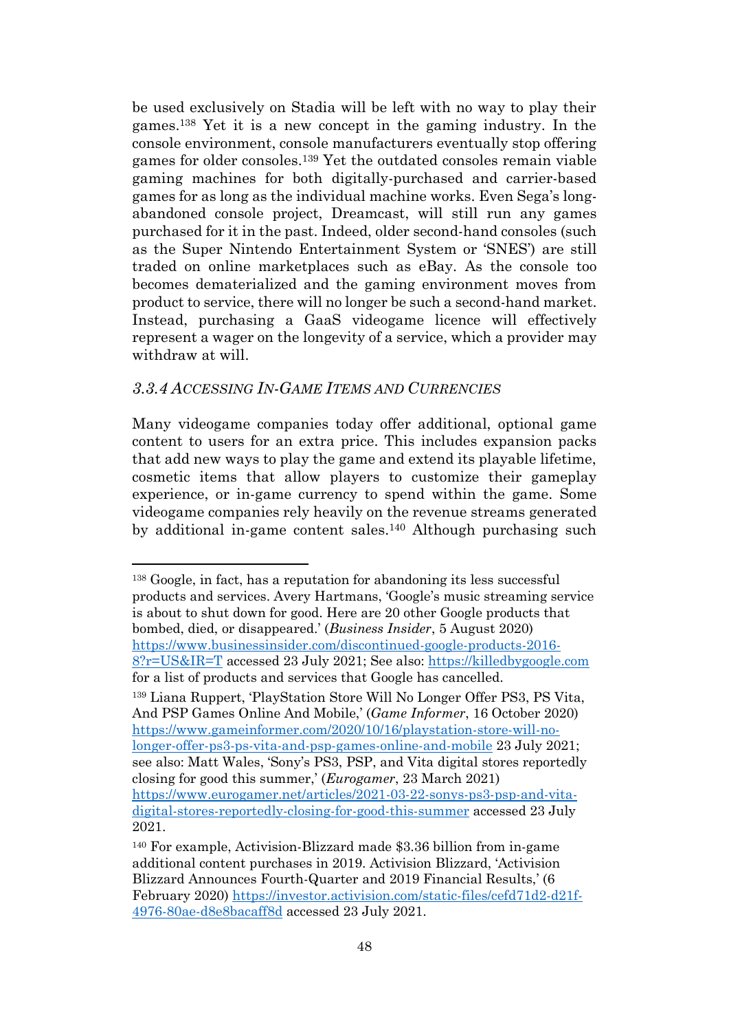be used exclusively on Stadia will be left with no way to play their games.[138] Yet it is a new concept in the gaming industry. In the console environment, console manufacturers eventually stop offering games for older consoles.[139] Yet the outdated consoles remain viable gaming machines for both digitally-purchased and carrier-based games for as long as the individual machine works. Even Sega's long-abandoned console project, Dreamcast, will still run any games purchased for it in the past. Indeed, older second-hand consoles (such as the Super Nintendo Entertainment System or 'SNES') are still traded on online marketplaces such as eBay. As the console too becomes dematerialized and the gaming environment moves from product to service, there will no longer be such a second-hand market. Instead, purchasing a GaaS videogame licence will effectively represent a wager on the longevity of a service, which a provider may withdraw at will.

### *3.3.4 Accessing In-Game Items and Currencies*

Many videogame companies today offer additional, optional game content to users for an extra price. This includes expansion packs that add new ways to play the game and extend its playable lifetime, cosmetic items that allow players to customize their gameplay experience, or in-game currency to spend within the game. Some videogame companies rely heavily on the revenue streams generated by additional in-game content sales.[140] Although purchasing such

---

[138] Google, in fact, has a reputation for abandoning its less successful products and services. Avery Hartmans, 'Google's music streaming service is about to shut down for good. Here are 20 other Google products that bombed, died, or disappeared.' (*Business Insider*, 5 August 2020) https://www.businessinsider.com/discontinued-google-products-2016-8?r=US&IR=T accessed 23 July 2021; See also: https://killedbygoogle.com for a list of products and services that Google has cancelled.

[139] Liana Ruppert, 'PlayStation Store Will No Longer Offer PS3, PS Vita, And PSP Games Online And Mobile,' (*Game Informer*, 16 October 2020) https://www.gameinformer.com/2020/10/16/playstation-store-will-no-longer-offer-ps3-ps-vita-and-psp-games-online-and-mobile 23 July 2021; see also: Matt Wales, 'Sony's PS3, PSP, and Vita digital stores reportedly closing for good this summer,' (*Eurogamer*, 23 March 2021) https://www.eurogamer.net/articles/2021-03-22-sonys-ps3-psp-and-vita-digital-stores-reportedly-closing-for-good-this-summer accessed 23 July 2021.

[140] For example, Activision-Blizzard made $3.36 billion from in-game additional content purchases in 2019. Activision Blizzard, 'Activision Blizzard Announces Fourth-Quarter and 2019 Financial Results,' (6 February 2020) https://investor.activision.com/static-files/cefd71d2-d21f-4976-80ae-d8e8bacaff8d accessed 23 July 2021.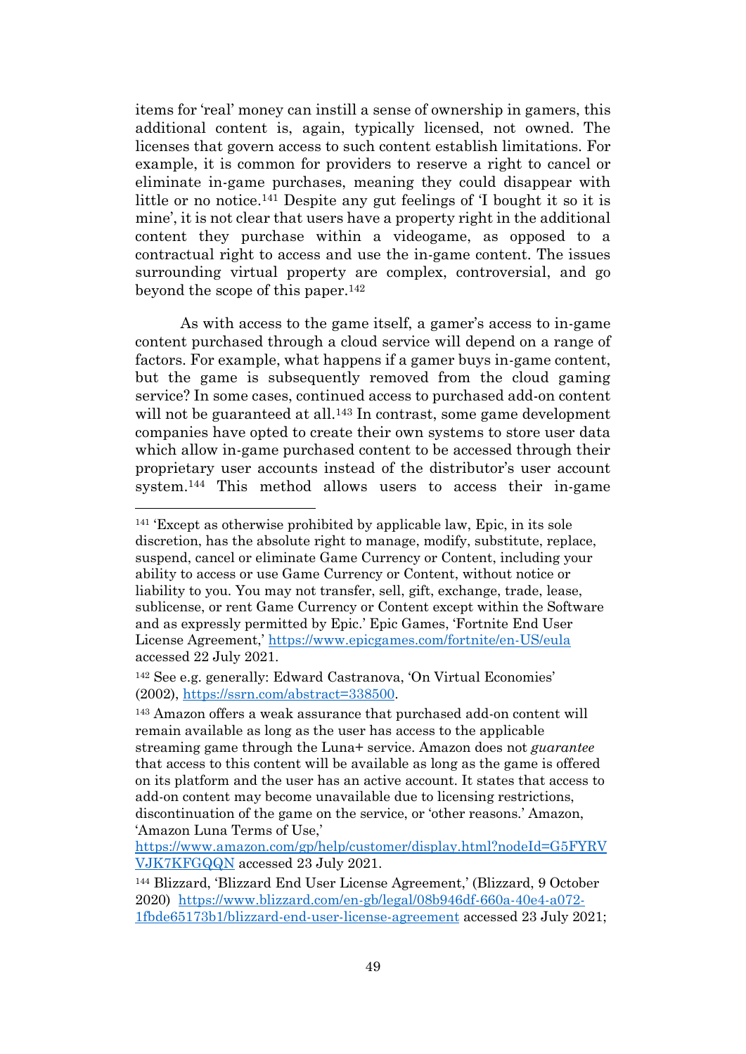items for 'real' money can instill a sense of ownership in gamers, this additional content is, again, typically licensed, not owned. The licenses that govern access to such content establish limitations. For example, it is common for providers to reserve a right to cancel or eliminate in-game purchases, meaning they could disappear with little or no notice.[141] Despite any gut feelings of 'I bought it so it is mine', it is not clear that users have a property right in the additional content they purchase within a videogame, as opposed to a contractual right to access and use the in-game content. The issues surrounding virtual property are complex, controversial, and go beyond the scope of this paper.[142]

As with access to the game itself, a gamer's access to in-game content purchased through a cloud service will depend on a range of factors. For example, what happens if a gamer buys in-game content, but the game is subsequently removed from the cloud gaming service? In some cases, continued access to purchased add-on content will not be guaranteed at all.[143] In contrast, some game development companies have opted to create their own systems to store user data which allow in-game purchased content to be accessed through their proprietary user accounts instead of the distributor's user account system.[144] This method allows users to access their in-game

---

[141] 'Except as otherwise prohibited by applicable law, Epic, in its sole discretion, has the absolute right to manage, modify, substitute, replace, suspend, cancel or eliminate Game Currency or Content, including your ability to access or use Game Currency or Content, without notice or liability to you. You may not transfer, sell, gift, exchange, trade, lease, sublicense, or rent Game Currency or Content except within the Software and as expressly permitted by Epic.' Epic Games, 'Fortnite End User License Agreement,' https://www.epicgames.com/fortnite/en-US/eula accessed 22 July 2021.

[142] See e.g. generally: Edward Castranova, 'On Virtual Economies' (2002), https://ssrn.com/abstract=338500.

[143] Amazon offers a weak assurance that purchased add-on content will remain available as long as the user has access to the applicable streaming game through the Luna+ service. Amazon does not *guarantee* that access to this content will be available as long as the game is offered on its platform and the user has an active account. It states that access to add-on content may become unavailable due to licensing restrictions, discontinuation of the game on the service, or 'other reasons.' Amazon, 'Amazon Luna Terms of Use,' https://www.amazon.com/gp/help/customer/display.html?nodeId=G5FYRVVJK7KFGQQN accessed 23 July 2021.

[144] Blizzard, 'Blizzard End User License Agreement,' (Blizzard, 9 October 2020) https://www.blizzard.com/en-gb/legal/08b946df-660a-40e4-a072-1fbde65173b1/blizzard-end-user-license-agreement accessed 23 July 2021;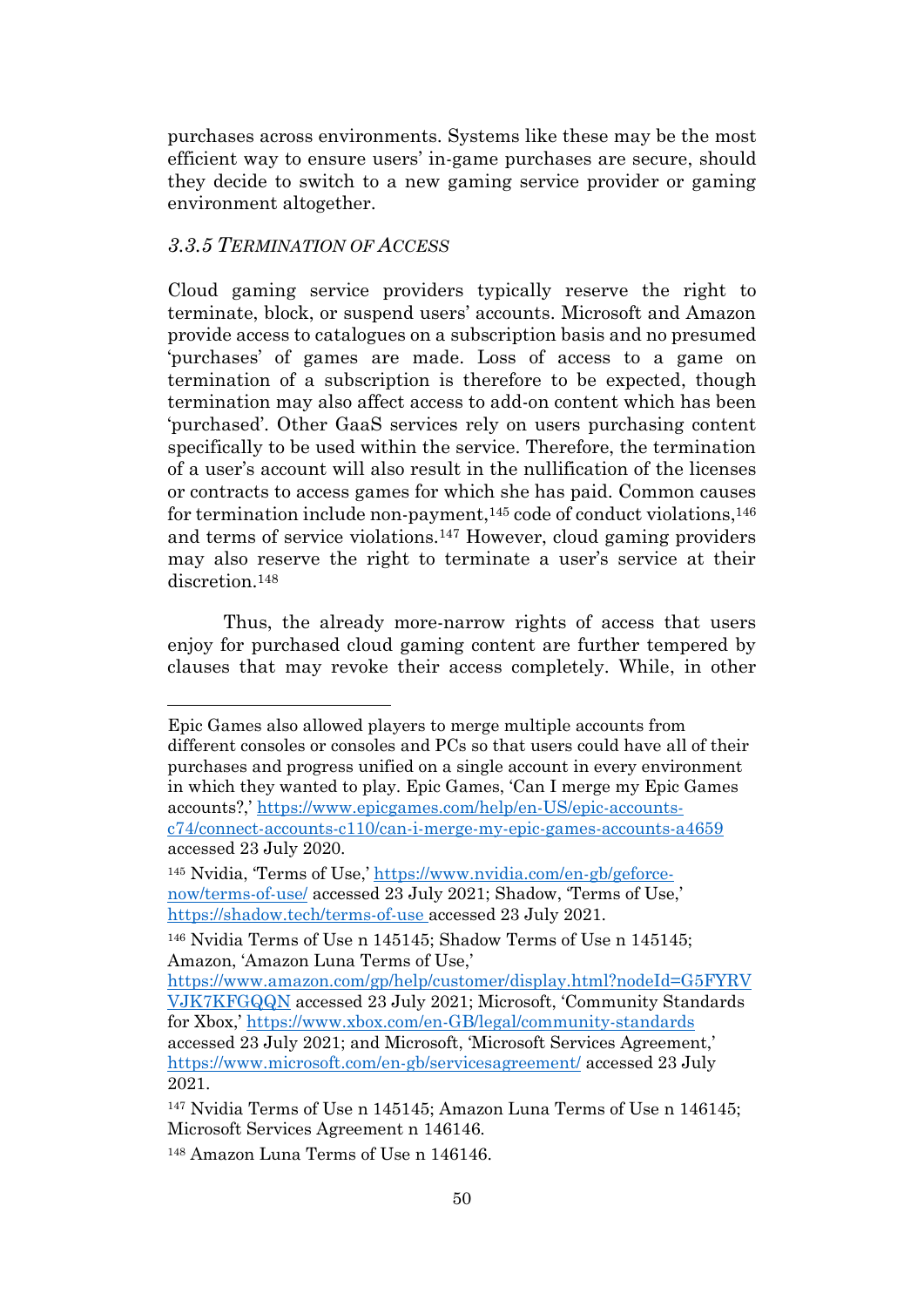purchases across environments. Systems like these may be the most efficient way to ensure users' in-game purchases are secure, should they decide to switch to a new gaming service provider or gaming environment altogether.

### *3.3.5 Termination of Access*

Cloud gaming service providers typically reserve the right to terminate, block, or suspend users' accounts. Microsoft and Amazon provide access to catalogues on a subscription basis and no presumed 'purchases' of games are made. Loss of access to a game on termination of a subscription is therefore to be expected, though termination may also affect access to add-on content which has been 'purchased'. Other GaaS services rely on users purchasing content specifically to be used within the service. Therefore, the termination of a user's account will also result in the nullification of the licenses or contracts to access games for which she has paid. Common causes for termination include non-payment,[145] code of conduct violations,[146] and terms of service violations.[147] However, cloud gaming providers may also reserve the right to terminate a user's service at their discretion.[148]

Thus, the already more-narrow rights of access that users enjoy for purchased cloud gaming content are further tempered by clauses that may revoke their access completely. While, in other

---

Epic Games also allowed players to merge multiple accounts from different consoles or consoles and PCs so that users could have all of their purchases and progress unified on a single account in every environment in which they wanted to play. Epic Games, 'Can I merge my Epic Games accounts?,' https://www.epicgames.com/help/en-US/epic-accounts-c74/connect-accounts-c110/can-i-merge-my-epic-games-accounts-a4659 accessed 23 July 2020.

[145] Nvidia, 'Terms of Use,' https://www.nvidia.com/en-gb/geforce-now/terms-of-use/ accessed 23 July 2021; Shadow, 'Terms of Use,' https://shadow.tech/terms-of-use accessed 23 July 2021.

[146] Nvidia Terms of Use n 145145; Shadow Terms of Use n 145145; Amazon, 'Amazon Luna Terms of Use,' https://www.amazon.com/gp/help/customer/display.html?nodeId=G5FYRVVJK7KFGQQN accessed 23 July 2021; Microsoft, 'Community Standards for Xbox,' https://www.xbox.com/en-GB/legal/community-standards accessed 23 July 2021; and Microsoft, 'Microsoft Services Agreement,' https://www.microsoft.com/en-gb/servicesagreement/ accessed 23 July 2021.

[147] Nvidia Terms of Use n 145145; Amazon Luna Terms of Use n 146145; Microsoft Services Agreement n 146146.

[148] Amazon Luna Terms of Use n 146146.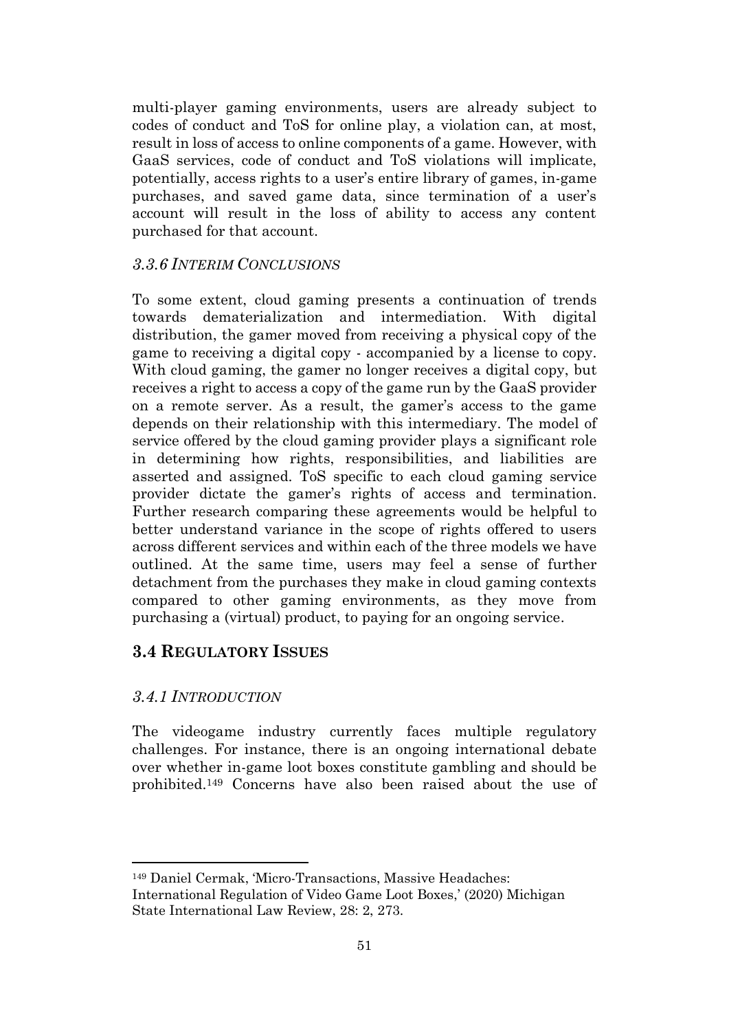multi-player gaming environments, users are already subject to codes of conduct and ToS for online play, a violation can, at most, result in loss of access to online components of a game. However, with GaaS services, code of conduct and ToS violations will implicate, potentially, access rights to a user's entire library of games, in-game purchases, and saved game data, since termination of a user's account will result in the loss of ability to access any content purchased for that account.

### *3.3.6 Interim Conclusions*

To some extent, cloud gaming presents a continuation of trends towards dematerialization and intermediation. With digital distribution, the gamer moved from receiving a physical copy of the game to receiving a digital copy - accompanied by a license to copy. With cloud gaming, the gamer no longer receives a digital copy, but receives a right to access a copy of the game run by the GaaS provider on a remote server. As a result, the gamer's access to the game depends on their relationship with this intermediary. The model of service offered by the cloud gaming provider plays a significant role in determining how rights, responsibilities, and liabilities are asserted and assigned. ToS specific to each cloud gaming service provider dictate the gamer's rights of access and termination. Further research comparing these agreements would be helpful to better understand variance in the scope of rights offered to users across different services and within each of the three models we have outlined. At the same time, users may feel a sense of further detachment from the purchases they make in cloud gaming contexts compared to other gaming environments, as they move from purchasing a (virtual) product, to paying for an ongoing service.

## 3.4 Regulatory Issues

### *3.4.1 Introduction*

The videogame industry currently faces multiple regulatory challenges. For instance, there is an ongoing international debate over whether in-game loot boxes constitute gambling and should be prohibited.[149] Concerns have also been raised about the use of

---

[149] Daniel Cermak, 'Micro-Transactions, Massive Headaches: International Regulation of Video Game Loot Boxes,' (2020) Michigan State International Law Review, 28: 2, 273.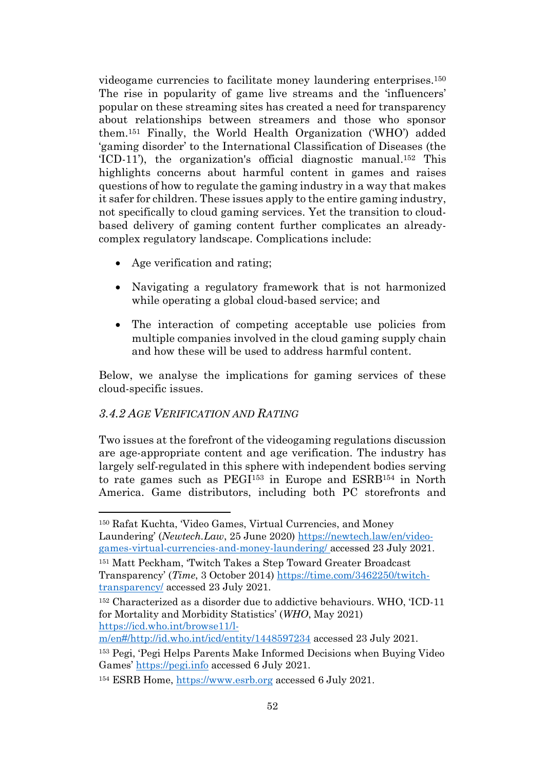videogame currencies to facilitate money laundering enterprises.[150] The rise in popularity of game live streams and the 'influencers' popular on these streaming sites has created a need for transparency about relationships between streamers and those who sponsor them.[151] Finally, the World Health Organization ('WHO') added 'gaming disorder' to the International Classification of Diseases (the 'ICD-11'), the organization's official diagnostic manual.[152] This highlights concerns about harmful content in games and raises questions of how to regulate the gaming industry in a way that makes it safer for children. These issues apply to the entire gaming industry, not specifically to cloud gaming services. Yet the transition to cloud-based delivery of gaming content further complicates an already-complex regulatory landscape. Complications include:

- Age verification and rating;
- Navigating a regulatory framework that is not harmonized while operating a global cloud-based service; and
- The interaction of competing acceptable use policies from multiple companies involved in the cloud gaming supply chain and how these will be used to address harmful content.

Below, we analyse the implications for gaming services of these cloud-specific issues.

### *3.4.2 Age Verification and Rating*

Two issues at the forefront of the videogaming regulations discussion are age-appropriate content and age verification. The industry has largely self-regulated in this sphere with independent bodies serving to rate games such as PEGI[153] in Europe and ESRB[154] in North America. Game distributors, including both PC storefronts and

---

[150] Rafat Kuchta, 'Video Games, Virtual Currencies, and Money Laundering' (*Newtech.Law*, 25 June 2020) https://newtech.law/en/video-games-virtual-currencies-and-money-laundering/ accessed 23 July 2021.

[151] Matt Peckham, 'Twitch Takes a Step Toward Greater Broadcast Transparency' (*Time*, 3 October 2014) https://time.com/3462250/twitch-transparency/ accessed 23 July 2021.

[152] Characterized as a disorder due to addictive behaviours. WHO, 'ICD-11 for Mortality and Morbidity Statistics' (*WHO*, May 2021) https://icd.who.int/browse11/l-m/en#/http://id.who.int/icd/entity/1448597234 accessed 23 July 2021.

[153] Pegi, 'Pegi Helps Parents Make Informed Decisions when Buying Video Games' https://pegi.info accessed 6 July 2021.

[154] ESRB Home, https://www.esrb.org accessed 6 July 2021.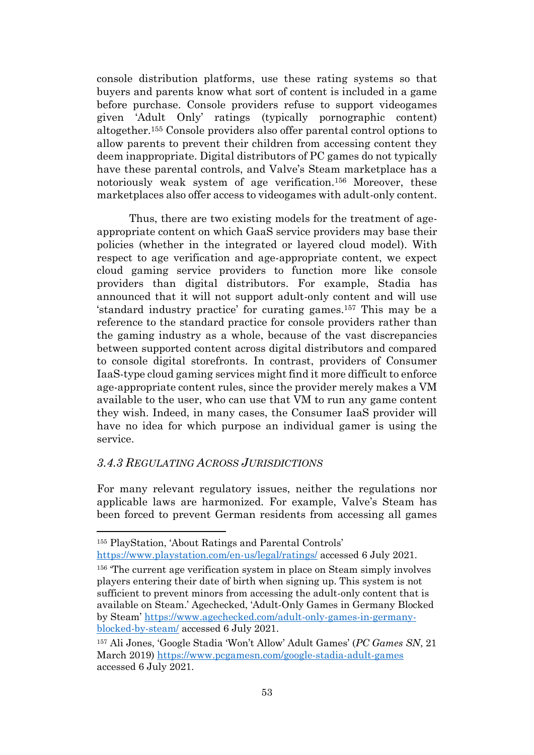console distribution platforms, use these rating systems so that buyers and parents know what sort of content is included in a game before purchase. Console providers refuse to support videogames given 'Adult Only' ratings (typically pornographic content) altogether.[155] Console providers also offer parental control options to allow parents to prevent their children from accessing content they deem inappropriate. Digital distributors of PC games do not typically have these parental controls, and Valve's Steam marketplace has a notoriously weak system of age verification.[156] Moreover, these marketplaces also offer access to videogames with adult-only content.

Thus, there are two existing models for the treatment of age-appropriate content on which GaaS service providers may base their policies (whether in the integrated or layered cloud model). With respect to age verification and age-appropriate content, we expect cloud gaming service providers to function more like console providers than digital distributors. For example, Stadia has announced that it will not support adult-only content and will use 'standard industry practice' for curating games.[157] This may be a reference to the standard practice for console providers rather than the gaming industry as a whole, because of the vast discrepancies between supported content across digital distributors and compared to console digital storefronts. In contrast, providers of Consumer IaaS-type cloud gaming services might find it more difficult to enforce age-appropriate content rules, since the provider merely makes a VM available to the user, who can use that VM to run any game content they wish. Indeed, in many cases, the Consumer IaaS provider will have no idea for which purpose an individual gamer is using the service.

### *3.4.3 Regulating Across Jurisdictions*

For many relevant regulatory issues, neither the regulations nor applicable laws are harmonized. For example, Valve's Steam has been forced to prevent German residents from accessing all games

---

[155] PlayStation, 'About Ratings and Parental Controls' https://www.playstation.com/en-us/legal/ratings/ accessed 6 July 2021.

[156] 'The current age verification system in place on Steam simply involves players entering their date of birth when signing up. This system is not sufficient to prevent minors from accessing the adult-only content that is available on Steam.' Agechecked, 'Adult-Only Games in Germany Blocked by Steam' https://www.agechecked.com/adult-only-games-in-germany-blocked-by-steam/ accessed 6 July 2021.

[157] Ali Jones, 'Google Stadia 'Won't Allow' Adult Games' (*PC Games SN*, 21 March 2019) https://www.pcgamesn.com/google-stadia-adult-games accessed 6 July 2021.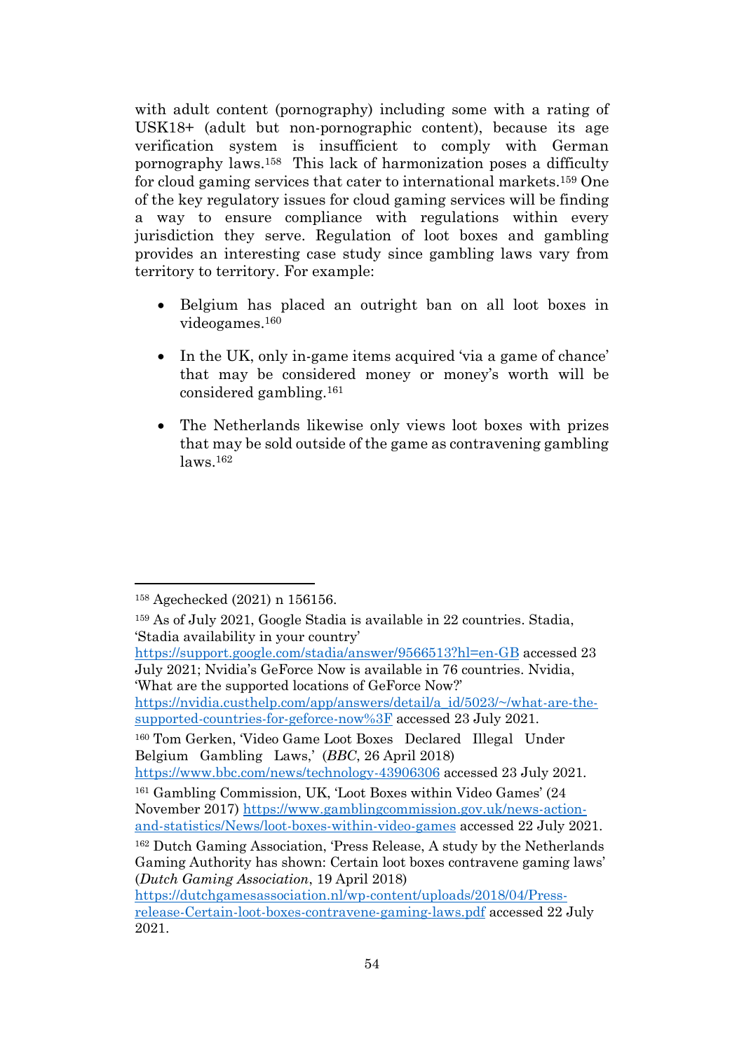with adult content (pornography) including some with a rating of USK18+ (adult but non-pornographic content), because its age verification system is insufficient to comply with German pornography laws.[158] This lack of harmonization poses a difficulty for cloud gaming services that cater to international markets.[159] One of the key regulatory issues for cloud gaming services will be finding a way to ensure compliance with regulations within every jurisdiction they serve. Regulation of loot boxes and gambling provides an interesting case study since gambling laws vary from territory to territory. For example:

- Belgium has placed an outright ban on all loot boxes in videogames.[160]
- In the UK, only in-game items acquired 'via a game of chance' that may be considered money or money's worth will be considered gambling.[161]
- The Netherlands likewise only views loot boxes with prizes that may be sold outside of the game as contravening gambling laws.[162]

---

[158] Agechecked (2021) n 156156.

[159] As of July 2021, Google Stadia is available in 22 countries. Stadia, 'Stadia availability in your country' https://support.google.com/stadia/answer/9566513?hl=en-GB accessed 23 July 2021; Nvidia's GeForce Now is available in 76 countries. Nvidia, 'What are the supported locations of GeForce Now?' https://nvidia.custhelp.com/app/answers/detail/a_id/5023/~/what-are-the-supported-countries-for-geforce-now%3F accessed 23 July 2021.

[160] Tom Gerken, 'Video Game Loot Boxes Declared Illegal Under Belgium Gambling Laws,' (*BBC*, 26 April 2018) https://www.bbc.com/news/technology-43906306 accessed 23 July 2021.

[161] Gambling Commission, UK, 'Loot Boxes within Video Games' (24 November 2017) https://www.gamblingcommission.gov.uk/news-action-and-statistics/News/loot-boxes-within-video-games accessed 22 July 2021.

[162] Dutch Gaming Association, 'Press Release, A study by the Netherlands Gaming Authority has shown: Certain loot boxes contravene gaming laws' (*Dutch Gaming Association*, 19 April 2018) https://dutchgamesassociation.nl/wp-content/uploads/2018/04/Press-release-Certain-loot-boxes-contravene-gaming-laws.pdf accessed 22 July 2021.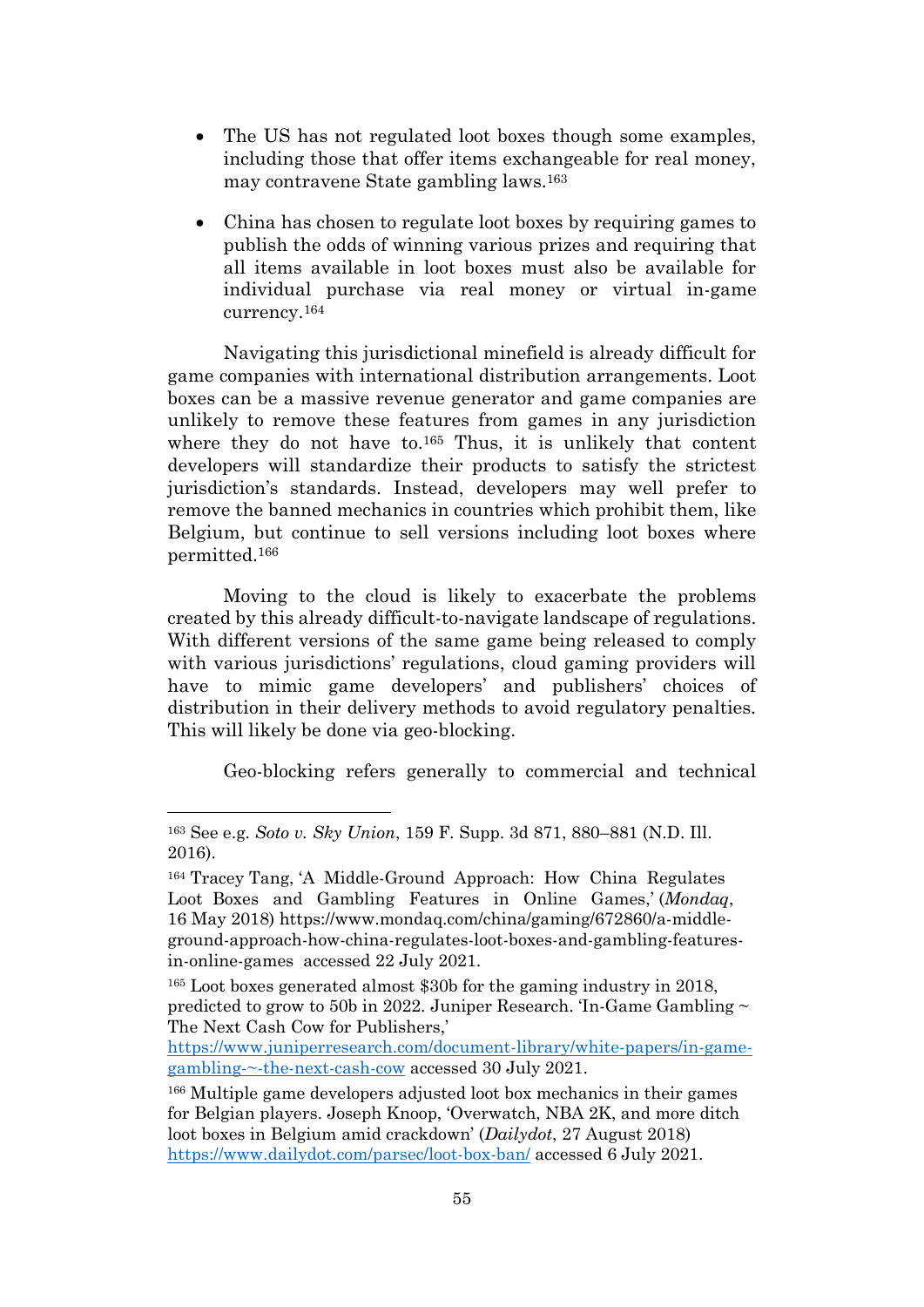- The US has not regulated loot boxes though some examples, including those that offer items exchangeable for real money, may contravene State gambling laws.[163]

- China has chosen to regulate loot boxes by requiring games to publish the odds of winning various prizes and requiring that all items available in loot boxes must also be available for individual purchase via real money or virtual in-game currency.[164]

Navigating this jurisdictional minefield is already difficult for game companies with international distribution arrangements. Loot boxes can be a massive revenue generator and game companies are unlikely to remove these features from games in any jurisdiction where they do not have to.[165] Thus, it is unlikely that content developers will standardize their products to satisfy the strictest jurisdiction's standards. Instead, developers may well prefer to remove the banned mechanics in countries which prohibit them, like Belgium, but continue to sell versions including loot boxes where permitted.[166]

Moving to the cloud is likely to exacerbate the problems created by this already difficult-to-navigate landscape of regulations. With different versions of the same game being released to comply with various jurisdictions' regulations, cloud gaming providers will have to mimic game developers' and publishers' choices of distribution in their delivery methods to avoid regulatory penalties. This will likely be done via geo-blocking.

Geo-blocking refers generally to commercial and technical

---

[163] See e.g. *Soto v. Sky Union*, 159 F. Supp. 3d 871, 880–881 (N.D. Ill. 2016).

[164] Tracey Tang, 'A Middle-Ground Approach: How China Regulates Loot Boxes and Gambling Features in Online Games,' (*Mondaq*, 16 May 2018) https://www.mondaq.com/china/gaming/672860/a-middle-ground-approach-how-china-regulates-loot-boxes-and-gambling-features-in-online-games accessed 22 July 2021.

[165] Loot boxes generated almost $30b for the gaming industry in 2018, predicted to grow to 50b in 2022. Juniper Research. 'In-Game Gambling ~ The Next Cash Cow for Publishers,' https://www.juniperresearch.com/document-library/white-papers/in-game-gambling-~-the-next-cash-cow accessed 30 July 2021.

[166] Multiple game developers adjusted loot box mechanics in their games for Belgian players. Joseph Knoop, 'Overwatch, NBA 2K, and more ditch loot boxes in Belgium amid crackdown' (*Dailydot*, 27 August 2018) https://www.dailydot.com/parsec/loot-box-ban/ accessed 6 July 2021.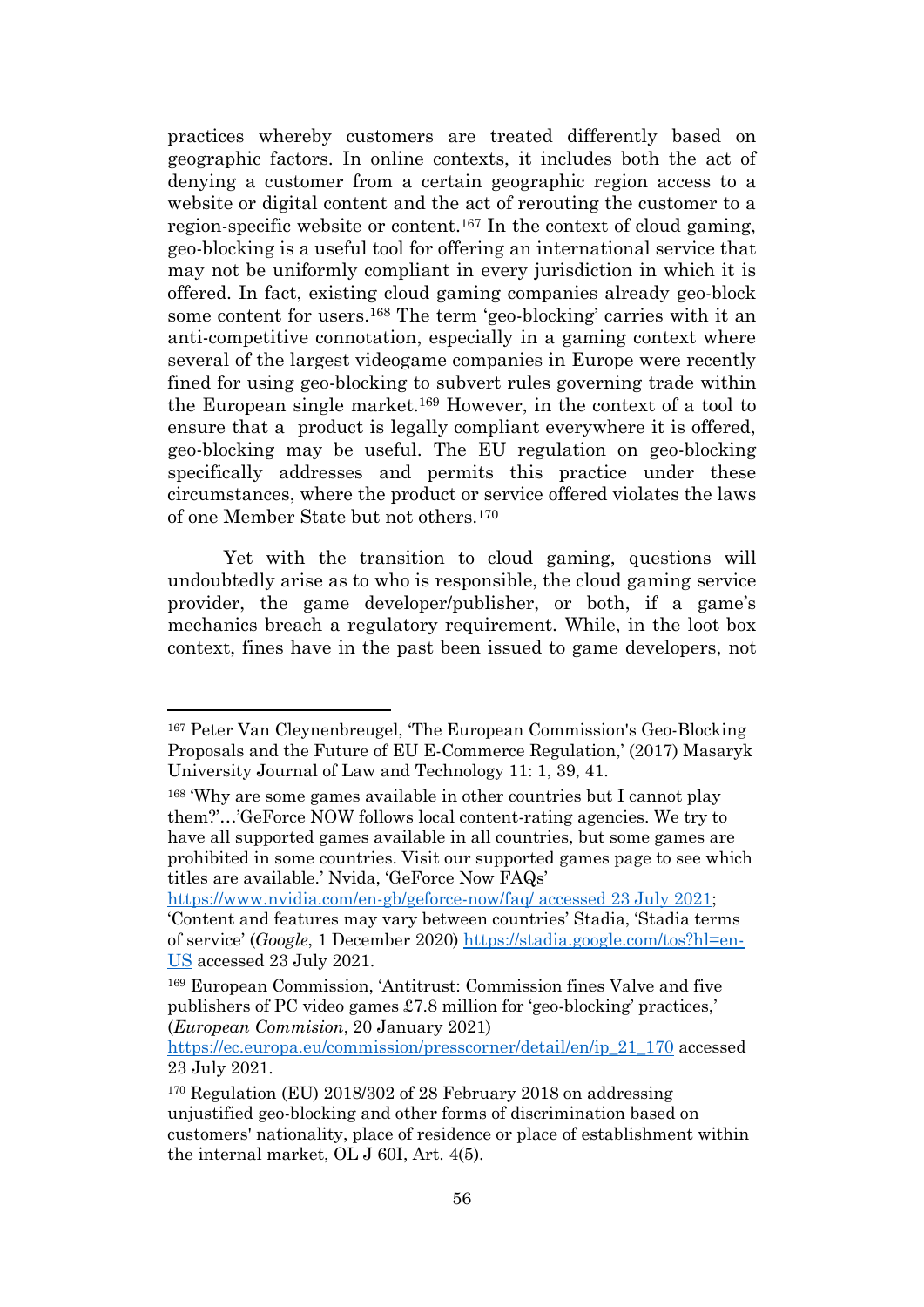practices whereby customers are treated differently based on geographic factors. In online contexts, it includes both the act of denying a customer from a certain geographic region access to a website or digital content and the act of rerouting the customer to a region-specific website or content.[167] In the context of cloud gaming, geo-blocking is a useful tool for offering an international service that may not be uniformly compliant in every jurisdiction in which it is offered. In fact, existing cloud gaming companies already geo-block some content for users.[168] The term 'geo-blocking' carries with it an anti-competitive connotation, especially in a gaming context where several of the largest videogame companies in Europe were recently fined for using geo-blocking to subvert rules governing trade within the European single market.[169] However, in the context of a tool to ensure that a product is legally compliant everywhere it is offered, geo-blocking may be useful. The EU regulation on geo-blocking specifically addresses and permits this practice under these circumstances, where the product or service offered violates the laws of one Member State but not others.[170]

Yet with the transition to cloud gaming, questions will undoubtedly arise as to who is responsible, the cloud gaming service provider, the game developer/publisher, or both, if a game's mechanics breach a regulatory requirement. While, in the loot box context, fines have in the past been issued to game developers, not

---

[167] Peter Van Cleynenbreugel, 'The European Commission's Geo-Blocking Proposals and the Future of EU E-Commerce Regulation,' (2017) Masaryk University Journal of Law and Technology 11: 1, 39, 41.

[168] 'Why are some games available in other countries but I cannot play them?'…'GeForce NOW follows local content-rating agencies. We try to have all supported games available in all countries, but some games are prohibited in some countries. Visit our supported games page to see which titles are available.' Nvida, 'GeForce Now FAQs' https://www.nvidia.com/en-gb/geforce-now/faq/ accessed 23 July 2021; 'Content and features may vary between countries' Stadia, 'Stadia terms of service' (*Google*, 1 December 2020) https://stadia.google.com/tos?hl=en-US accessed 23 July 2021.

[169] European Commission, 'Antitrust: Commission fines Valve and five publishers of PC video games £7.8 million for 'geo-blocking' practices,' (*European Commision*, 20 January 2021) https://ec.europa.eu/commission/presscorner/detail/en/ip_21_170 accessed 23 July 2021.

[170] Regulation (EU) 2018/302 of 28 February 2018 on addressing unjustified geo-blocking and other forms of discrimination based on customers' nationality, place of residence or place of establishment within the internal market, OL J 60I, Art. 4(5).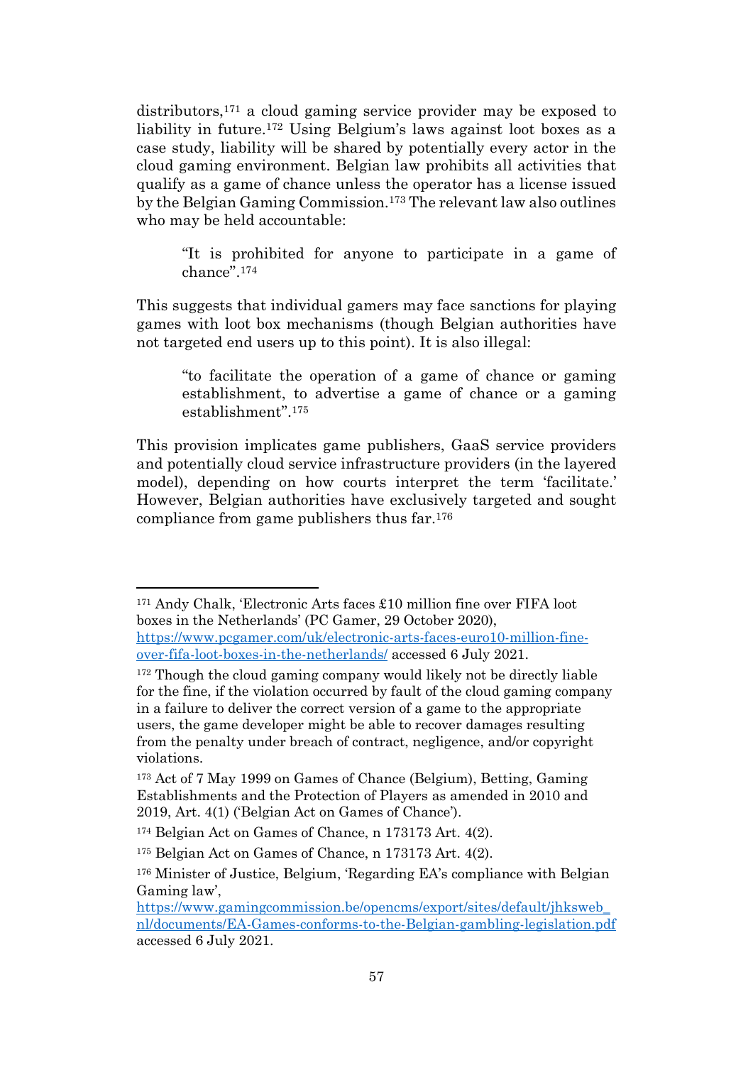distributors,[171] a cloud gaming service provider may be exposed to liability in future.[172] Using Belgium's laws against loot boxes as a case study, liability will be shared by potentially every actor in the cloud gaming environment. Belgian law prohibits all activities that qualify as a game of chance unless the operator has a license issued by the Belgian Gaming Commission.[173] The relevant law also outlines who may be held accountable:

> "It is prohibited for anyone to participate in a game of chance".[174]

This suggests that individual gamers may face sanctions for playing games with loot box mechanisms (though Belgian authorities have not targeted end users up to this point). It is also illegal:

> "to facilitate the operation of a game of chance or gaming establishment, to advertise a game of chance or a gaming establishment".[175]

This provision implicates game publishers, GaaS service providers and potentially cloud service infrastructure providers (in the layered model), depending on how courts interpret the term 'facilitate.' However, Belgian authorities have exclusively targeted and sought compliance from game publishers thus far.[176]

---

[171] Andy Chalk, 'Electronic Arts faces £10 million fine over FIFA loot boxes in the Netherlands' (PC Gamer, 29 October 2020), https://www.pcgamer.com/uk/electronic-arts-faces-euro10-million-fine-over-fifa-loot-boxes-in-the-netherlands/ accessed 6 July 2021.

[172] Though the cloud gaming company would likely not be directly liable for the fine, if the violation occurred by fault of the cloud gaming company in a failure to deliver the correct version of a game to the appropriate users, the game developer might be able to recover damages resulting from the penalty under breach of contract, negligence, and/or copyright violations.

[173] Act of 7 May 1999 on Games of Chance (Belgium), Betting, Gaming Establishments and the Protection of Players as amended in 2010 and 2019, Art. 4(1) ('Belgian Act on Games of Chance').

[174] Belgian Act on Games of Chance, n 173173 Art. 4(2).

[175] Belgian Act on Games of Chance, n 173173 Art. 4(2).

[176] Minister of Justice, Belgium, 'Regarding EA's compliance with Belgian Gaming law', https://www.gamingcommission.be/opencms/export/sites/default/jhksweb_nl/documents/EA-Games-conforms-to-the-Belgian-gambling-legislation.pdf accessed 6 July 2021.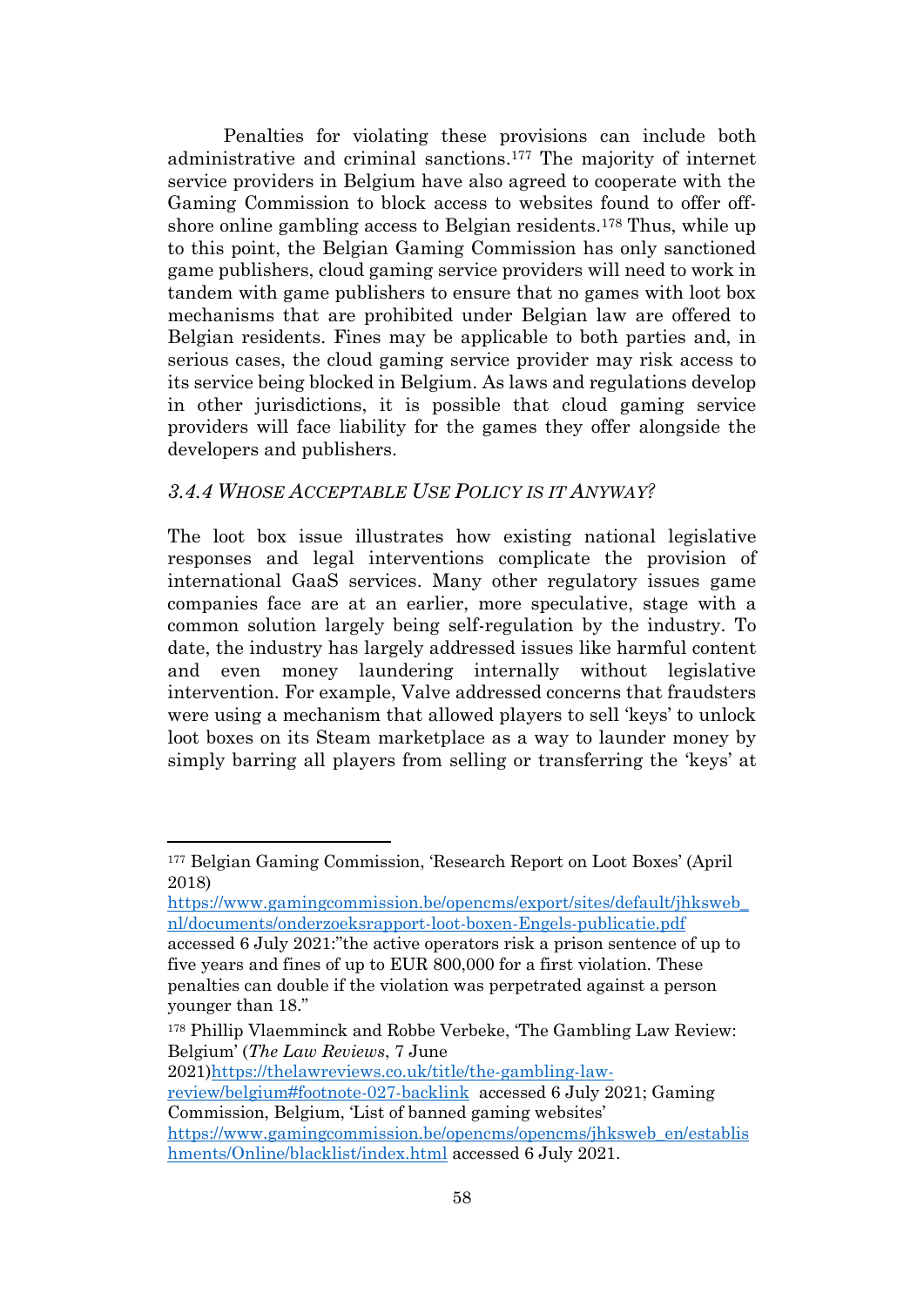Penalties for violating these provisions can include both administrative and criminal sanctions.[177] The majority of internet service providers in Belgium have also agreed to cooperate with the Gaming Commission to block access to websites found to offer off-shore online gambling access to Belgian residents.[178] Thus, while up to this point, the Belgian Gaming Commission has only sanctioned game publishers, cloud gaming service providers will need to work in tandem with game publishers to ensure that no games with loot box mechanisms that are prohibited under Belgian law are offered to Belgian residents. Fines may be applicable to both parties and, in serious cases, the cloud gaming service provider may risk access to its service being blocked in Belgium. As laws and regulations develop in other jurisdictions, it is possible that cloud gaming service providers will face liability for the games they offer alongside the developers and publishers.

### *3.4.4 Whose Acceptable Use Policy is it Anyway?*

The loot box issue illustrates how existing national legislative responses and legal interventions complicate the provision of international GaaS services. Many other regulatory issues game companies face are at an earlier, more speculative, stage with a common solution largely being self-regulation by the industry. To date, the industry has largely addressed issues like harmful content and even money laundering internally without legislative intervention. For example, Valve addressed concerns that fraudsters were using a mechanism that allowed players to sell 'keys' to unlock loot boxes on its Steam marketplace as a way to launder money by simply barring all players from selling or transferring the 'keys' at

---

[177] Belgian Gaming Commission, 'Research Report on Loot Boxes' (April 2018) https://www.gamingcommission.be/opencms/export/sites/default/jhksweb_nl/documents/onderzoeksrapport-loot-boxen-Engels-publicatie.pdf accessed 6 July 2021:"the active operators risk a prison sentence of up to five years and fines of up to EUR 800,000 for a first violation. These penalties can double if the violation was perpetrated against a person younger than 18."

[178] Phillip Vlaemminck and Robbe Verbeke, 'The Gambling Law Review: Belgium' (*The Law Reviews*, 7 June 2021)https://thelawreviews.co.uk/title/the-gambling-law-review/belgium#footnote-027-backlink accessed 6 July 2021; Gaming Commission, Belgium, 'List of banned gaming websites' https://www.gamingcommission.be/opencms/opencms/jhksweb_en/establishments/Online/blacklist/index.html accessed 6 July 2021.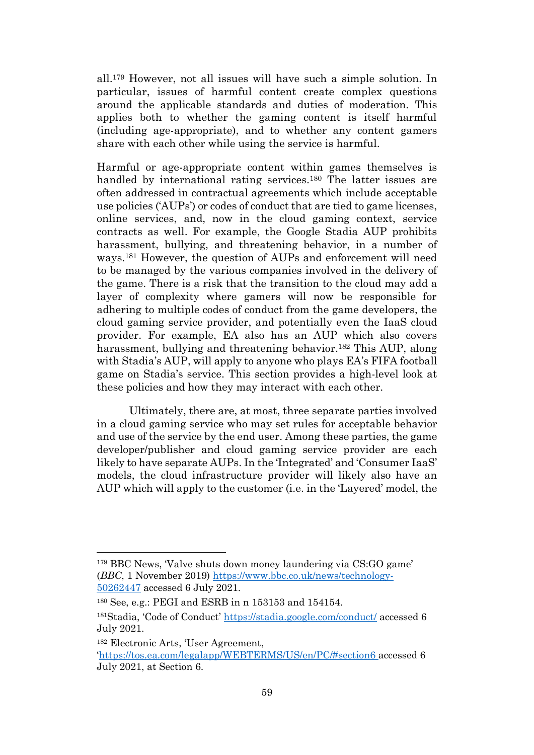all.[179] However, not all issues will have such a simple solution. In particular, issues of harmful content create complex questions around the applicable standards and duties of moderation. This applies both to whether the gaming content is itself harmful (including age-appropriate), and to whether any content gamers share with each other while using the service is harmful.

Harmful or age-appropriate content within games themselves is handled by international rating services.[180] The latter issues are often addressed in contractual agreements which include acceptable use policies ('AUPs') or codes of conduct that are tied to game licenses, online services, and, now in the cloud gaming context, service contracts as well. For example, the Google Stadia AUP prohibits harassment, bullying, and threatening behavior, in a number of ways.[181] However, the question of AUPs and enforcement will need to be managed by the various companies involved in the delivery of the game. There is a risk that the transition to the cloud may add a layer of complexity where gamers will now be responsible for adhering to multiple codes of conduct from the game developers, the cloud gaming service provider, and potentially even the IaaS cloud provider. For example, EA also has an AUP which also covers harassment, bullying and threatening behavior.[182] This AUP, along with Stadia's AUP, will apply to anyone who plays EA's FIFA football game on Stadia's service. This section provides a high-level look at these policies and how they may interact with each other.

Ultimately, there are, at most, three separate parties involved in a cloud gaming service who may set rules for acceptable behavior and use of the service by the end user. Among these parties, the game developer/publisher and cloud gaming service provider are each likely to have separate AUPs. In the 'Integrated' and 'Consumer IaaS' models, the cloud infrastructure provider will likely also have an AUP which will apply to the customer (i.e. in the 'Layered' model, the

---

[179] BBC News, 'Valve shuts down money laundering via CS:GO game' (*BBC*, 1 November 2019) https://www.bbc.co.uk/news/technology-50262447 accessed 6 July 2021.

[180] See, e.g.: PEGI and ESRB in n 153153 and 154154.

[181] Stadia, 'Code of Conduct' https://stadia.google.com/conduct/ accessed 6 July 2021.

[182] Electronic Arts, 'User Agreement, 'https://tos.ea.com/legalapp/WEBTERMS/US/en/PC/#section6 accessed 6 July 2021, at Section 6.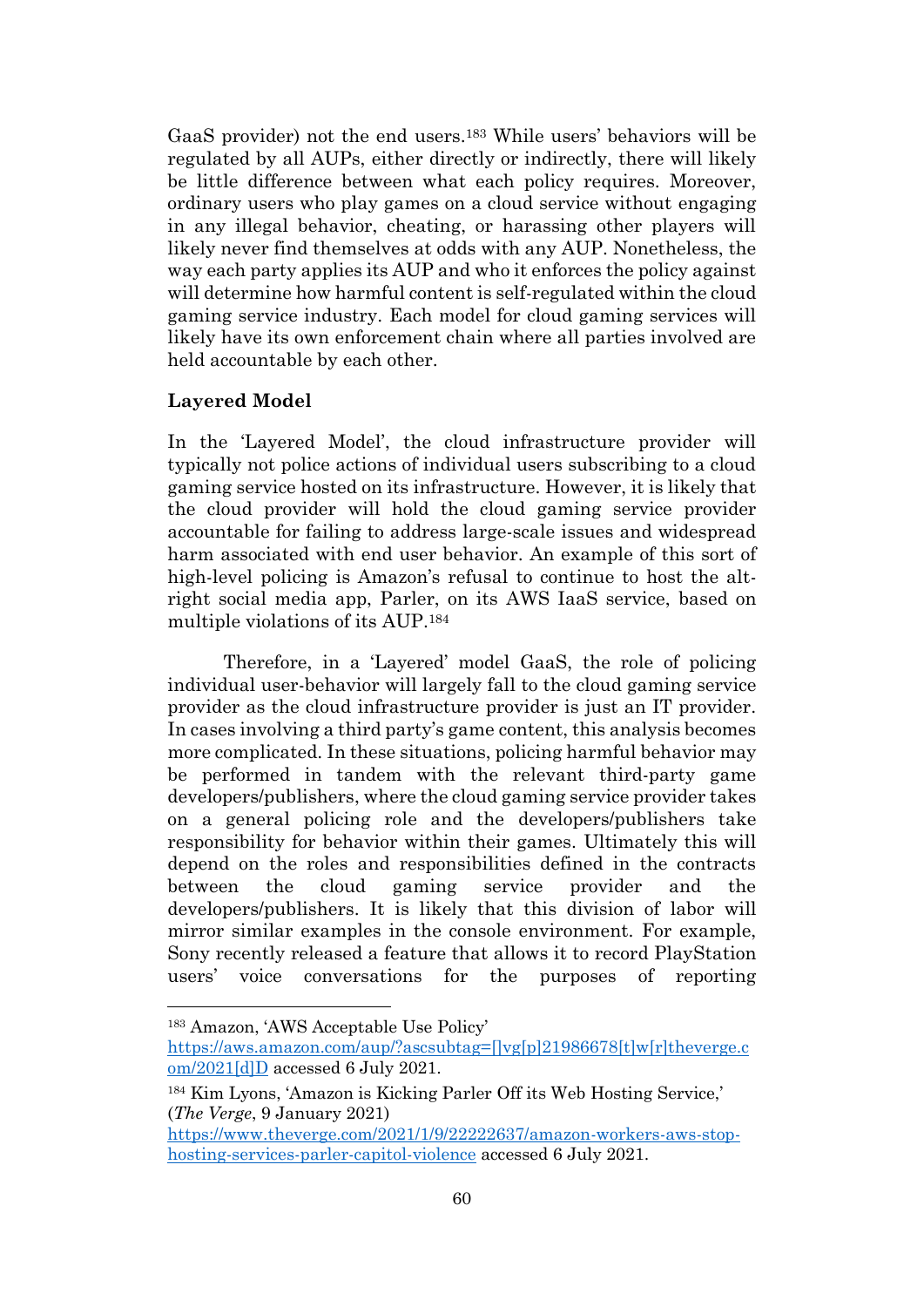GaaS provider) not the end users.[183] While users' behaviors will be regulated by all AUPs, either directly or indirectly, there will likely be little difference between what each policy requires. Moreover, ordinary users who play games on a cloud service without engaging in any illegal behavior, cheating, or harassing other players will likely never find themselves at odds with any AUP. Nonetheless, the way each party applies its AUP and who it enforces the policy against will determine how harmful content is self-regulated within the cloud gaming service industry. Each model for cloud gaming services will likely have its own enforcement chain where all parties involved are held accountable by each other.

**Layered Model**

In the 'Layered Model', the cloud infrastructure provider will typically not police actions of individual users subscribing to a cloud gaming service hosted on its infrastructure. However, it is likely that the cloud provider will hold the cloud gaming service provider accountable for failing to address large-scale issues and widespread harm associated with end user behavior. An example of this sort of high-level policing is Amazon's refusal to continue to host the alt-right social media app, Parler, on its AWS IaaS service, based on multiple violations of its AUP.[184]

Therefore, in a 'Layered' model GaaS, the role of policing individual user-behavior will largely fall to the cloud gaming service provider as the cloud infrastructure provider is just an IT provider. In cases involving a third party's game content, this analysis becomes more complicated. In these situations, policing harmful behavior may be performed in tandem with the relevant third-party game developers/publishers, where the cloud gaming service provider takes on a general policing role and the developers/publishers take responsibility for behavior within their games. Ultimately this will depend on the roles and responsibilities defined in the contracts between the cloud gaming service provider and the developers/publishers. It is likely that this division of labor will mirror similar examples in the console environment. For example, Sony recently released a feature that allows it to record PlayStation users' voice conversations for the purposes of reporting

---

[183] Amazon, 'AWS Acceptable Use Policy' https://aws.amazon.com/aup/?ascsubtag=[]vg[p]21986678[t]w[r]theverge.com/2021[d]D accessed 6 July 2021.

[184] Kim Lyons, 'Amazon is Kicking Parler Off its Web Hosting Service,' (*The Verge*, 9 January 2021) https://www.theverge.com/2021/1/9/22222637/amazon-workers-aws-stop-hosting-services-parler-capitol-violence accessed 6 July 2021.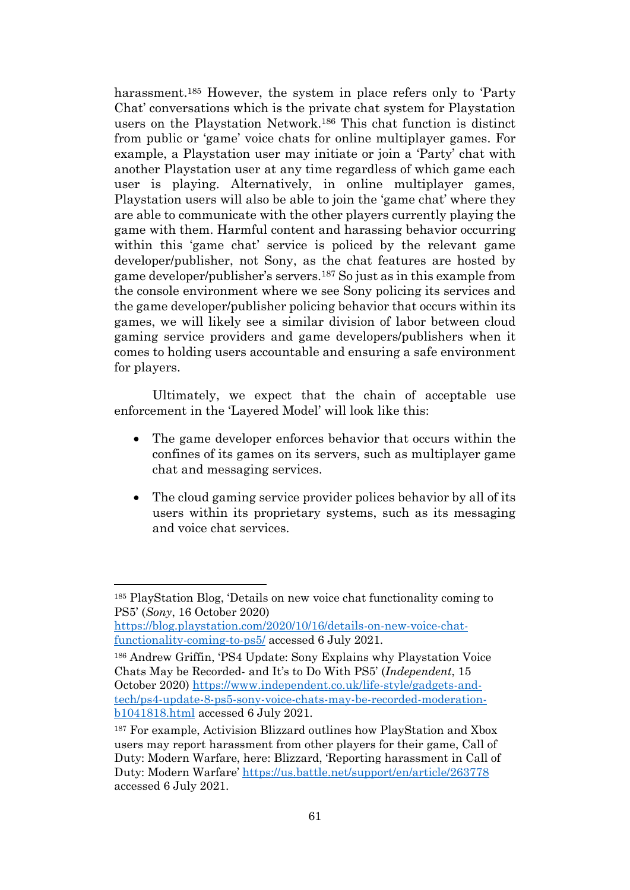harassment.[185] However, the system in place refers only to 'Party Chat' conversations which is the private chat system for Playstation users on the Playstation Network.[186] This chat function is distinct from public or 'game' voice chats for online multiplayer games. For example, a Playstation user may initiate or join a 'Party' chat with another Playstation user at any time regardless of which game each user is playing. Alternatively, in online multiplayer games, Playstation users will also be able to join the 'game chat' where they are able to communicate with the other players currently playing the game with them. Harmful content and harassing behavior occurring within this 'game chat' service is policed by the relevant game developer/publisher, not Sony, as the chat features are hosted by game developer/publisher's servers.[187] So just as in this example from the console environment where we see Sony policing its services and the game developer/publisher policing behavior that occurs within its games, we will likely see a similar division of labor between cloud gaming service providers and game developers/publishers when it comes to holding users accountable and ensuring a safe environment for players.

Ultimately, we expect that the chain of acceptable use enforcement in the 'Layered Model' will look like this:

- The game developer enforces behavior that occurs within the confines of its games on its servers, such as multiplayer game chat and messaging services.
- The cloud gaming service provider polices behavior by all of its users within its proprietary systems, such as its messaging and voice chat services.

---

[185] PlayStation Blog, 'Details on new voice chat functionality coming to PS5' (*Sony*, 16 October 2020) https://blog.playstation.com/2020/10/16/details-on-new-voice-chat-functionality-coming-to-ps5/ accessed 6 July 2021.

[186] Andrew Griffin, 'PS4 Update: Sony Explains why Playstation Voice Chats May be Recorded- and It's to Do With PS5' (*Independent*, 15 October 2020) https://www.independent.co.uk/life-style/gadgets-and-tech/ps4-update-8-ps5-sony-voice-chats-may-be-recorded-moderation-b1041818.html accessed 6 July 2021.

[187] For example, Activision Blizzard outlines how PlayStation and Xbox users may report harassment from other players for their game, Call of Duty: Modern Warfare, here: Blizzard, 'Reporting harassment in Call of Duty: Modern Warfare' https://us.battle.net/support/en/article/263778 accessed 6 July 2021.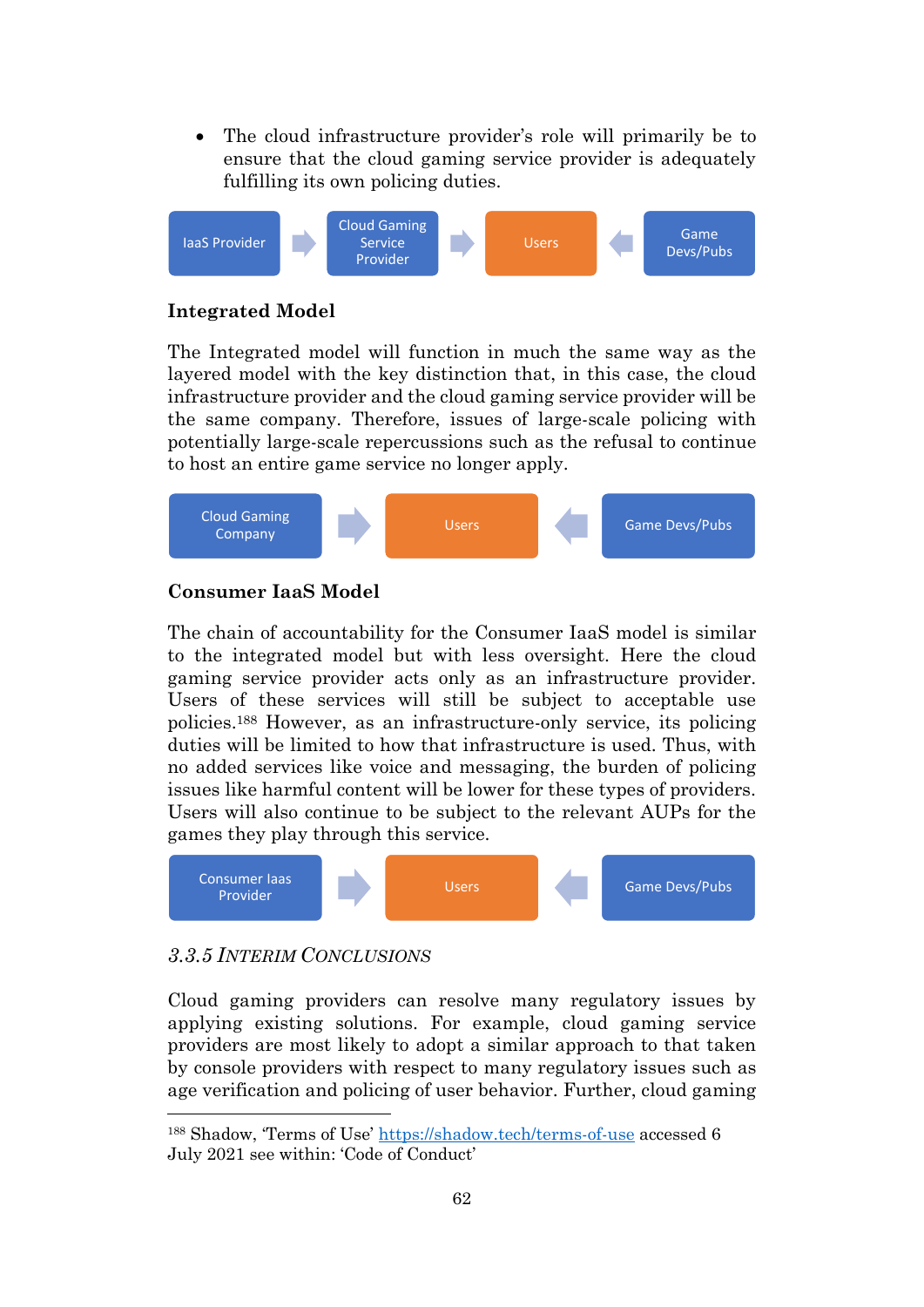- The cloud infrastructure provider's role will primarily be to ensure that the cloud gaming service provider is adequately fulfilling its own policing duties.

IaaS Provider → Cloud Gaming Service Provider → Users ← Game Devs/Pubs

**Integrated Model**

The Integrated model will function in much the same way as the layered model with the key distinction that, in this case, the cloud infrastructure provider and the cloud gaming service provider will be the same company. Therefore, issues of large-scale policing with potentially large-scale repercussions such as the refusal to continue to host an entire game service no longer apply.

Cloud Gaming Company → Users ← Game Devs/Pubs

**Consumer IaaS Model**

The chain of accountability for the Consumer IaaS model is similar to the integrated model but with less oversight. Here the cloud gaming service provider acts only as an infrastructure provider. Users of these services will still be subject to acceptable use policies.[188] However, as an infrastructure-only service, its policing duties will be limited to how that infrastructure is used. Thus, with no added services like voice and messaging, the burden of policing issues like harmful content will be lower for these types of providers. Users will also continue to be subject to the relevant AUPs for the games they play through this service.

Consumer Iaas Provider → Users ← Game Devs/Pubs

### *3.3.5 Interim Conclusions*

Cloud gaming providers can resolve many regulatory issues by applying existing solutions. For example, cloud gaming service providers are most likely to adopt a similar approach to that taken by console providers with respect to many regulatory issues such as age verification and policing of user behavior. Further, cloud gaming

---

[188] Shadow, 'Terms of Use' https://shadow.tech/terms-of-use accessed 6 July 2021 see within: 'Code of Conduct'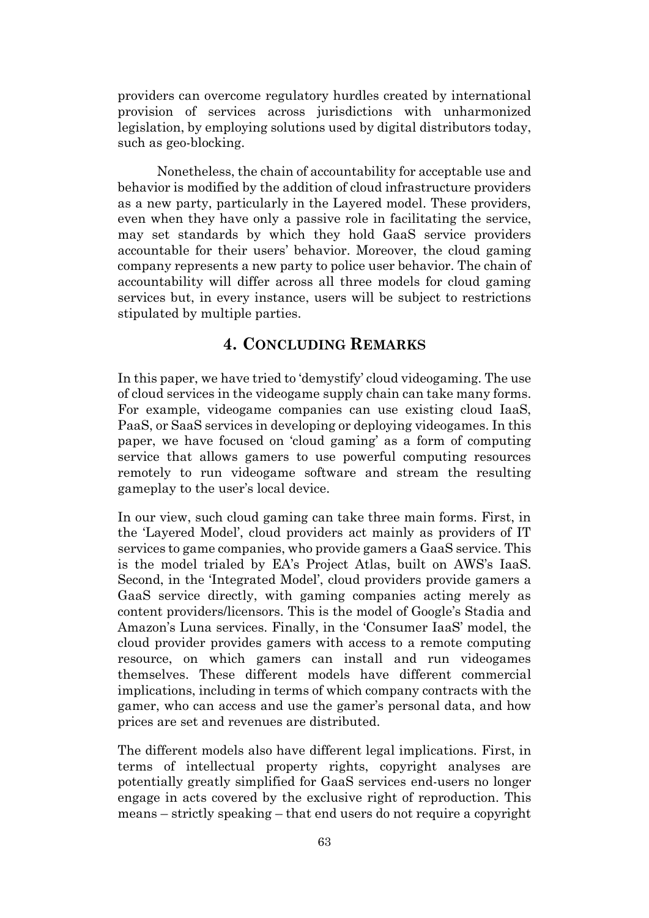providers can overcome regulatory hurdles created by international provision of services across jurisdictions with unharmonized legislation, by employing solutions used by digital distributors today, such as geo-blocking.

Nonetheless, the chain of accountability for acceptable use and behavior is modified by the addition of cloud infrastructure providers as a new party, particularly in the Layered model. These providers, even when they have only a passive role in facilitating the service, may set standards by which they hold GaaS service providers accountable for their users' behavior. Moreover, the cloud gaming company represents a new party to police user behavior. The chain of accountability will differ across all three models for cloud gaming services but, in every instance, users will be subject to restrictions stipulated by multiple parties.

## 4. Concluding Remarks

In this paper, we have tried to 'demystify' cloud videogaming. The use of cloud services in the videogame supply chain can take many forms. For example, videogame companies can use existing cloud IaaS, PaaS, or SaaS services in developing or deploying videogames. In this paper, we have focused on 'cloud gaming' as a form of computing service that allows gamers to use powerful computing resources remotely to run videogame software and stream the resulting gameplay to the user's local device.

In our view, such cloud gaming can take three main forms. First, in the 'Layered Model', cloud providers act mainly as providers of IT services to game companies, who provide gamers a GaaS service. This is the model trialed by EA's Project Atlas, built on AWS's IaaS. Second, in the 'Integrated Model', cloud providers provide gamers a GaaS service directly, with gaming companies acting merely as content providers/licensors. This is the model of Google's Stadia and Amazon's Luna services. Finally, in the 'Consumer IaaS' model, the cloud provider provides gamers with access to a remote computing resource, on which gamers can install and run videogames themselves. These different models have different commercial implications, including in terms of which company contracts with the gamer, who can access and use the gamer's personal data, and how prices are set and revenues are distributed.

The different models also have different legal implications. First, in terms of intellectual property rights, copyright analyses are potentially greatly simplified for GaaS services end-users no longer engage in acts covered by the exclusive right of reproduction. This means – strictly speaking – that end users do not require a copyright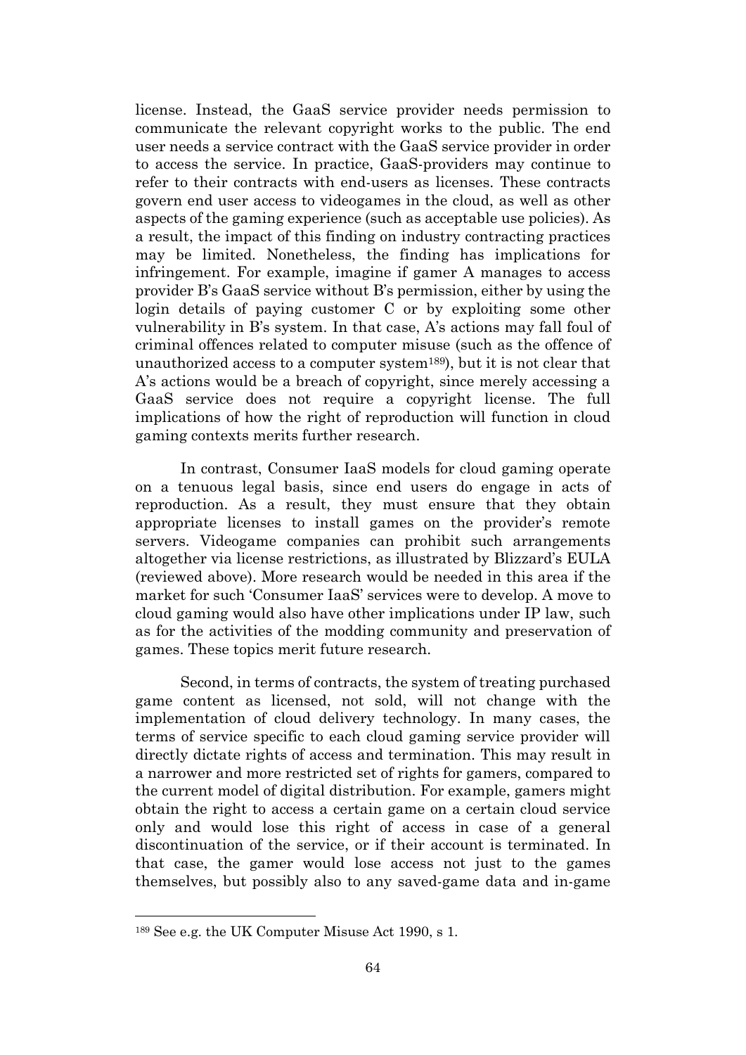license. Instead, the GaaS service provider needs permission to communicate the relevant copyright works to the public. The end user needs a service contract with the GaaS service provider in order to access the service. In practice, GaaS-providers may continue to refer to their contracts with end-users as licenses. These contracts govern end user access to videogames in the cloud, as well as other aspects of the gaming experience (such as acceptable use policies). As a result, the impact of this finding on industry contracting practices may be limited. Nonetheless, the finding has implications for infringement. For example, imagine if gamer A manages to access provider B's GaaS service without B's permission, either by using the login details of paying customer C or by exploiting some other vulnerability in B's system. In that case, A's actions may fall foul of criminal offences related to computer misuse (such as the offence of unauthorized access to a computer system[189]), but it is not clear that A's actions would be a breach of copyright, since merely accessing a GaaS service does not require a copyright license. The full implications of how the right of reproduction will function in cloud gaming contexts merits further research.

In contrast, Consumer IaaS models for cloud gaming operate on a tenuous legal basis, since end users do engage in acts of reproduction. As a result, they must ensure that they obtain appropriate licenses to install games on the provider's remote servers. Videogame companies can prohibit such arrangements altogether via license restrictions, as illustrated by Blizzard's EULA (reviewed above). More research would be needed in this area if the market for such 'Consumer IaaS' services were to develop. A move to cloud gaming would also have other implications under IP law, such as for the activities of the modding community and preservation of games. These topics merit future research.

Second, in terms of contracts, the system of treating purchased game content as licensed, not sold, will not change with the implementation of cloud delivery technology. In many cases, the terms of service specific to each cloud gaming service provider will directly dictate rights of access and termination. This may result in a narrower and more restricted set of rights for gamers, compared to the current model of digital distribution. For example, gamers might obtain the right to access a certain game on a certain cloud service only and would lose this right of access in case of a general discontinuation of the service, or if their account is terminated. In that case, the gamer would lose access not just to the games themselves, but possibly also to any saved-game data and in-game

[189] See e.g. the UK Computer Misuse Act 1990, s 1.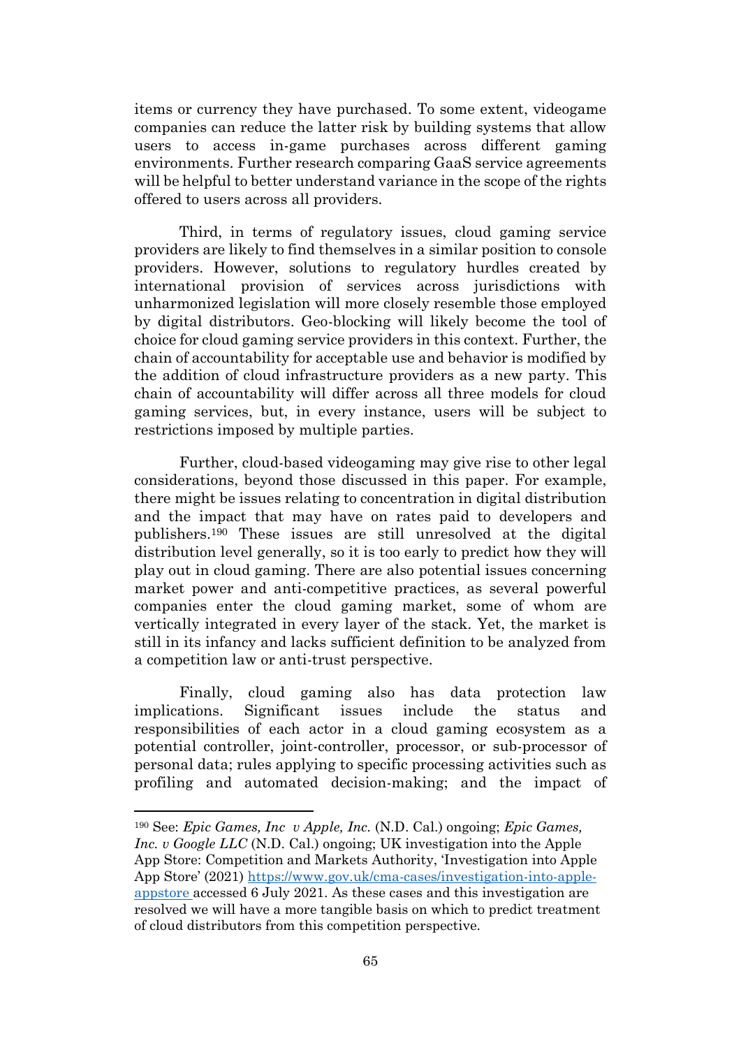items or currency they have purchased. To some extent, videogame companies can reduce the latter risk by building systems that allow users to access in-game purchases across different gaming environments. Further research comparing GaaS service agreements will be helpful to better understand variance in the scope of the rights offered to users across all providers.

Third, in terms of regulatory issues, cloud gaming service providers are likely to find themselves in a similar position to console providers. However, solutions to regulatory hurdles created by international provision of services across jurisdictions with unharmonized legislation will more closely resemble those employed by digital distributors. Geo-blocking will likely become the tool of choice for cloud gaming service providers in this context. Further, the chain of accountability for acceptable use and behavior is modified by the addition of cloud infrastructure providers as a new party. This chain of accountability will differ across all three models for cloud gaming services, but, in every instance, users will be subject to restrictions imposed by multiple parties.

Further, cloud-based videogaming may give rise to other legal considerations, beyond those discussed in this paper. For example, there might be issues relating to concentration in digital distribution and the impact that may have on rates paid to developers and publishers.[190] These issues are still unresolved at the digital distribution level generally, so it is too early to predict how they will play out in cloud gaming. There are also potential issues concerning market power and anti-competitive practices, as several powerful companies enter the cloud gaming market, some of whom are vertically integrated in every layer of the stack. Yet, the market is still in its infancy and lacks sufficient definition to be analyzed from a competition law or anti-trust perspective.

Finally, cloud gaming also has data protection law implications. Significant issues include the status and responsibilities of each actor in a cloud gaming ecosystem as a potential controller, joint-controller, processor, or sub-processor of personal data; rules applying to specific processing activities such as profiling and automated decision-making; and the impact of

---

[190] See: *Epic Games, Inc v Apple, Inc.* (N.D. Cal.) ongoing; *Epic Games, Inc. v Google LLC* (N.D. Cal.) ongoing; UK investigation into the Apple App Store: Competition and Markets Authority, 'Investigation into Apple App Store' (2021) https://www.gov.uk/cma-cases/investigation-into-apple-appstore accessed 6 July 2021. As these cases and this investigation are resolved we will have a more tangible basis on which to predict treatment of cloud distributors from this competition perspective.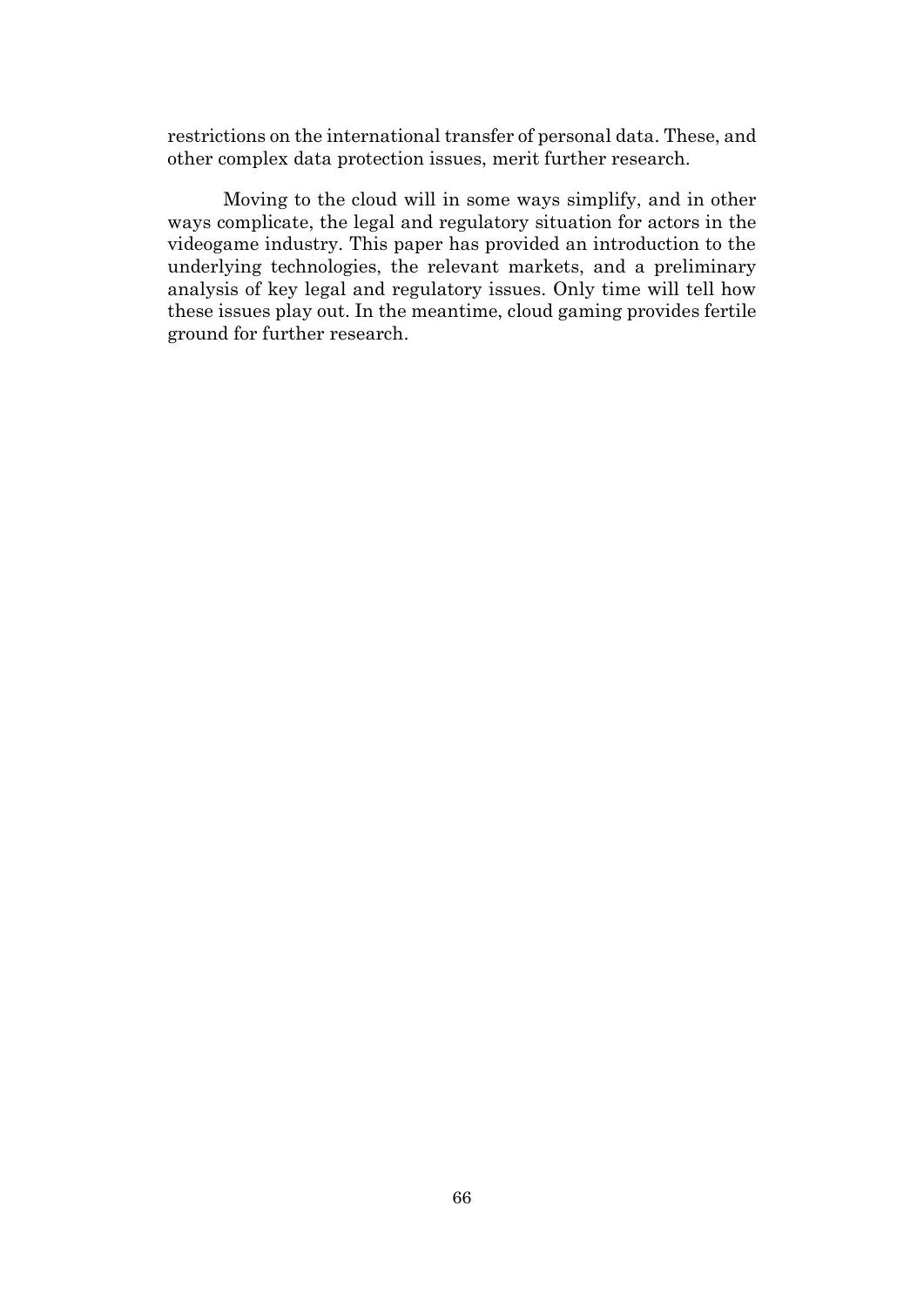restrictions on the international transfer of personal data. These, and other complex data protection issues, merit further research.

Moving to the cloud will in some ways simplify, and in other ways complicate, the legal and regulatory situation for actors in the videogame industry. This paper has provided an introduction to the underlying technologies, the relevant markets, and a preliminary analysis of key legal and regulatory issues. Only time will tell how these issues play out. In the meantime, cloud gaming provides fertile ground for further research.